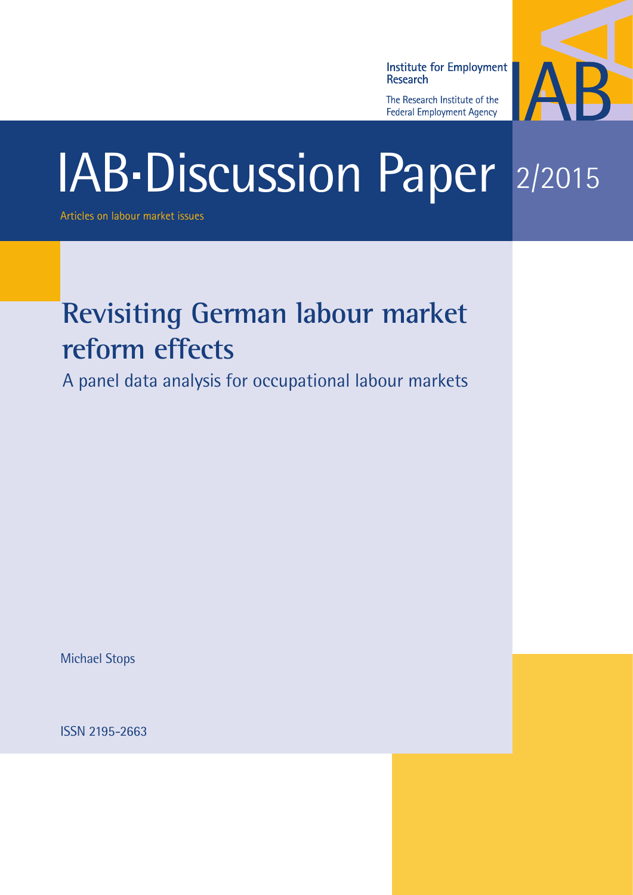Institute for Employment Research

The Research Institute of the Federal Employment Agency

# IAB-Discussion Paper 2/2015

Articles on labour market issues

## Revisiting German labour market reform effects

A panel data analysis for occupational labour markets

Michael Stops

ISSN 2195-2663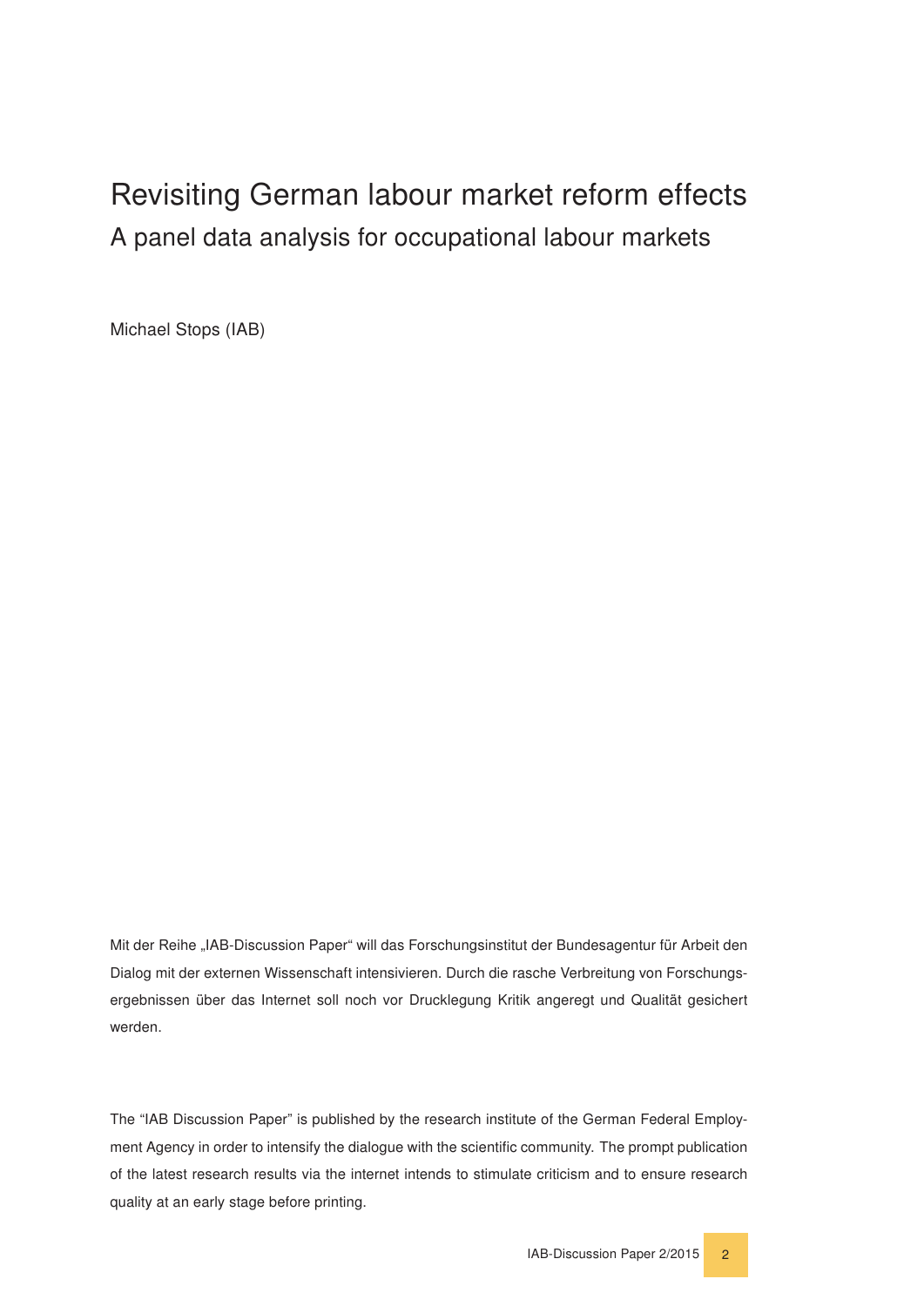# Revisiting German labour market reform effects

## A panel data analysis for occupational labour markets

Michael Stops (IAB)

Mit der Reihe „IAB-Discussion Paper" will das Forschungsinstitut der Bundesagentur für Arbeit den Dialog mit der externen Wissenschaft intensivieren. Durch die rasche Verbreitung von Forschungsergebnissen über das Internet soll noch vor Drucklegung Kritik angeregt und Qualität gesichert werden.

The "IAB Discussion Paper" is published by the research institute of the German Federal Employment Agency in order to intensify the dialogue with the scientific community. The prompt publication of the latest research results via the internet intends to stimulate criticism and to ensure research quality at an early stage before printing.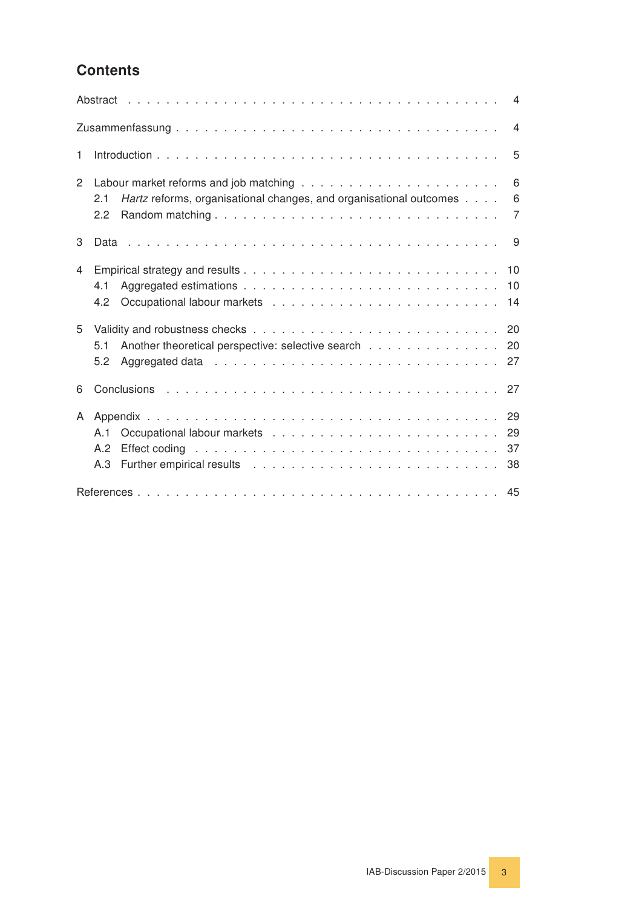# Contents

| | | |
|---|---|---|
| Abstract | | 4 |
| Zusammenfassung | | 4 |
| 1 | Introduction | 5 |
| 2 | Labour market reforms and job matching | 6 |
| | 2.1 *Hartz* reforms, organisational changes, and organisational outcomes | 6 |
| | 2.2 Random matching | 7 |
| 3 | Data | 9 |
| 4 | Empirical strategy and results | 10 |
| | 4.1 Aggregated estimations | 10 |
| | 4.2 Occupational labour markets | 14 |
| 5 | Validity and robustness checks | 20 |
| | 5.1 Another theoretical perspective: selective search | 20 |
| | 5.2 Aggregated data | 27 |
| 6 | Conclusions | 27 |
| A | Appendix | 29 |
| | A.1 Occupational labour markets | 29 |
| | A.2 Effect coding | 37 |
| | A.3 Further empirical results | 38 |
| References | | 45 |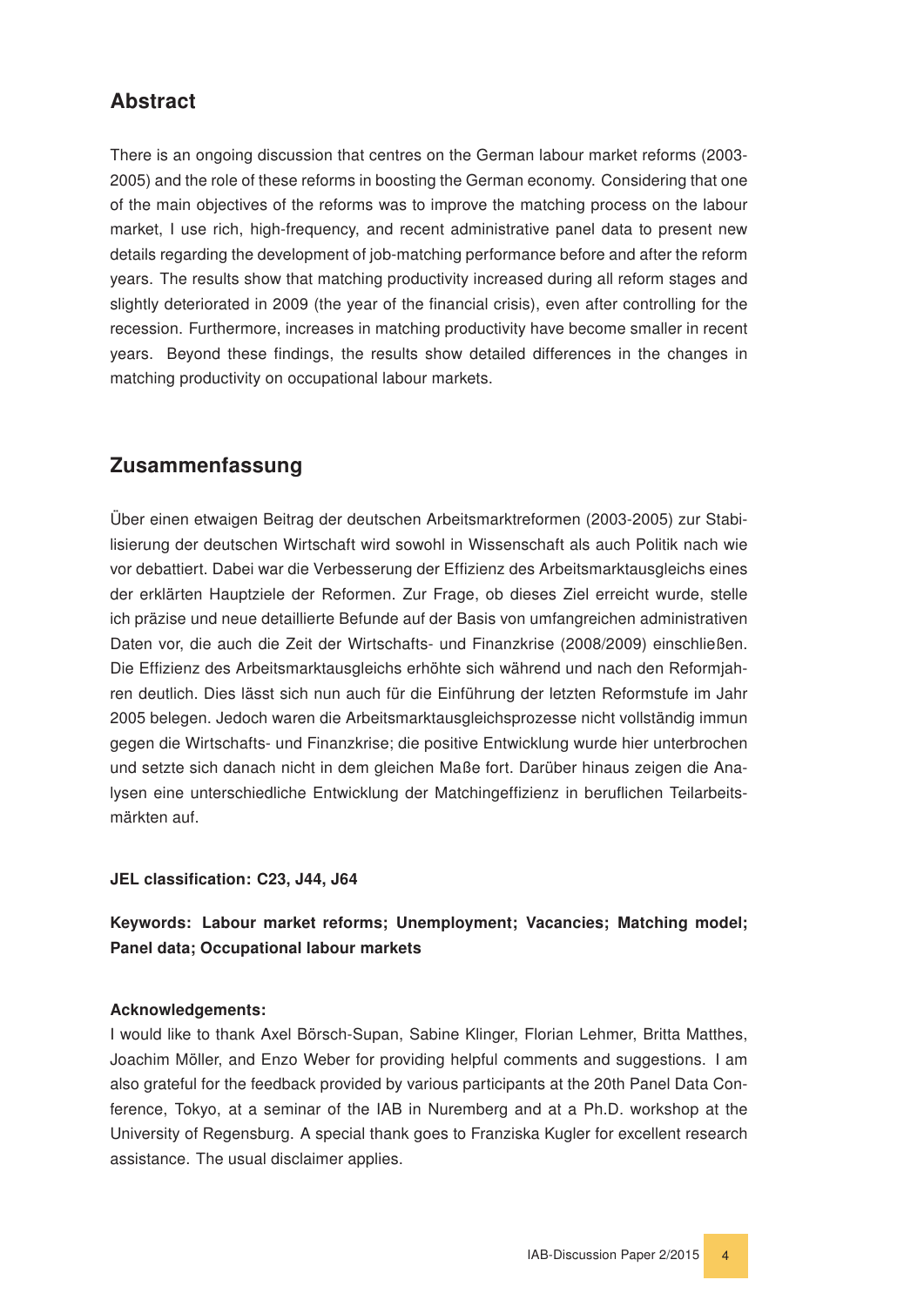## Abstract

There is an ongoing discussion that centres on the German labour market reforms (2003-2005) and the role of these reforms in boosting the German economy. Considering that one of the main objectives of the reforms was to improve the matching process on the labour market, I use rich, high-frequency, and recent administrative panel data to present new details regarding the development of job-matching performance before and after the reform years. The results show that matching productivity increased during all reform stages and slightly deteriorated in 2009 (the year of the financial crisis), even after controlling for the recession. Furthermore, increases in matching productivity have become smaller in recent years. Beyond these findings, the results show detailed differences in the changes in matching productivity on occupational labour markets.

## Zusammenfassung

Über einen etwaigen Beitrag der deutschen Arbeitsmarktreformen (2003-2005) zur Stabilisierung der deutschen Wirtschaft wird sowohl in Wissenschaft als auch Politik nach wie vor debattiert. Dabei war die Verbesserung der Effizienz des Arbeitsmarktausgleichs eines der erklärten Hauptziele der Reformen. Zur Frage, ob dieses Ziel erreicht wurde, stelle ich präzise und neue detaillierte Befunde auf der Basis von umfangreichen administrativen Daten vor, die auch die Zeit der Wirtschafts- und Finanzkrise (2008/2009) einschließen. Die Effizienz des Arbeitsmarktausgleichs erhöhte sich während und nach den Reformjahren deutlich. Dies lässt sich nun auch für die Einführung der letzten Reformstufe im Jahr 2005 belegen. Jedoch waren die Arbeitsmarktausgleichsprozesse nicht vollständig immun gegen die Wirtschafts- und Finanzkrise; die positive Entwicklung wurde hier unterbrochen und setzte sich danach nicht in dem gleichen Maße fort. Darüber hinaus zeigen die Analysen eine unterschiedliche Entwicklung der Matchingeffizienz in beruflichen Teilarbeitsmärkten auf.

**JEL classification: C23, J44, J64**

**Keywords: Labour market reforms; Unemployment; Vacancies; Matching model; Panel data; Occupational labour markets**

**Acknowledgements:**

I would like to thank Axel Börsch-Supan, Sabine Klinger, Florian Lehmer, Britta Matthes, Joachim Möller, and Enzo Weber for providing helpful comments and suggestions. I am also grateful for the feedback provided by various participants at the 20th Panel Data Conference, Tokyo, at a seminar of the IAB in Nuremberg and at a Ph.D. workshop at the University of Regensburg. A special thank goes to Franziska Kugler for excellent research assistance. The usual disclaimer applies.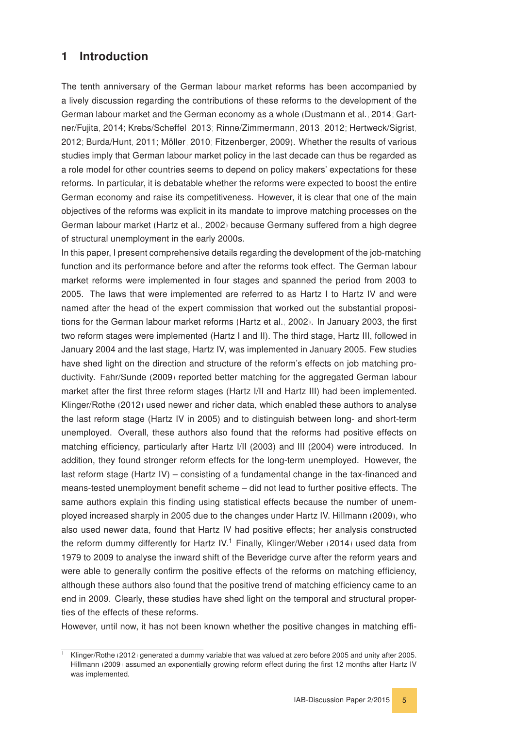## 1 Introduction

The tenth anniversary of the German labour market reforms has been accompanied by a lively discussion regarding the contributions of these reforms to the development of the German labour market and the German economy as a whole (Dustmann et al., 2014; Gartner/Fujita, 2014; Krebs/Scheffel, 2013; Rinne/Zimmermann, 2013, 2012; Hertweck/Sigrist, 2012; Burda/Hunt, 2011; Möller, 2010; Fitzenberger, 2009). Whether the results of various studies imply that German labour market policy in the last decade can thus be regarded as a role model for other countries seems to depend on policy makers' expectations for these reforms. In particular, it is debatable whether the reforms were expected to boost the entire German economy and raise its competitiveness. However, it is clear that one of the main objectives of the reforms was explicit in its mandate to improve matching processes on the German labour market (Hartz et al., 2002) because Germany suffered from a high degree of structural unemployment in the early 2000s.

In this paper, I present comprehensive details regarding the development of the job-matching function and its performance before and after the reforms took effect. The German labour market reforms were implemented in four stages and spanned the period from 2003 to 2005. The laws that were implemented are referred to as Hartz I to Hartz IV and were named after the head of the expert commission that worked out the substantial propositions for the German labour market reforms (Hartz et al., 2002). In January 2003, the first two reform stages were implemented (Hartz I and II). The third stage, Hartz III, followed in January 2004 and the last stage, Hartz IV, was implemented in January 2005. Few studies have shed light on the direction and structure of the reform's effects on job matching productivity. Fahr/Sunde (2009) reported better matching for the aggregated German labour market after the first three reform stages (Hartz I/II and Hartz III) had been implemented. Klinger/Rothe (2012) used newer and richer data, which enabled these authors to analyse the last reform stage (Hartz IV in 2005) and to distinguish between long- and short-term unemployed. Overall, these authors also found that the reforms had positive effects on matching efficiency, particularly after Hartz I/II (2003) and III (2004) were introduced. In addition, they found stronger reform effects for the long-term unemployed. However, the last reform stage (Hartz IV) – consisting of a fundamental change in the tax-financed and means-tested unemployment benefit scheme – did not lead to further positive effects. The same authors explain this finding using statistical effects because the number of unemployed increased sharply in 2005 due to the changes under Hartz IV. Hillmann (2009), who also used newer data, found that Hartz IV had positive effects; her analysis constructed the reform dummy differently for Hartz IV.[1] Finally, Klinger/Weber (2014) used data from 1979 to 2009 to analyse the inward shift of the Beveridge curve after the reform years and were able to generally confirm the positive effects of the reforms on matching efficiency, although these authors also found that the positive trend of matching efficiency came to an end in 2009. Clearly, these studies have shed light on the temporal and structural properties of the effects of these reforms.

However, until now, it has not been known whether the positive changes in matching effi-

[1] Klinger/Rothe (2012) generated a dummy variable that was valued at zero before 2005 and unity after 2005. Hillmann (2009) assumed an exponentially growing reform effect during the first 12 months after Hartz IV was implemented.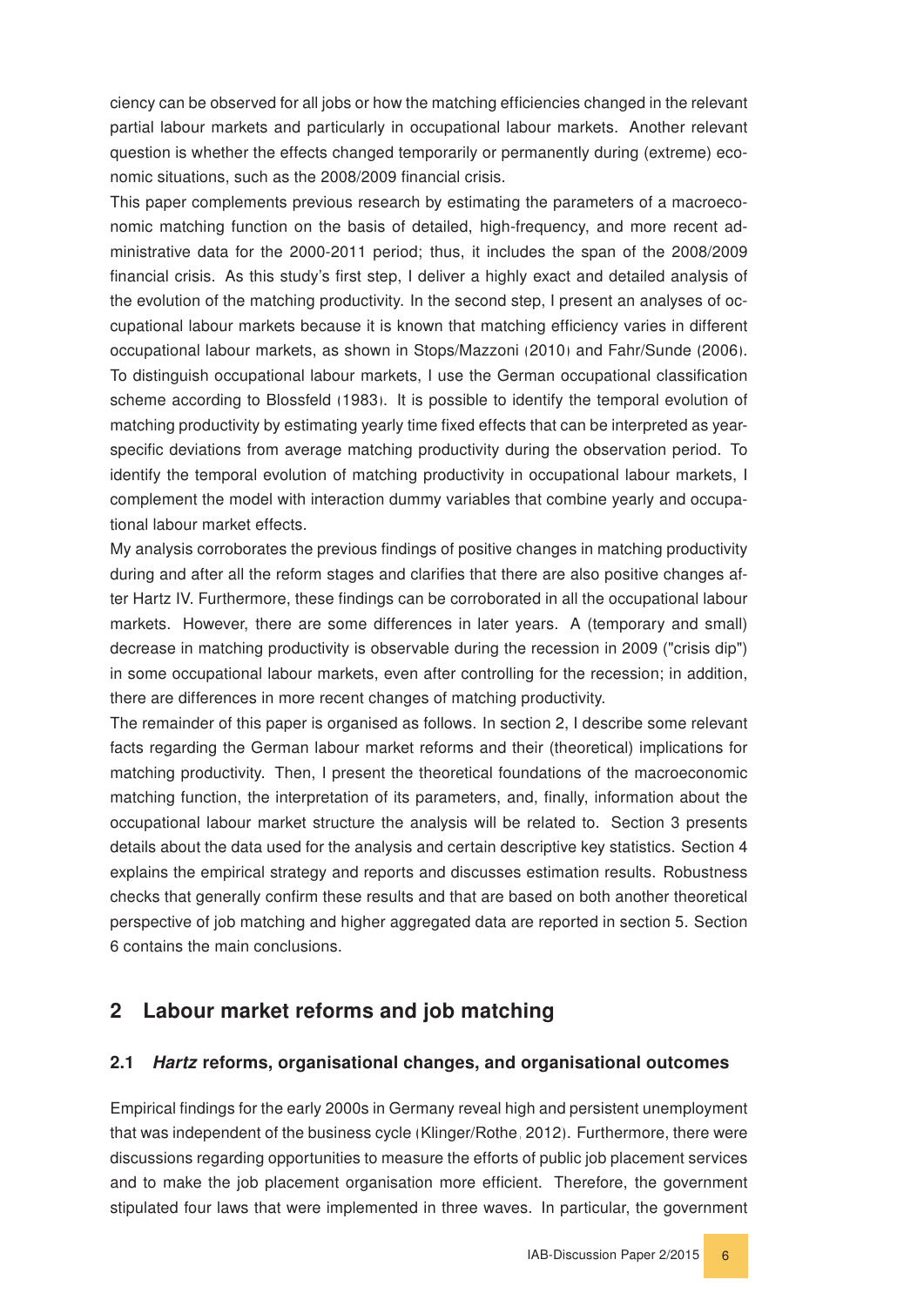ciency can be observed for all jobs or how the matching efficiencies changed in the relevant partial labour markets and particularly in occupational labour markets. Another relevant question is whether the effects changed temporarily or permanently during (extreme) economic situations, such as the 2008/2009 financial crisis.

This paper complements previous research by estimating the parameters of a macroeconomic matching function on the basis of detailed, high-frequency, and more recent administrative data for the 2000-2011 period; thus, it includes the span of the 2008/2009 financial crisis. As this study's first step, I deliver a highly exact and detailed analysis of the evolution of the matching productivity. In the second step, I present an analyses of occupational labour markets because it is known that matching efficiency varies in different occupational labour markets, as shown in Stops/Mazzoni (2010) and Fahr/Sunde (2006). To distinguish occupational labour markets, I use the German occupational classification scheme according to Blossfeld (1983). It is possible to identify the temporal evolution of matching productivity by estimating yearly time fixed effects that can be interpreted as year-specific deviations from average matching productivity during the observation period. To identify the temporal evolution of matching productivity in occupational labour markets, I complement the model with interaction dummy variables that combine yearly and occupational labour market effects.

My analysis corroborates the previous findings of positive changes in matching productivity during and after all the reform stages and clarifies that there are also positive changes after Hartz IV. Furthermore, these findings can be corroborated in all the occupational labour markets. However, there are some differences in later years. A (temporary and small) decrease in matching productivity is observable during the recession in 2009 ("crisis dip") in some occupational labour markets, even after controlling for the recession; in addition, there are differences in more recent changes of matching productivity.

The remainder of this paper is organised as follows. In section 2, I describe some relevant facts regarding the German labour market reforms and their (theoretical) implications for matching productivity. Then, I present the theoretical foundations of the macroeconomic matching function, the interpretation of its parameters, and, finally, information about the occupational labour market structure the analysis will be related to. Section 3 presents details about the data used for the analysis and certain descriptive key statistics. Section 4 explains the empirical strategy and reports and discusses estimation results. Robustness checks that generally confirm these results and that are based on both another theoretical perspective of job matching and higher aggregated data are reported in section 5. Section 6 contains the main conclusions.

## 2 Labour market reforms and job matching

### 2.1 *Hartz* reforms, organisational changes, and organisational outcomes

Empirical findings for the early 2000s in Germany reveal high and persistent unemployment that was independent of the business cycle (Klinger/Rothe, 2012). Furthermore, there were discussions regarding opportunities to measure the efforts of public job placement services and to make the job placement organisation more efficient. Therefore, the government stipulated four laws that were implemented in three waves. In particular, the government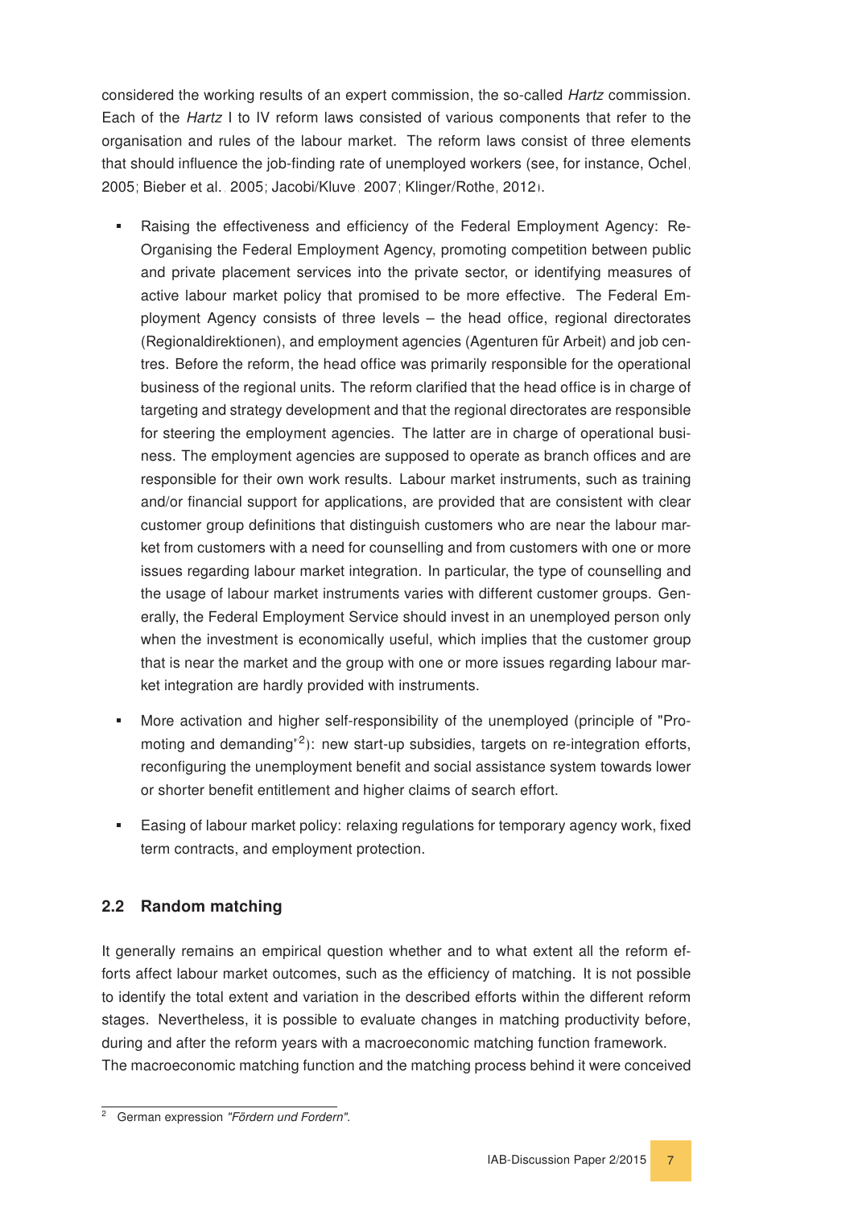considered the working results of an expert commission, the so-called *Hartz* commission. Each of the *Hartz* I to IV reform laws consisted of various components that refer to the organisation and rules of the labour market. The reform laws consist of three elements that should influence the job-finding rate of unemployed workers (see, for instance, Ochel, 2005; Bieber et al., 2005; Jacobi/Kluve, 2007; Klinger/Rothe, 2012).

- Raising the effectiveness and efficiency of the Federal Employment Agency: Re-Organising the Federal Employment Agency, promoting competition between public and private placement services into the private sector, or identifying measures of active labour market policy that promised to be more effective. The Federal Employment Agency consists of three levels – the head office, regional directorates (Regionaldirektionen), and employment agencies (Agenturen für Arbeit) and job centres. Before the reform, the head office was primarily responsible for the operational business of the regional units. The reform clarified that the head office is in charge of targeting and strategy development and that the regional directorates are responsible for steering the employment agencies. The latter are in charge of operational business. The employment agencies are supposed to operate as branch offices and are responsible for their own work results. Labour market instruments, such as training and/or financial support for applications, are provided that are consistent with clear customer group definitions that distinguish customers who are near the labour market from customers with a need for counselling and from customers with one or more issues regarding labour market integration. In particular, the type of counselling and the usage of labour market instruments varies with different customer groups. Generally, the Federal Employment Service should invest in an unemployed person only when the investment is economically useful, which implies that the customer group that is near the market and the group with one or more issues regarding labour market integration are hardly provided with instruments.
- More activation and higher self-responsibility of the unemployed (principle of "Promoting and demanding"[2]): new start-up subsidies, targets on re-integration efforts, reconfiguring the unemployment benefit and social assistance system towards lower or shorter benefit entitlement and higher claims of search effort.
- Easing of labour market policy: relaxing regulations for temporary agency work, fixed term contracts, and employment protection.

## 2.2 Random matching

It generally remains an empirical question whether and to what extent all the reform efforts affect labour market outcomes, such as the efficiency of matching. It is not possible to identify the total extent and variation in the described efforts within the different reform stages. Nevertheless, it is possible to evaluate changes in matching productivity before, during and after the reform years with a macroeconomic matching function framework.
The macroeconomic matching function and the matching process behind it were conceived

[2] German expression *"Fördern und Fordern"*.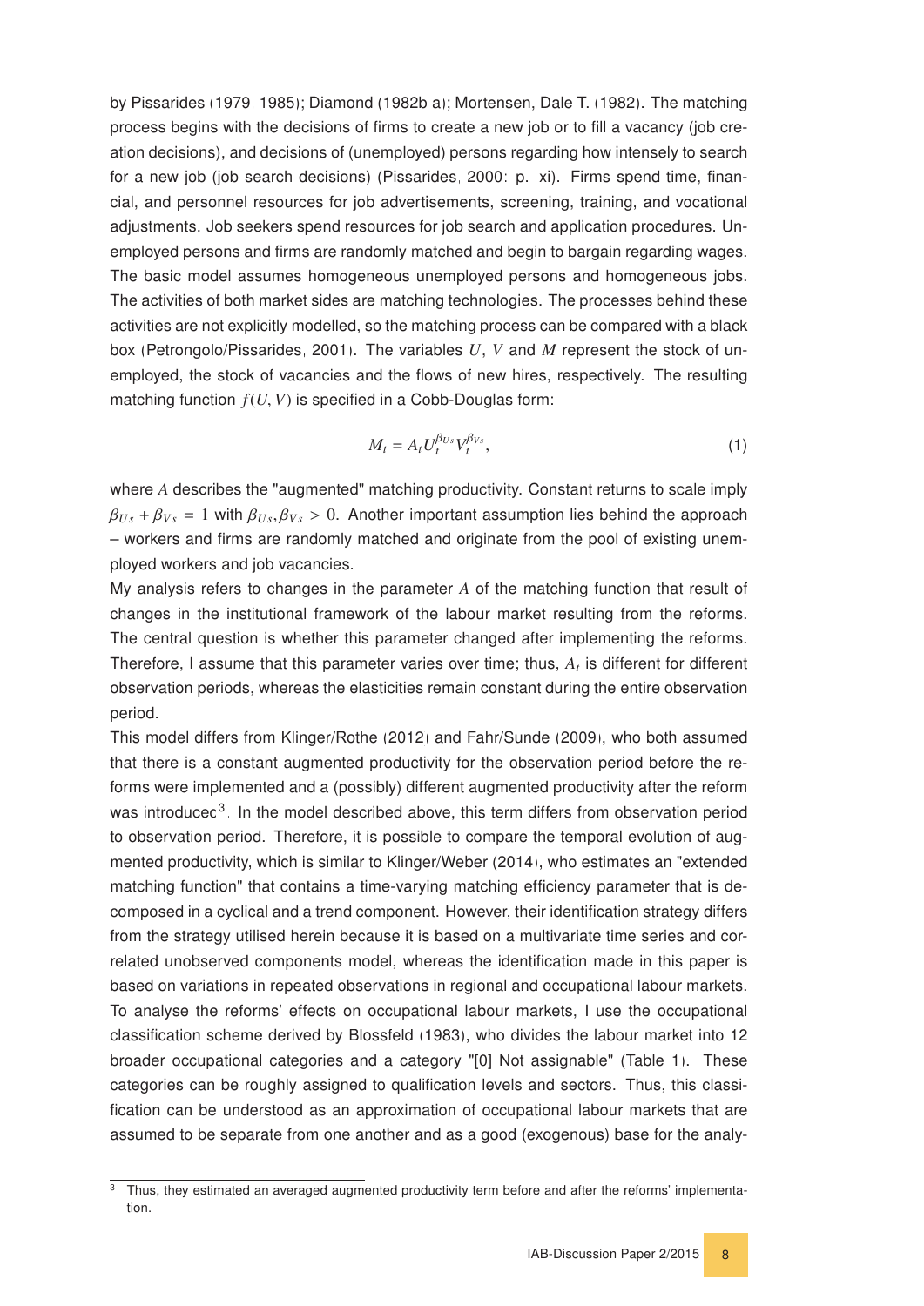by Pissarides (1979, 1985); Diamond (1982b a); Mortensen, Dale T. (1982). The matching process begins with the decisions of firms to create a new job or to fill a vacancy (job creation decisions), and decisions of (unemployed) persons regarding how intensely to search for a new job (job search decisions) (Pissarides, 2000: p. xi). Firms spend time, financial, and personnel resources for job advertisements, screening, training, and vocational adjustments. Job seekers spend resources for job search and application procedures. Unemployed persons and firms are randomly matched and begin to bargain regarding wages. The basic model assumes homogeneous unemployed persons and homogeneous jobs. The activities of both market sides are matching technologies. The processes behind these activities are not explicitly modelled, so the matching process can be compared with a black box (Petrongolo/Pissarides, 2001). The variables $U$, $V$ and $M$ represent the stock of unemployed, the stock of vacancies and the flows of new hires, respectively. The resulting matching function $f(U, V)$ is specified in a Cobb-Douglas form:

$$M_t = A_t U_t^{\beta_{Us}} V_t^{\beta_{Vs}}, \tag{1}$$

where $A$ describes the "augmented" matching productivity. Constant returns to scale imply $\beta_{Us} + \beta_{Vs} = 1$ with $\beta_{Us}, \beta_{Vs} > 0$. Another important assumption lies behind the approach – workers and firms are randomly matched and originate from the pool of existing unemployed workers and job vacancies.

My analysis refers to changes in the parameter $A$ of the matching function that result of changes in the institutional framework of the labour market resulting from the reforms. The central question is whether this parameter changed after implementing the reforms. Therefore, I assume that this parameter varies over time; thus, $A_t$ is different for different observation periods, whereas the elasticities remain constant during the entire observation period.

This model differs from Klinger/Rothe (2012) and Fahr/Sunde (2009), who both assumed that there is a constant augmented productivity for the observation period before the reforms were implemented and a (possibly) different augmented productivity after the reform was introducec[3]. In the model described above, this term differs from observation period to observation period. Therefore, it is possible to compare the temporal evolution of augmented productivity, which is similar to Klinger/Weber (2014), who estimates an "extended matching function" that contains a time-varying matching efficiency parameter that is decomposed in a cyclical and a trend component. However, their identification strategy differs from the strategy utilised herein because it is based on a multivariate time series and correlated unobserved components model, whereas the identification made in this paper is based on variations in repeated observations in regional and occupational labour markets.

To analyse the reforms' effects on occupational labour markets, I use the occupational classification scheme derived by Blossfeld (1983), who divides the labour market into 12 broader occupational categories and a category "[0] Not assignable" (Table 1). These categories can be roughly assigned to qualification levels and sectors. Thus, this classification can be understood as an approximation of occupational labour markets that are assumed to be separate from one another and as a good (exogenous) base for the analy-

[3] Thus, they estimated an averaged augmented productivity term before and after the reforms' implementation.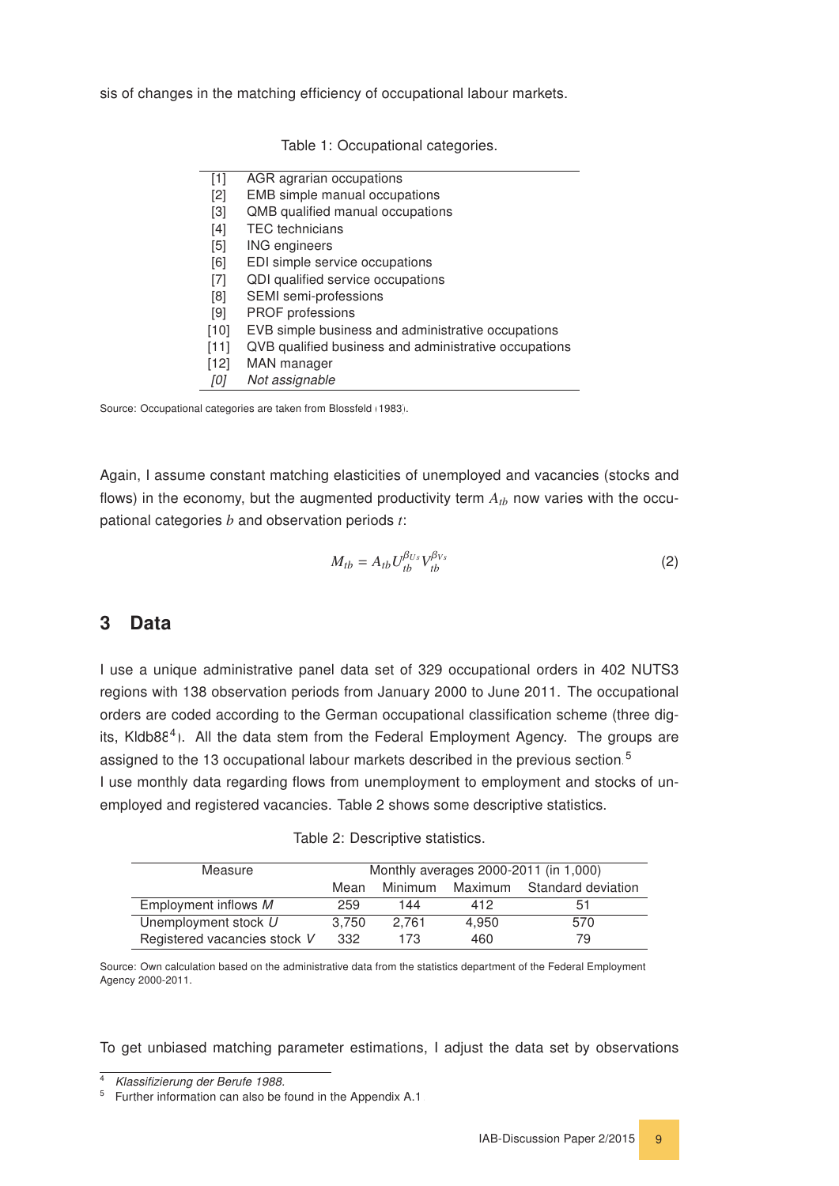sis of changes in the matching efficiency of occupational labour markets.

Table 1: Occupational categories.

| | |
|---|---|
| [1] | AGR agrarian occupations |
| [2] | EMB simple manual occupations |
| [3] | QMB qualified manual occupations |
| [4] | TEC technicians |
| [5] | ING engineers |
| [6] | EDI simple service occupations |
| [7] | QDI qualified service occupations |
| [8] | SEMI semi-professions |
| [9] | PROF professions |
| [10] | EVB simple business and administrative occupations |
| [11] | QVB qualified business and administrative occupations |
| [12] | MAN manager |
| *[0]* | *Not assignable* |

Source: Occupational categories are taken from Blossfeld (1983).

Again, I assume constant matching elasticities of unemployed and vacancies (stocks and flows) in the economy, but the augmented productivity term $A_{tb}$ now varies with the occupational categories $b$ and observation periods $t$:

$$M_{tb} = A_{tb} U_{tb}^{\beta_{U_s}} V_{tb}^{\beta_{V_s}} \tag{2}$$

## 3 Data

I use a unique administrative panel data set of 329 occupational orders in 402 NUTS3 regions with 138 observation periods from January 2000 to June 2011. The occupational orders are coded according to the German occupational classification scheme (three digits, Kldb88[4]). All the data stem from the Federal Employment Agency. The groups are assigned to the 13 occupational labour markets described in the previous section.[5]
I use monthly data regarding flows from unemployment to employment and stocks of unemployed and registered vacancies. Table 2 shows some descriptive statistics.

Table 2: Descriptive statistics.

| Measure | Monthly averages 2000-2011 (in 1,000) | | | |
|---|---|---|---|---|
| | Mean | Minimum | Maximum | Standard deviation |
| Employment inflows $M$ | 259 | 144 | 412 | 51 |
| Unemployment stock $U$ | 3,750 | 2,761 | 4,950 | 570 |
| Registered vacancies stock $V$ | 332 | 173 | 460 | 79 |

Source: Own calculation based on the administrative data from the statistics department of the Federal Employment Agency 2000-2011.

To get unbiased matching parameter estimations, I adjust the data set by observations

[4] *Klassifizierung der Berufe 1988.*
[5] Further information can also be found in the Appendix A.1.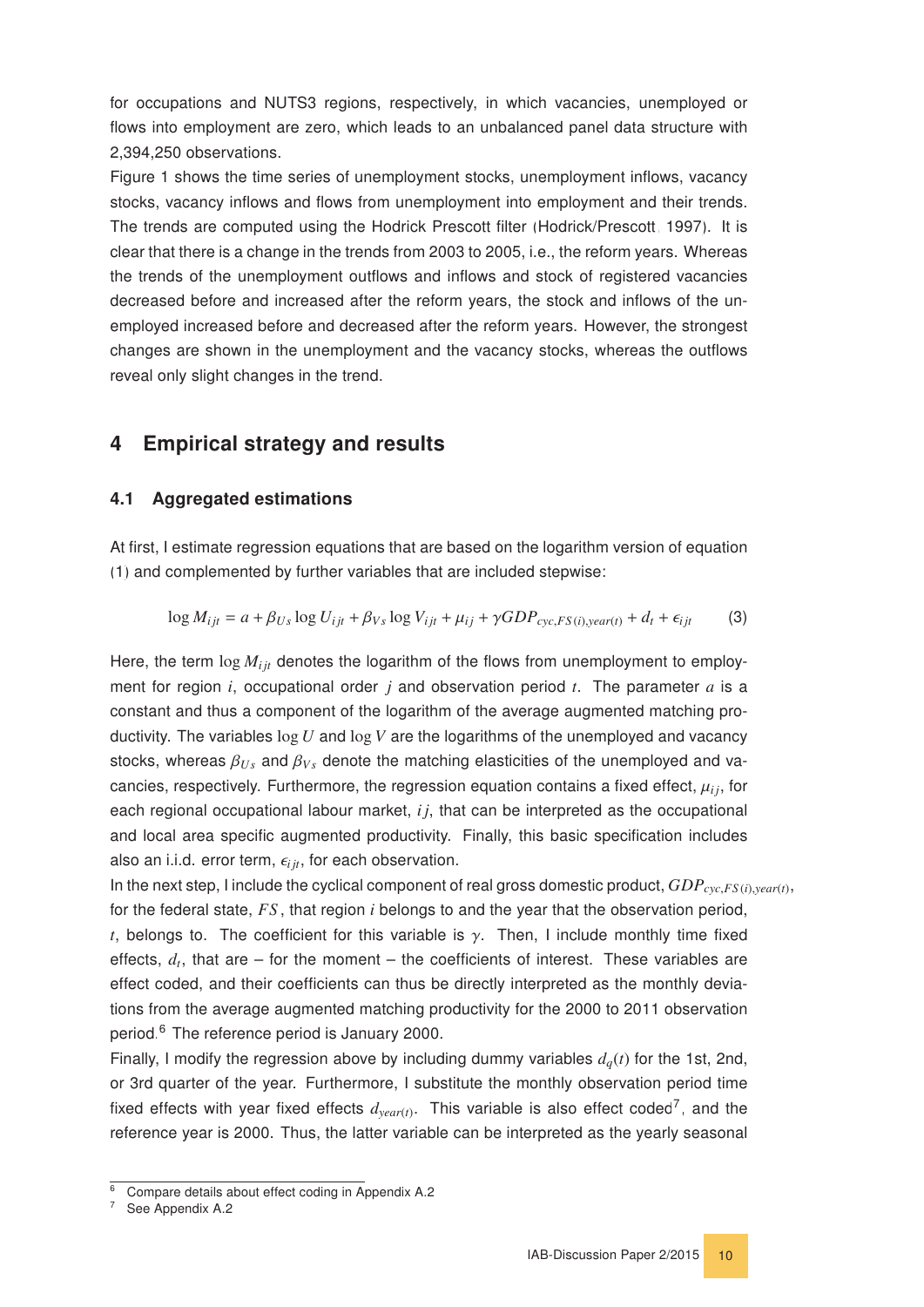for occupations and NUTS3 regions, respectively, in which vacancies, unemployed or flows into employment are zero, which leads to an unbalanced panel data structure with 2,394,250 observations.

Figure 1 shows the time series of unemployment stocks, unemployment inflows, vacancy stocks, vacancy inflows and flows from unemployment into employment and their trends. The trends are computed using the Hodrick Prescott filter (Hodrick/Prescott, 1997). It is clear that there is a change in the trends from 2003 to 2005, i.e., the reform years. Whereas the trends of the unemployment outflows and inflows and stock of registered vacancies decreased before and increased after the reform years, the stock and inflows of the unemployed increased before and decreased after the reform years. However, the strongest changes are shown in the unemployment and the vacancy stocks, whereas the outflows reveal only slight changes in the trend.

# 4 Empirical strategy and results

## 4.1 Aggregated estimations

At first, I estimate regression equations that are based on the logarithm version of equation (1) and complemented by further variables that are included stepwise:

$$\log M_{ijt} = a + \beta_{Us} \log U_{ijt} + \beta_{Vs} \log V_{ijt} + \mu_{ij} + \gamma GDP_{cyc,FS(i),year(t)} + d_t + \epsilon_{ijt} \tag{3}$$

Here, the term $\log M_{ijt}$ denotes the logarithm of the flows from unemployment to employment for region $i$, occupational order $j$ and observation period $t$. The parameter $a$ is a constant and thus a component of the logarithm of the average augmented matching productivity. The variables $\log U$ and $\log V$ are the logarithms of the unemployed and vacancy stocks, whereas $\beta_{Us}$ and $\beta_{Vs}$ denote the matching elasticities of the unemployed and vacancies, respectively. Furthermore, the regression equation contains a fixed effect, $\mu_{ij}$, for each regional occupational labour market, $ij$, that can be interpreted as the occupational and local area specific augmented productivity. Finally, this basic specification includes also an i.i.d. error term, $\epsilon_{ijt}$, for each observation.

In the next step, I include the cyclical component of real gross domestic product, $GDP_{cyc,FS(i),year(t)}$, for the federal state, $FS$, that region $i$ belongs to and the year that the observation period, $t$, belongs to. The coefficient for this variable is $\gamma$. Then, I include monthly time fixed effects, $d_t$, that are – for the moment – the coefficients of interest. These variables are effect coded, and their coefficients can thus be directly interpreted as the monthly deviations from the average augmented matching productivity for the 2000 to 2011 observation period.[6] The reference period is January 2000.

Finally, I modify the regression above by including dummy variables $d_q(t)$ for the 1st, 2nd, or 3rd quarter of the year. Furthermore, I substitute the monthly observation period time fixed effects with year fixed effects $d_{year(t)}$. This variable is also effect coded[7], and the reference year is 2000. Thus, the latter variable can be interpreted as the yearly seasonal

[6] Compare details about effect coding in Appendix A.2

[7] See Appendix A.2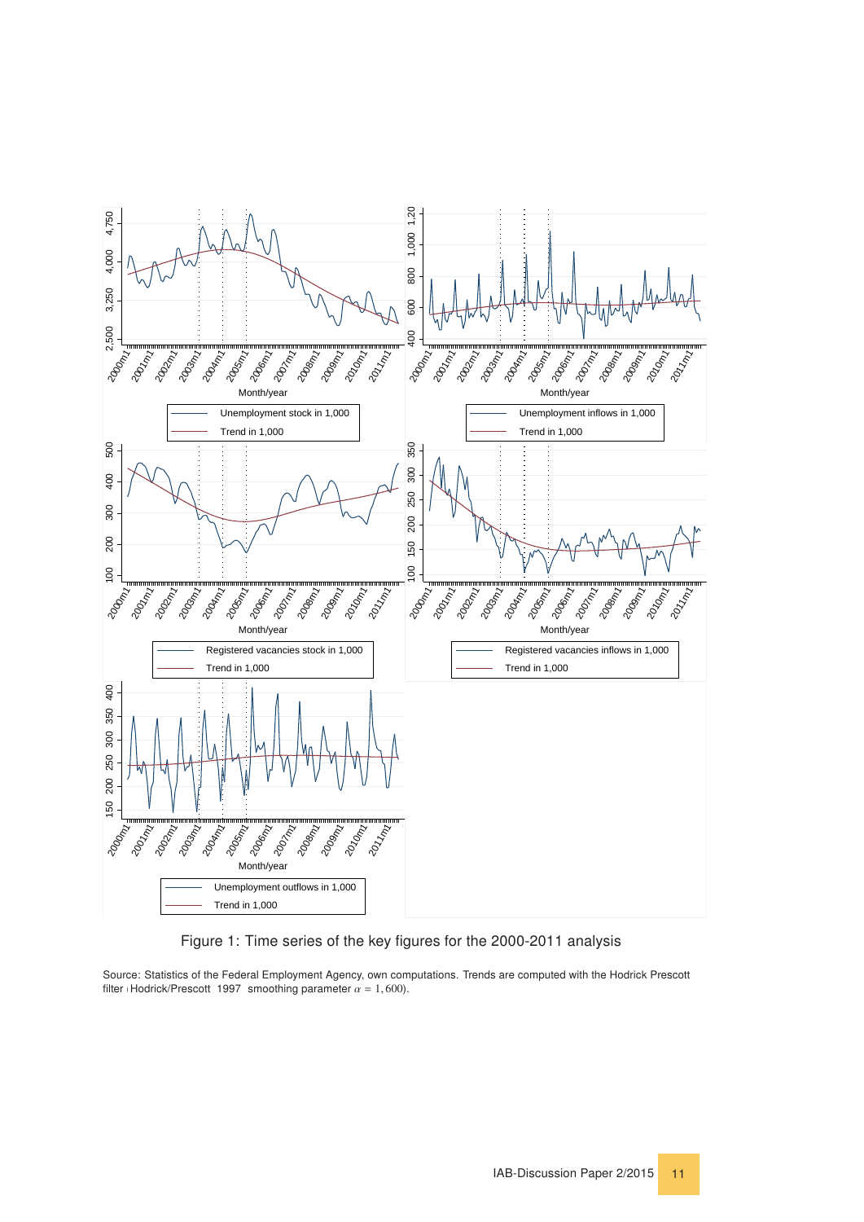Figure 1: Time series of the key figures for the 2000-2011 analysis

Source: Statistics of the Federal Employment Agency, own computations. Trends are computed with the Hodrick Prescott filter (Hodrick/Prescott 1997, smoothing parameter $\alpha = 1,600$).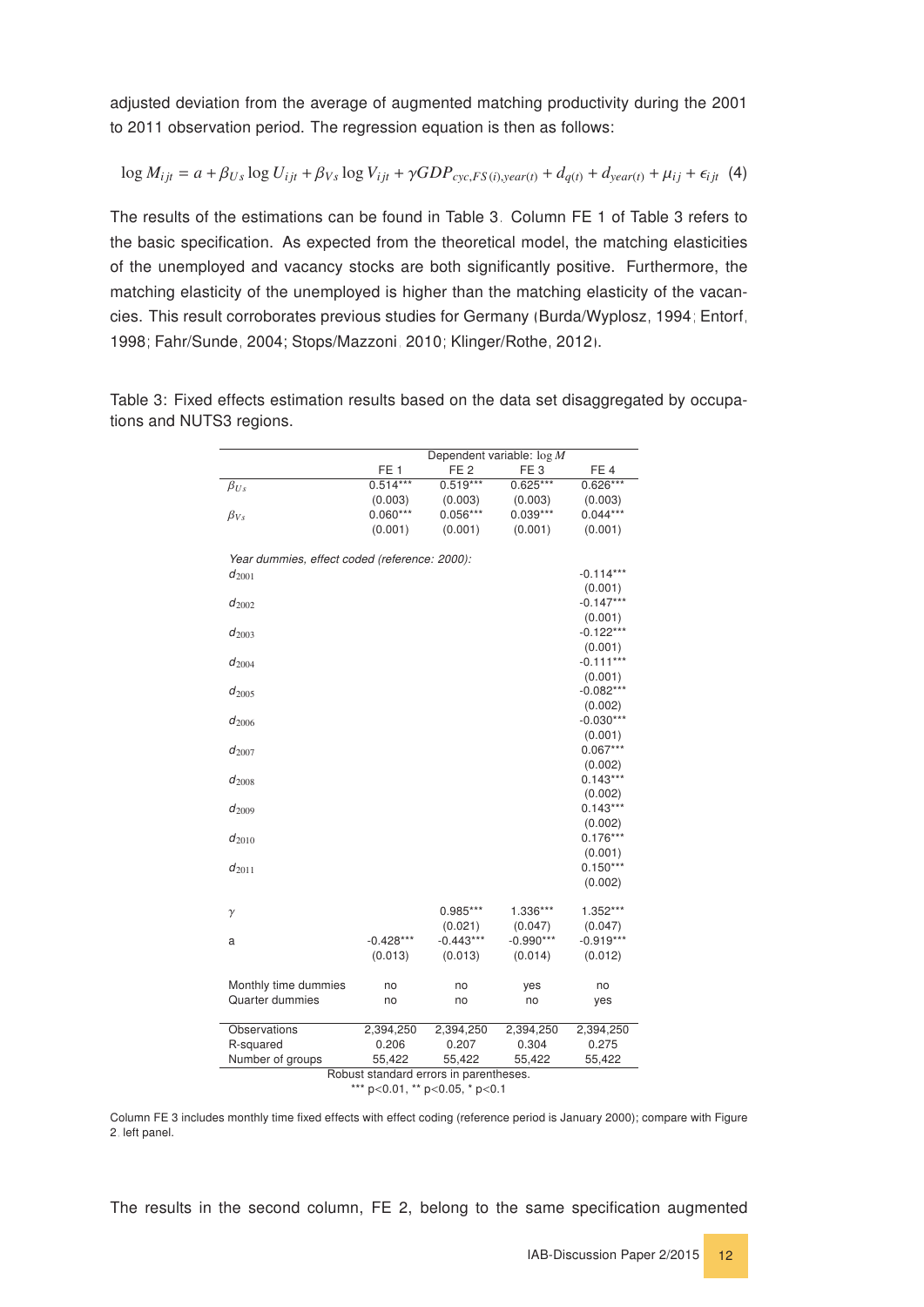adjusted deviation from the average of augmented matching productivity during the 2001 to 2011 observation period. The regression equation is then as follows:

$$\log M_{ijt} = a + \beta_{Us} \log U_{ijt} + \beta_{Vs} \log V_{ijt} + \gamma GDP_{cyc,FS(i),year(t)} + d_{q(t)} + d_{year(t)} + \mu_{ij} + \epsilon_{ijt} \quad (4)$$

The results of the estimations can be found in Table 3. Column FE 1 of Table 3 refers to the basic specification. As expected from the theoretical model, the matching elasticities of the unemployed and vacancy stocks are both significantly positive. Furthermore, the matching elasticity of the unemployed is higher than the matching elasticity of the vacancies. This result corroborates previous studies for Germany (Burda/Wyplosz, 1994; Entorf, 1998; Fahr/Sunde, 2004; Stops/Mazzoni, 2010; Klinger/Rothe, 2012).

Table 3: Fixed effects estimation results based on the data set disaggregated by occupations and NUTS3 regions.

| | Dependent variable: $\log M$ | | | |
|---|---|---|---|---|
| | FE 1 | FE 2 | FE 3 | FE 4 |
| $\beta_{Us}$ | 0.514*** | 0.519*** | 0.625*** | 0.626*** |
| | (0.003) | (0.003) | (0.003) | (0.003) |
| $\beta_{Vs}$ | 0.060*** | 0.056*** | 0.039*** | 0.044*** |
| | (0.001) | (0.001) | (0.001) | (0.001) |
| *Year dummies, effect coded (reference: 2000):* | | | | |
| $d_{2001}$ | | | | -0.114*** |
| | | | | (0.001) |
| $d_{2002}$ | | | | -0.147*** |
| | | | | (0.001) |
| $d_{2003}$ | | | | -0.122*** |
| | | | | (0.001) |
| $d_{2004}$ | | | | -0.111*** |
| | | | | (0.001) |
| $d_{2005}$ | | | | -0.082*** |
| | | | | (0.002) |
| $d_{2006}$ | | | | -0.030*** |
| | | | | (0.001) |
| $d_{2007}$ | | | | 0.067*** |
| | | | | (0.002) |
| $d_{2008}$ | | | | 0.143*** |
| | | | | (0.002) |
| $d_{2009}$ | | | | 0.143*** |
| | | | | (0.002) |
| $d_{2010}$ | | | | 0.176*** |
| | | | | (0.001) |
| $d_{2011}$ | | | | 0.150*** |
| | | | | (0.002) |
| $\gamma$ | | 0.985*** | 1.336*** | 1.352*** |
| | | (0.021) | (0.047) | (0.047) |
| a | -0.428*** | -0.443*** | -0.990*** | -0.919*** |
| | (0.013) | (0.013) | (0.014) | (0.012) |
| Monthly time dummies | no | no | yes | no |
| Quarter dummies | no | no | no | yes |
| Observations | 2,394,250 | 2,394,250 | 2,394,250 | 2,394,250 |
| R-squared | 0.206 | 0.207 | 0.304 | 0.275 |
| Number of groups | 55,422 | 55,422 | 55,422 | 55,422 |

Robust standard errors in parentheses.
*** p<0.01, ** p<0.05, * p<0.1

Column FE 3 includes monthly time fixed effects with effect coding (reference period is January 2000); compare with Figure 2, left panel.

The results in the second column, FE 2, belong to the same specification augmented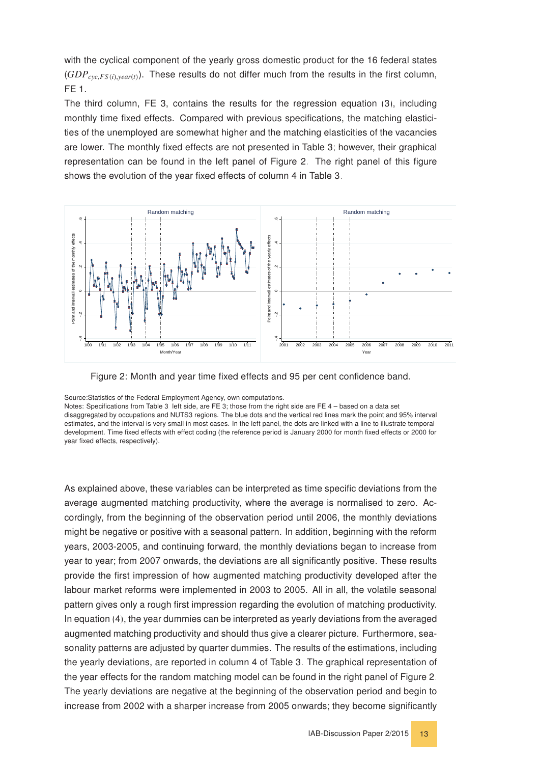with the cyclical component of the yearly gross domestic product for the 16 federal states ($GDP_{cyc,FS(i),year(t)}$). These results do not differ much from the results in the first column, FE 1.

The third column, FE 3, contains the results for the regression equation (3), including monthly time fixed effects. Compared with previous specifications, the matching elasticities of the unemployed are somewhat higher and the matching elasticities of the vacancies are lower. The monthly fixed effects are not presented in Table 3; however, their graphical representation can be found in the left panel of Figure 2. The right panel of this figure shows the evolution of the year fixed effects of column 4 in Table 3.

Figure 2: Month and year time fixed effects and 95 per cent confidence band.

Source:Statistics of the Federal Employment Agency, own computations.
Notes: Specifications from Table 3 left side, are FE 3; those from the right side are FE 4 – based on a data set disaggregated by occupations and NUTS3 regions. The blue dots and the vertical red lines mark the point and 95% interval estimates, and the interval is very small in most cases. In the left panel, the dots are linked with a line to illustrate temporal development. Time fixed effects with effect coding (the reference period is January 2000 for month fixed effects or 2000 for year fixed effects, respectively).

As explained above, these variables can be interpreted as time specific deviations from the average augmented matching productivity, where the average is normalised to zero. Accordingly, from the beginning of the observation period until 2006, the monthly deviations might be negative or positive with a seasonal pattern. In addition, beginning with the reform years, 2003-2005, and continuing forward, the monthly deviations began to increase from year to year; from 2007 onwards, the deviations are all significantly positive. These results provide the first impression of how augmented matching productivity developed after the labour market reforms were implemented in 2003 to 2005. All in all, the volatile seasonal pattern gives only a rough first impression regarding the evolution of matching productivity. In equation (4), the year dummies can be interpreted as yearly deviations from the averaged augmented matching productivity and should thus give a clearer picture. Furthermore, seasonality patterns are adjusted by quarter dummies. The results of the estimations, including the yearly deviations, are reported in column 4 of Table 3. The graphical representation of the year effects for the random matching model can be found in the right panel of Figure 2. The yearly deviations are negative at the beginning of the observation period and begin to increase from 2002 with a sharper increase from 2005 onwards; they become significantly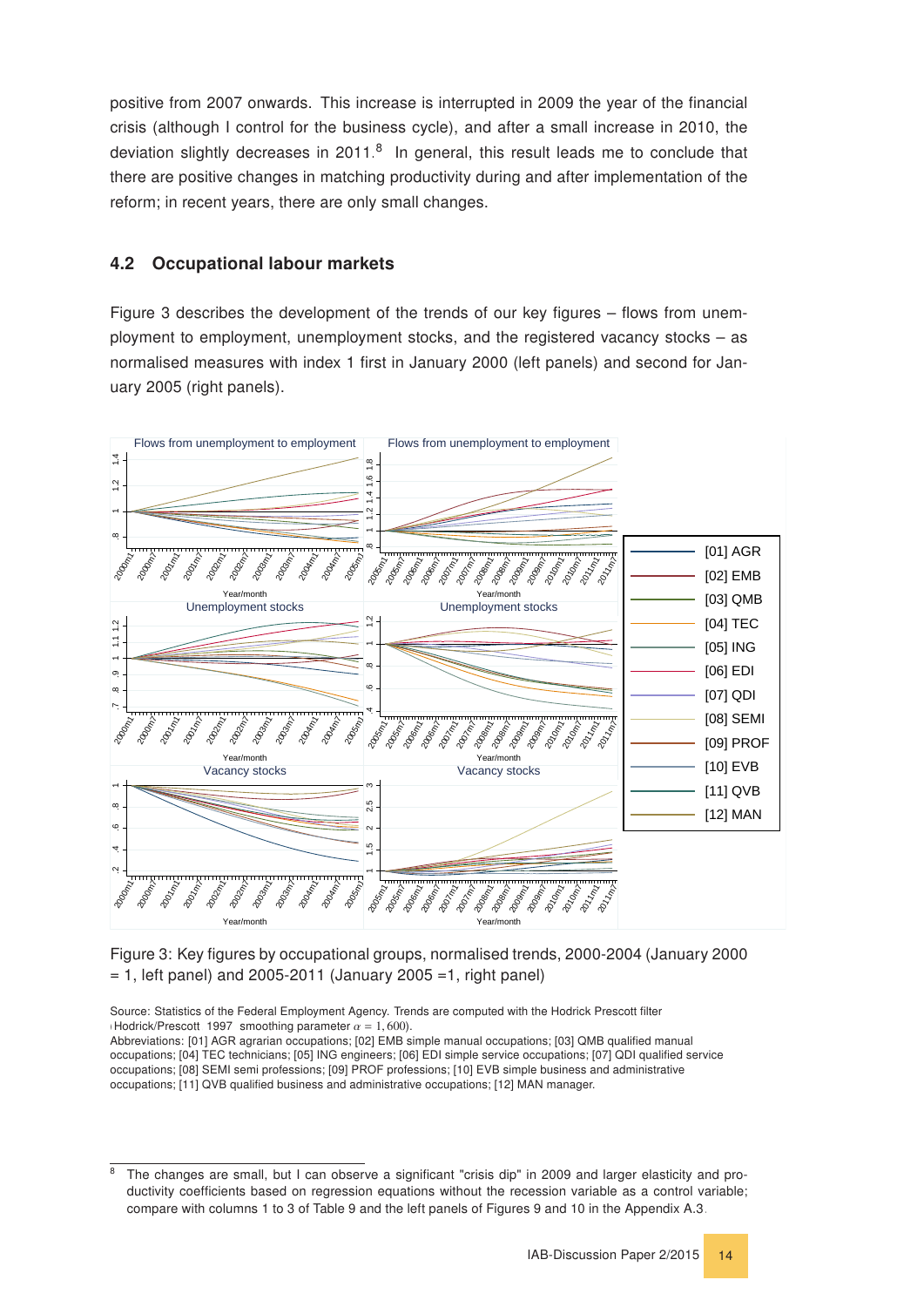positive from 2007 onwards. This increase is interrupted in 2009 the year of the financial crisis (although I control for the business cycle), and after a small increase in 2010, the deviation slightly decreases in 2011.[8] In general, this result leads me to conclude that there are positive changes in matching productivity during and after implementation of the reform; in recent years, there are only small changes.

## 4.2 Occupational labour markets

Figure 3 describes the development of the trends of our key figures – flows from unemployment to employment, unemployment stocks, and the registered vacancy stocks – as normalised measures with index 1 first in January 2000 (left panels) and second for January 2005 (right panels).

Figure 3: Key figures by occupational groups, normalised trends, 2000-2004 (January 2000 = 1, left panel) and 2005-2011 (January 2005 =1, right panel)

Source: Statistics of the Federal Employment Agency. Trends are computed with the Hodrick Prescott filter (Hodrick/Prescott 1997 smoothing parameter $\alpha = 1,600$).
Abbreviations: [01] AGR agrarian occupations; [02] EMB simple manual occupations; [03] QMB qualified manual occupations; [04] TEC technicians; [05] ING engineers; [06] EDI simple service occupations; [07] QDI qualified service occupations; [08] SEMI semi professions; [09] PROF professions; [10] EVB simple business and administrative occupations; [11] QVB qualified business and administrative occupations; [12] MAN manager.

[8] The changes are small, but I can observe a significant "crisis dip" in 2009 and larger elasticity and productivity coefficients based on regression equations without the recession variable as a control variable; compare with columns 1 to 3 of Table 9 and the left panels of Figures 9 and 10 in the Appendix A.3.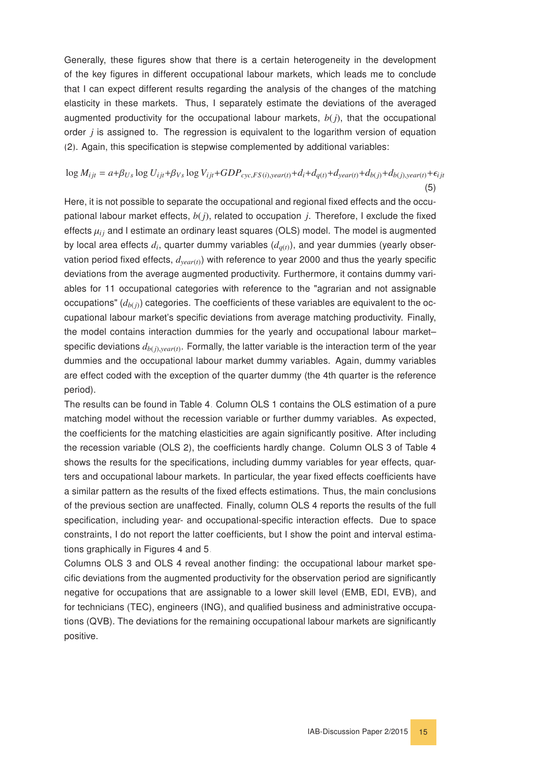Generally, these figures show that there is a certain heterogeneity in the development of the key figures in different occupational labour markets, which leads me to conclude that I can expect different results regarding the analysis of the changes of the matching elasticity in these markets. Thus, I separately estimate the deviations of the averaged augmented productivity for the occupational labour markets, $b(j)$, that the occupational order $j$ is assigned to. The regression is equivalent to the logarithm version of equation (2). Again, this specification is stepwise complemented by additional variables:

$$\log M_{ijt} = a + \beta_{Us} \log U_{ijt} + \beta_{Vs} \log V_{ijt} + GDP_{cyc,FS(i),year(t)} + d_i + d_{q(t)} + d_{year(t)} + d_{b(j)} + d_{b(j),year(t)} + \epsilon_{ijt} \quad (5)$$

Here, it is not possible to separate the occupational and regional fixed effects and the occupational labour market effects, $b(j)$, related to occupation $j$. Therefore, I exclude the fixed effects $\mu_{ij}$ and I estimate an ordinary least squares (OLS) model. The model is augmented by local area effects $d_i$, quarter dummy variables ($d_{q(t)}$), and year dummies (yearly observation period fixed effects, $d_{year(t)}$) with reference to year 2000 and thus the yearly specific deviations from the average augmented productivity. Furthermore, it contains dummy variables for 11 occupational categories with reference to the "agrarian and not assignable occupations" ($d_{b(j)}$) categories. The coefficients of these variables are equivalent to the occupational labour market's specific deviations from average matching productivity. Finally, the model contains interaction dummies for the yearly and occupational labour market–specific deviations $d_{b(j),year(t)}$. Formally, the latter variable is the interaction term of the year dummies and the occupational labour market dummy variables. Again, dummy variables are effect coded with the exception of the quarter dummy (the 4th quarter is the reference period).

The results can be found in Table 4. Column OLS 1 contains the OLS estimation of a pure matching model without the recession variable or further dummy variables. As expected, the coefficients for the matching elasticities are again significantly positive. After including the recession variable (OLS 2), the coefficients hardly change. Column OLS 3 of Table 4 shows the results for the specifications, including dummy variables for year effects, quarters and occupational labour markets. In particular, the year fixed effects coefficients have a similar pattern as the results of the fixed effects estimations. Thus, the main conclusions of the previous section are unaffected. Finally, column OLS 4 reports the results of the full specification, including year- and occupational-specific interaction effects. Due to space constraints, I do not report the latter coefficients, but I show the point and interval estimations graphically in Figures 4 and 5.

Columns OLS 3 and OLS 4 reveal another finding: the occupational labour market specific deviations from the augmented productivity for the observation period are significantly negative for occupations that are assignable to a lower skill level (EMB, EDI, EVB), and for technicians (TEC), engineers (ING), and qualified business and administrative occupations (QVB). The deviations for the remaining occupational labour markets are significantly positive.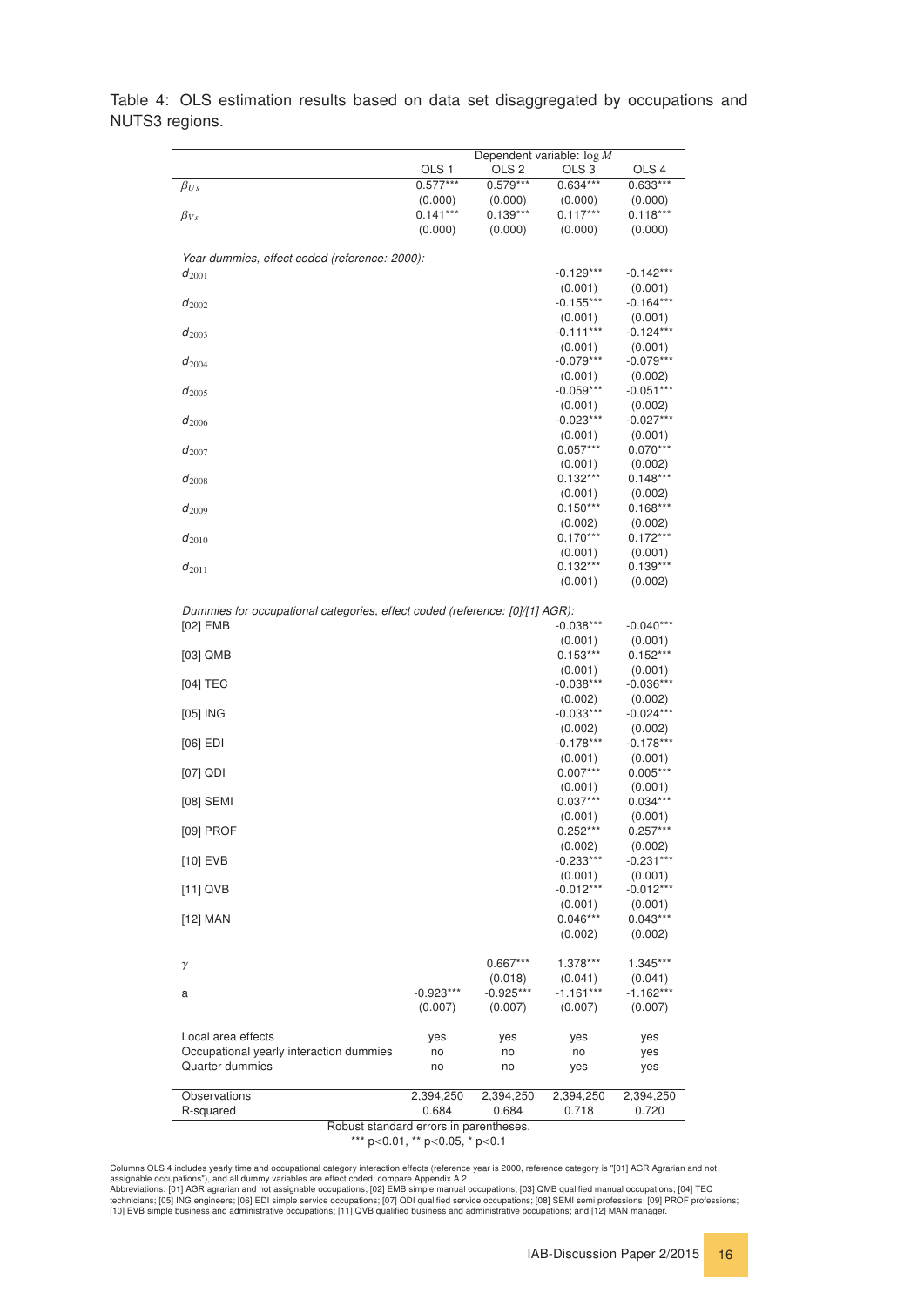Table 4: OLS estimation results based on data set disaggregated by occupations and NUTS3 regions.

| | Dependent variable: $\log M$ | | | |
|---|---|---|---|---|
| | OLS 1 | OLS 2 | OLS 3 | OLS 4 |
| $\beta_{Us}$ | 0.577*** | 0.579*** | 0.634*** | 0.633*** |
| | (0.000) | (0.000) | (0.000) | (0.000) |
| $\beta_{Vs}$ | 0.141*** | 0.139*** | 0.117*** | 0.118*** |
| | (0.000) | (0.000) | (0.000) | (0.000) |
| *Year dummies, effect coded (reference: 2000):* | | | | |
| $d_{2001}$ | | | -0.129*** | -0.142*** |
| | | | (0.001) | (0.001) |
| $d_{2002}$ | | | -0.155*** | -0.164*** |
| | | | (0.001) | (0.001) |
| $d_{2003}$ | | | -0.111*** | -0.124*** |
| | | | (0.001) | (0.001) |
| $d_{2004}$ | | | -0.079*** | -0.079*** |
| | | | (0.001) | (0.002) |
| $d_{2005}$ | | | -0.059*** | -0.051*** |
| | | | (0.001) | (0.002) |
| $d_{2006}$ | | | -0.023*** | -0.027*** |
| | | | (0.001) | (0.001) |
| $d_{2007}$ | | | 0.057*** | 0.070*** |
| | | | (0.001) | (0.002) |
| $d_{2008}$ | | | 0.132*** | 0.148*** |
| | | | (0.001) | (0.002) |
| $d_{2009}$ | | | 0.150*** | 0.168*** |
| | | | (0.002) | (0.002) |
| $d_{2010}$ | | | 0.170*** | 0.172*** |
| | | | (0.001) | (0.001) |
| $d_{2011}$ | | | 0.132*** | 0.139*** |
| | | | (0.001) | (0.002) |
| *Dummies for occupational categories, effect coded (reference: [0]/[1] AGR):* | | | | |
| [02] EMB | | | -0.038*** | -0.040*** |
| | | | (0.001) | (0.001) |
| [03] QMB | | | 0.153*** | 0.152*** |
| | | | (0.001) | (0.001) |
| [04] TEC | | | -0.038*** | -0.036*** |
| | | | (0.002) | (0.002) |
| [05] ING | | | -0.033*** | -0.024*** |
| | | | (0.002) | (0.002) |
| [06] EDI | | | -0.178*** | -0.178*** |
| | | | (0.001) | (0.001) |
| [07] QDI | | | 0.007*** | 0.005*** |
| | | | (0.001) | (0.001) |
| [08] SEMI | | | 0.037*** | 0.034*** |
| | | | (0.001) | (0.001) |
| [09] PROF | | | 0.252*** | 0.257*** |
| | | | (0.002) | (0.002) |
| [10] EVB | | | -0.233*** | -0.231*** |
| | | | (0.001) | (0.001) |
| [11] QVB | | | -0.012*** | -0.012*** |
| | | | (0.001) | (0.001) |
| [12] MAN | | | 0.046*** | 0.043*** |
| | | | (0.002) | (0.002) |
| $\gamma$ | | 0.667*** | 1.378*** | 1.345*** |
| | | (0.018) | (0.041) | (0.041) |
| a | -0.923*** | -0.925*** | -1.161*** | -1.162*** |
| | (0.007) | (0.007) | (0.007) | (0.007) |
| Local area effects | yes | yes | yes | yes |
| Occupational yearly interaction dummies | no | no | no | yes |
| Quarter dummies | no | no | yes | yes |
| Observations | 2,394,250 | 2,394,250 | 2,394,250 | 2,394,250 |
| R-squared | 0.684 | 0.684 | 0.718 | 0.720 |

Robust standard errors in parentheses.
*** p<0.01, ** p<0.05, * p<0.1

Columns OLS 4 includes yearly time and occupational category interaction effects (reference year is 2000, reference category is "[01] AGR Agrarian and not assignable occupations"), and all dummy variables are effect coded; compare Appendix A.2
Abbreviations: [01] AGR agrarian and not assignable occupations; [02] EMB simple manual occupations; [03] QMB qualified manual occupations; [04] TEC technicians; [05] ING engineers; [06] EDI simple service occupations; [07] QDI qualified service occupations; [08] SEMI semi professions; [09] PROF professions; [10] EVB simple business and administrative occupations; [11] QVB qualified business and administrative occupations; and [12] MAN manager.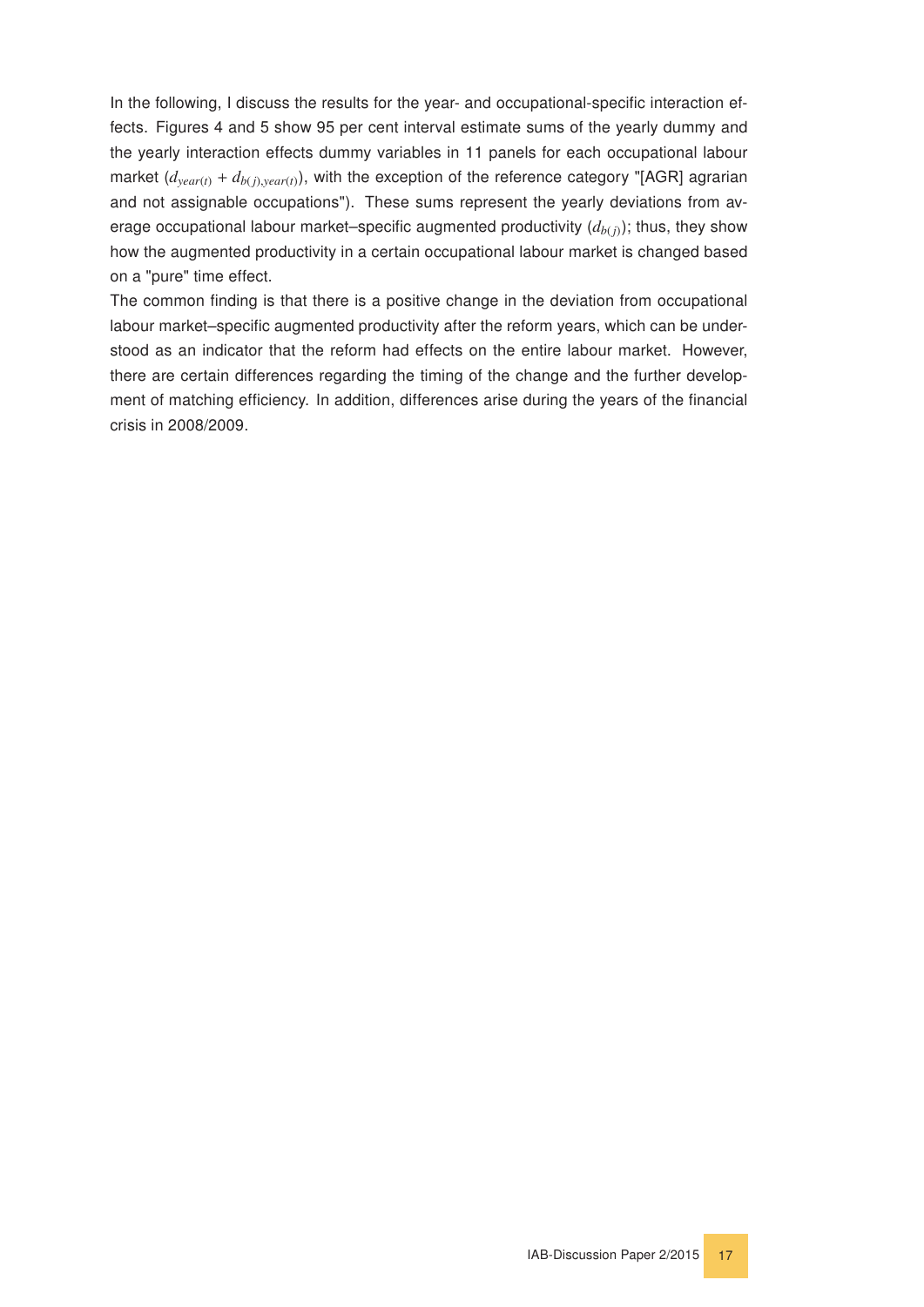In the following, I discuss the results for the year- and occupational-specific interaction effects. Figures 4 and 5 show 95 per cent interval estimate sums of the yearly dummy and the yearly interaction effects dummy variables in 11 panels for each occupational labour market ($d_{year(t)} + d_{b(j),year(t)}$), with the exception of the reference category "[AGR] agrarian and not assignable occupations"). These sums represent the yearly deviations from average occupational labour market–specific augmented productivity ($d_{b(j)}$); thus, they show how the augmented productivity in a certain occupational labour market is changed based on a "pure" time effect.

The common finding is that there is a positive change in the deviation from occupational labour market–specific augmented productivity after the reform years, which can be understood as an indicator that the reform had effects on the entire labour market. However, there are certain differences regarding the timing of the change and the further development of matching efficiency. In addition, differences arise during the years of the financial crisis in 2008/2009.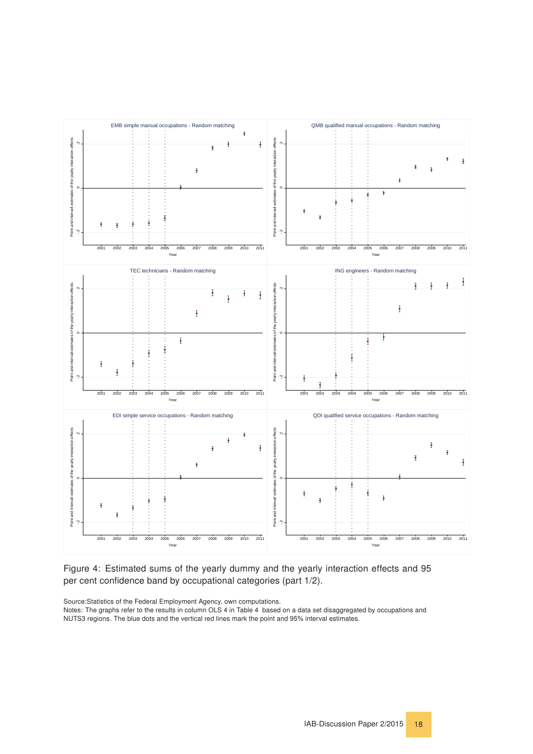Figure 4: Estimated sums of the yearly dummy and the yearly interaction effects and 95 per cent confidence band by occupational categories (part 1/2).

Source:Statistics of the Federal Employment Agency, own computations.
Notes: The graphs refer to the results in column OLS 4 in Table 4 based on a data set disaggregated by occupations and NUTS3 regions. The blue dots and the vertical red lines mark the point and 95% interval estimates.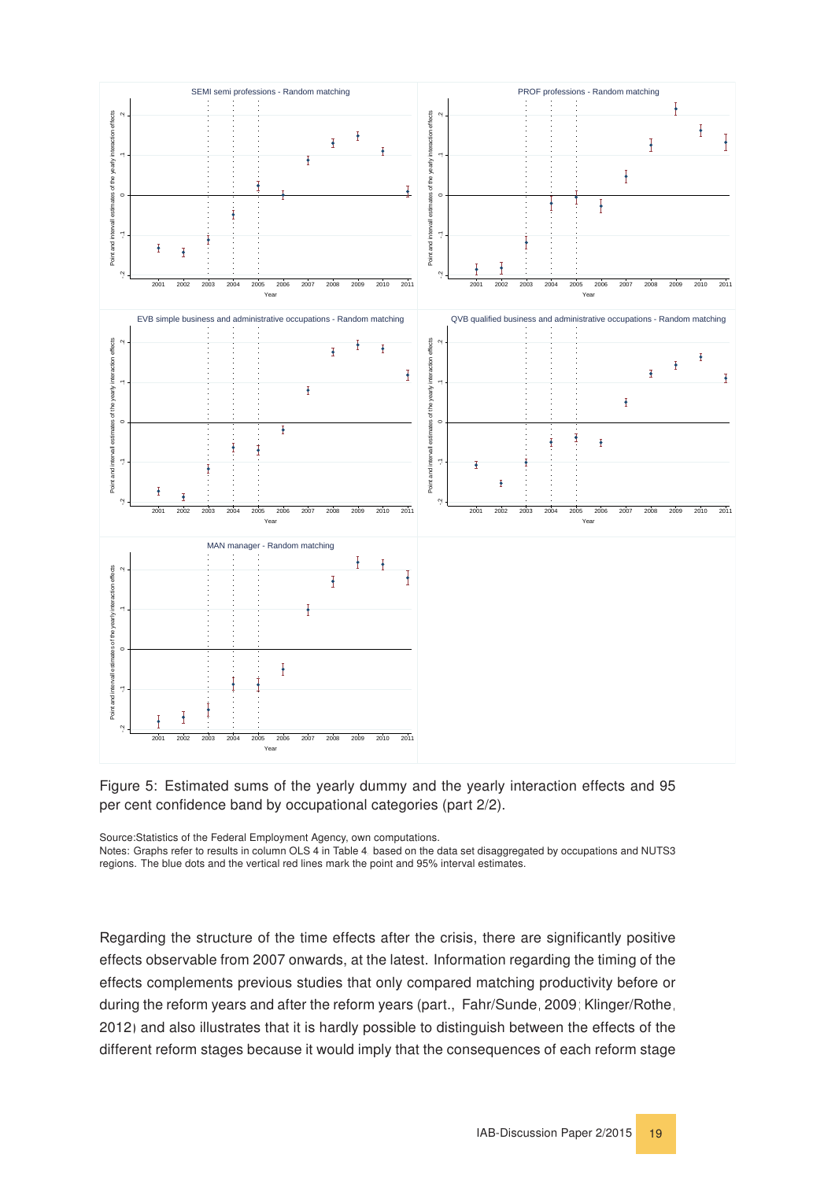Figure 5: Estimated sums of the yearly dummy and the yearly interaction effects and 95 per cent confidence band by occupational categories (part 2/2).

Source:Statistics of the Federal Employment Agency, own computations.
Notes: Graphs refer to results in column OLS 4 in Table 4 based on the data set disaggregated by occupations and NUTS3 regions. The blue dots and the vertical red lines mark the point and 95% interval estimates.

Regarding the structure of the time effects after the crisis, there are significantly positive effects observable from 2007 onwards, at the latest. Information regarding the timing of the effects complements previous studies that only compared matching productivity before or during the reform years and after the reform years (part., Fahr/Sunde, 2009; Klinger/Rothe, 2012) and also illustrates that it is hardly possible to distinguish between the effects of the different reform stages because it would imply that the consequences of each reform stage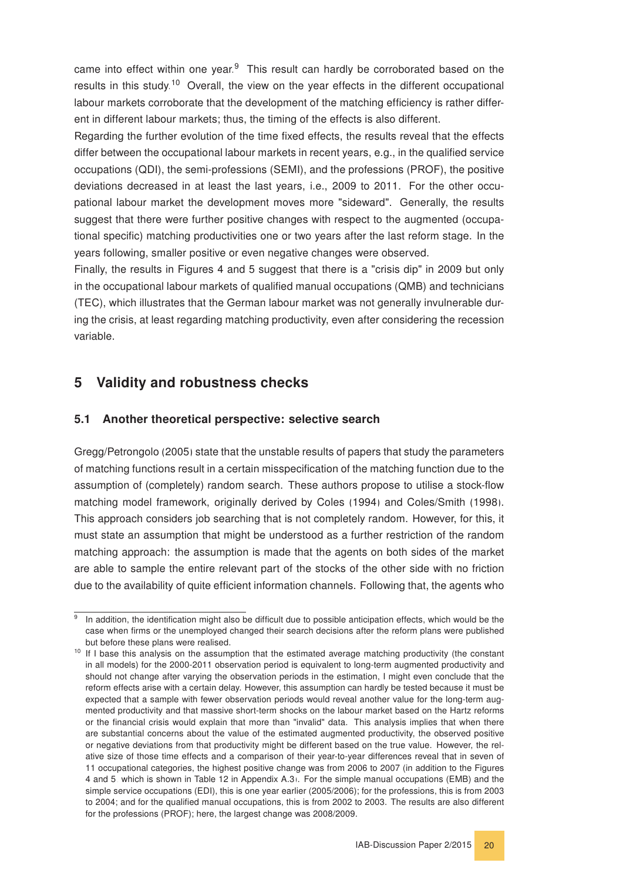came into effect within one year.[9] This result can hardly be corroborated based on the results in this study.[10] Overall, the view on the year effects in the different occupational labour markets corroborate that the development of the matching efficiency is rather different in different labour markets; thus, the timing of the effects is also different.

Regarding the further evolution of the time fixed effects, the results reveal that the effects differ between the occupational labour markets in recent years, e.g., in the qualified service occupations (QDI), the semi-professions (SEMI), and the professions (PROF), the positive deviations decreased in at least the last years, i.e., 2009 to 2011. For the other occupational labour market the development moves more "sideward". Generally, the results suggest that there were further positive changes with respect to the augmented (occupational specific) matching productivities one or two years after the last reform stage. In the years following, smaller positive or even negative changes were observed.

Finally, the results in Figures 4 and 5 suggest that there is a "crisis dip" in 2009 but only in the occupational labour markets of qualified manual occupations (QMB) and technicians (TEC), which illustrates that the German labour market was not generally invulnerable during the crisis, at least regarding matching productivity, even after considering the recession variable.

## 5 Validity and robustness checks

### 5.1 Another theoretical perspective: selective search

Gregg/Petrongolo (2005) state that the unstable results of papers that study the parameters of matching functions result in a certain misspecification of the matching function due to the assumption of (completely) random search. These authors propose to utilise a stock-flow matching model framework, originally derived by Coles (1994) and Coles/Smith (1998). This approach considers job searching that is not completely random. However, for this, it must state an assumption that might be understood as a further restriction of the random matching approach: the assumption is made that the agents on both sides of the market are able to sample the entire relevant part of the stocks of the other side with no friction due to the availability of quite efficient information channels. Following that, the agents who

---

[9] In addition, the identification might also be difficult due to possible anticipation effects, which would be the case when firms or the unemployed changed their search decisions after the reform plans were published but before these plans were realised.

[10] If I base this analysis on the assumption that the estimated average matching productivity (the constant in all models) for the 2000-2011 observation period is equivalent to long-term augmented productivity and should not change after varying the observation periods in the estimation, I might even conclude that the reform effects arise with a certain delay. However, this assumption can hardly be tested because it must be expected that a sample with fewer observation periods would reveal another value for the long-term augmented productivity and that massive short-term shocks on the labour market based on the Hartz reforms or the financial crisis would explain that more than "invalid" data. This analysis implies that when there are substantial concerns about the value of the estimated augmented productivity, the observed positive or negative deviations from that productivity might be different based on the true value. However, the relative size of those time effects and a comparison of their year-to-year differences reveal that in seven of 11 occupational categories, the highest positive change was from 2006 to 2007 (in addition to the Figures 4 and 5 which is shown in Table 12 in Appendix A.3). For the simple manual occupations (EMB) and the simple service occupations (EDI), this is one year earlier (2005/2006); for the professions, this is from 2003 to 2004; and for the qualified manual occupations, this is from 2002 to 2003. The results are also different for the professions (PROF); here, the largest change was 2008/2009.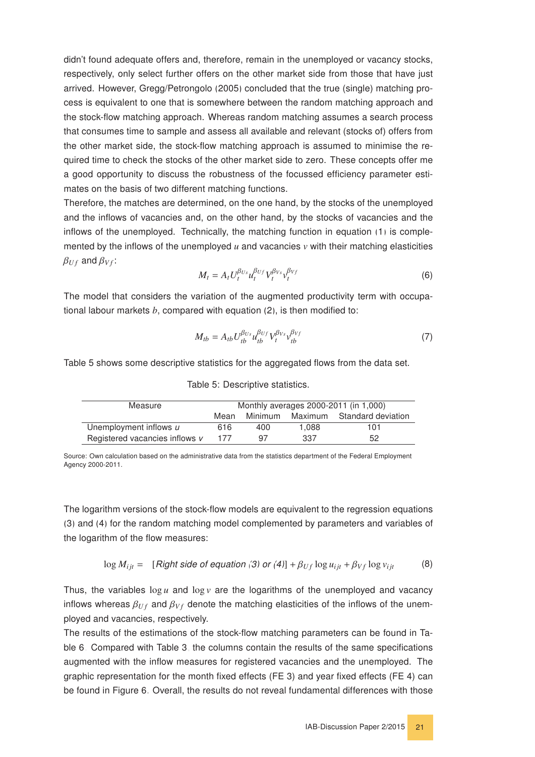didn't found adequate offers and, therefore, remain in the unemployed or vacancy stocks, respectively, only select further offers on the other market side from those that have just arrived. However, Gregg/Petrongolo (2005) concluded that the true (single) matching process is equivalent to one that is somewhere between the random matching approach and the stock-flow matching approach. Whereas random matching assumes a search process that consumes time to sample and assess all available and relevant (stocks of) offers from the other market side, the stock-flow matching approach is assumed to minimise the required time to check the stocks of the other market side to zero. These concepts offer me a good opportunity to discuss the robustness of the focussed efficiency parameter estimates on the basis of two different matching functions.

Therefore, the matches are determined, on the one hand, by the stocks of the unemployed and the inflows of vacancies and, on the other hand, by the stocks of vacancies and the inflows of the unemployed. Technically, the matching function in equation (1) is complemented by the inflows of the unemployed $u$ and vacancies $v$ with their matching elasticities $\beta_{Uf}$ and $\beta_{Vf}$:

$$M_t = A_t U_t^{\beta_{Us}} u_t^{\beta_{Uf}} V_t^{\beta_{Vs}} v_t^{\beta_{Vf}} \tag{6}$$

The model that considers the variation of the augmented productivity term with occupational labour markets $b$, compared with equation (2), is then modified to:

$$M_{tb} = A_{tb} U_{tb}^{\beta_{Us}} u_{tb}^{\beta_{Uf}} V_t^{\beta_{Vs}} v_{tb}^{\beta_{Vf}} \tag{7}$$

Table 5 shows some descriptive statistics for the aggregated flows from the data set.

Table 5: Descriptive statistics.

| Measure | Monthly averages 2000-2011 (in 1,000) | | | |
|---|---|---|---|---|
| | Mean | Minimum | Maximum | Standard deviation |
| Unemployment inflows $u$ | 616 | 400 | 1,088 | 101 |
| Registered vacancies inflows $v$ | 177 | 97 | 337 | 52 |

Source: Own calculation based on the administrative data from the statistics department of the Federal Employment Agency 2000-2011.

The logarithm versions of the stock-flow models are equivalent to the regression equations (3) and (4) for the random matching model complemented by parameters and variables of the logarithm of the flow measures:

$$\log M_{ijt} = \quad [\textit{Right side of equation (3) or (4)}] + \beta_{Uf} \log u_{ijt} + \beta_{Vf} \log v_{ijt} \tag{8}$$

Thus, the variables $\log u$ and $\log v$ are the logarithms of the unemployed and vacancy inflows whereas $\beta_{Uf}$ and $\beta_{Vf}$ denote the matching elasticities of the inflows of the unemployed and vacancies, respectively.

The results of the estimations of the stock-flow matching parameters can be found in Table 6. Compared with Table 3, the columns contain the results of the same specifications augmented with the inflow measures for registered vacancies and the unemployed. The graphic representation for the month fixed effects (FE 3) and year fixed effects (FE 4) can be found in Figure 6. Overall, the results do not reveal fundamental differences with those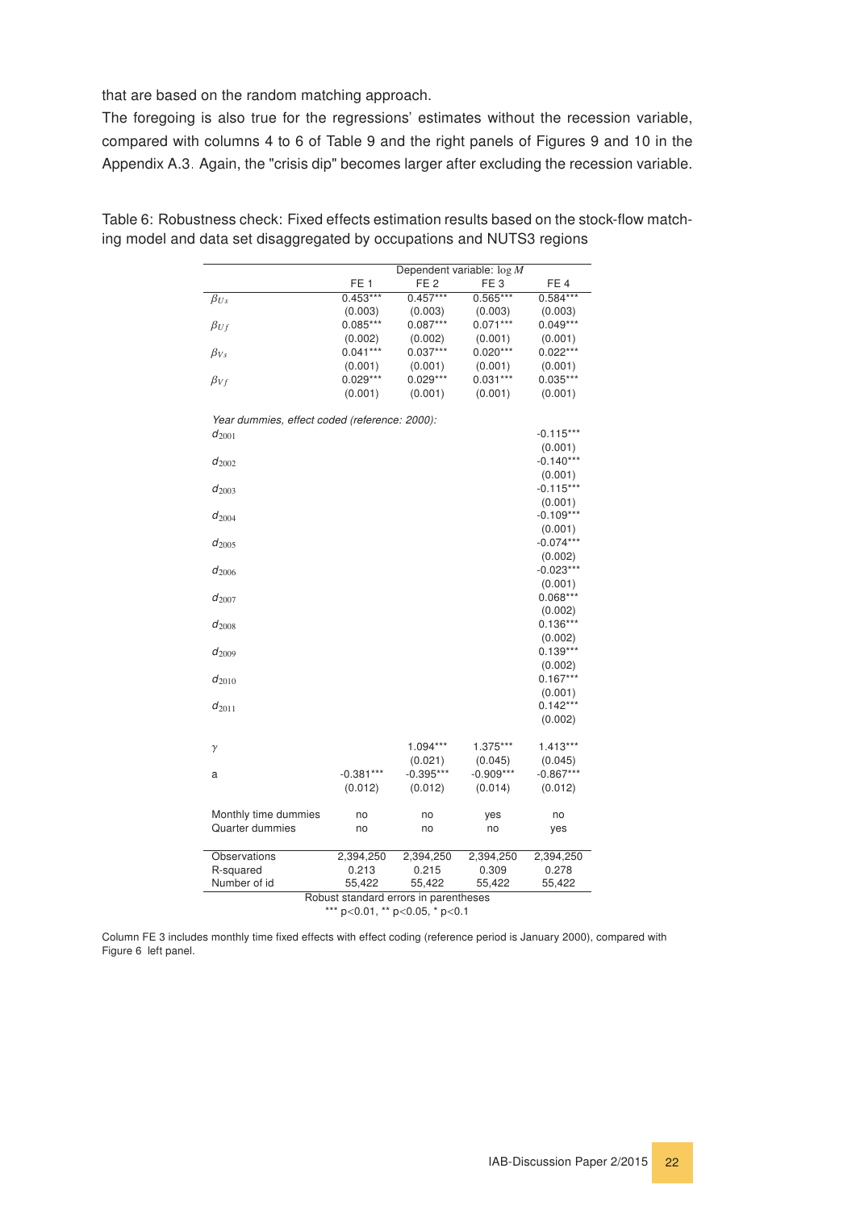that are based on the random matching approach.

The foregoing is also true for the regressions' estimates without the recession variable, compared with columns 4 to 6 of Table 9 and the right panels of Figures 9 and 10 in the Appendix A.3. Again, the "crisis dip" becomes larger after excluding the recession variable.

Table 6: Robustness check: Fixed effects estimation results based on the stock-flow matching model and data set disaggregated by occupations and NUTS3 regions

| | Dependent variable: $\log M$ | | | |
|---|---|---|---|---|
| | FE 1 | FE 2 | FE 3 | FE 4 |
| $\beta_{Us}$ | 0.453*** | 0.457*** | 0.565*** | 0.584*** |
| | (0.003) | (0.003) | (0.003) | (0.003) |
| $\beta_{Uf}$ | 0.085*** | 0.087*** | 0.071*** | 0.049*** |
| | (0.002) | (0.002) | (0.001) | (0.001) |
| $\beta_{Vs}$ | 0.041*** | 0.037*** | 0.020*** | 0.022*** |
| | (0.001) | (0.001) | (0.001) | (0.001) |
| $\beta_{Vf}$ | 0.029*** | 0.029*** | 0.031*** | 0.035*** |
| | (0.001) | (0.001) | (0.001) | (0.001) |
| *Year dummies, effect coded (reference: 2000):* | | | | |
| $d_{2001}$ | | | | -0.115*** |
| | | | | (0.001) |
| $d_{2002}$ | | | | -0.140*** |
| | | | | (0.001) |
| $d_{2003}$ | | | | -0.115*** |
| | | | | (0.001) |
| $d_{2004}$ | | | | -0.109*** |
| | | | | (0.001) |
| $d_{2005}$ | | | | -0.074*** |
| | | | | (0.002) |
| $d_{2006}$ | | | | -0.023*** |
| | | | | (0.001) |
| $d_{2007}$ | | | | 0.068*** |
| | | | | (0.002) |
| $d_{2008}$ | | | | 0.136*** |
| | | | | (0.002) |
| $d_{2009}$ | | | | 0.139*** |
| | | | | (0.002) |
| $d_{2010}$ | | | | 0.167*** |
| | | | | (0.001) |
| $d_{2011}$ | | | | 0.142*** |
| | | | | (0.002) |
| $\gamma$ | | 1.094*** | 1.375*** | 1.413*** |
| | | (0.021) | (0.045) | (0.045) |
| a | -0.381*** | -0.395*** | -0.909*** | -0.867*** |
| | (0.012) | (0.012) | (0.014) | (0.012) |
| Monthly time dummies | no | no | yes | no |
| Quarter dummies | no | no | no | yes |
| Observations | 2,394,250 | 2,394,250 | 2,394,250 | 2,394,250 |
| R-squared | 0.213 | 0.215 | 0.309 | 0.278 |
| Number of id | 55,422 | 55,422 | 55,422 | 55,422 |

Robust standard errors in parentheses
*** p<0.01, ** p<0.05, * p<0.1

Column FE 3 includes monthly time fixed effects with effect coding (reference period is January 2000), compared with Figure 6 left panel.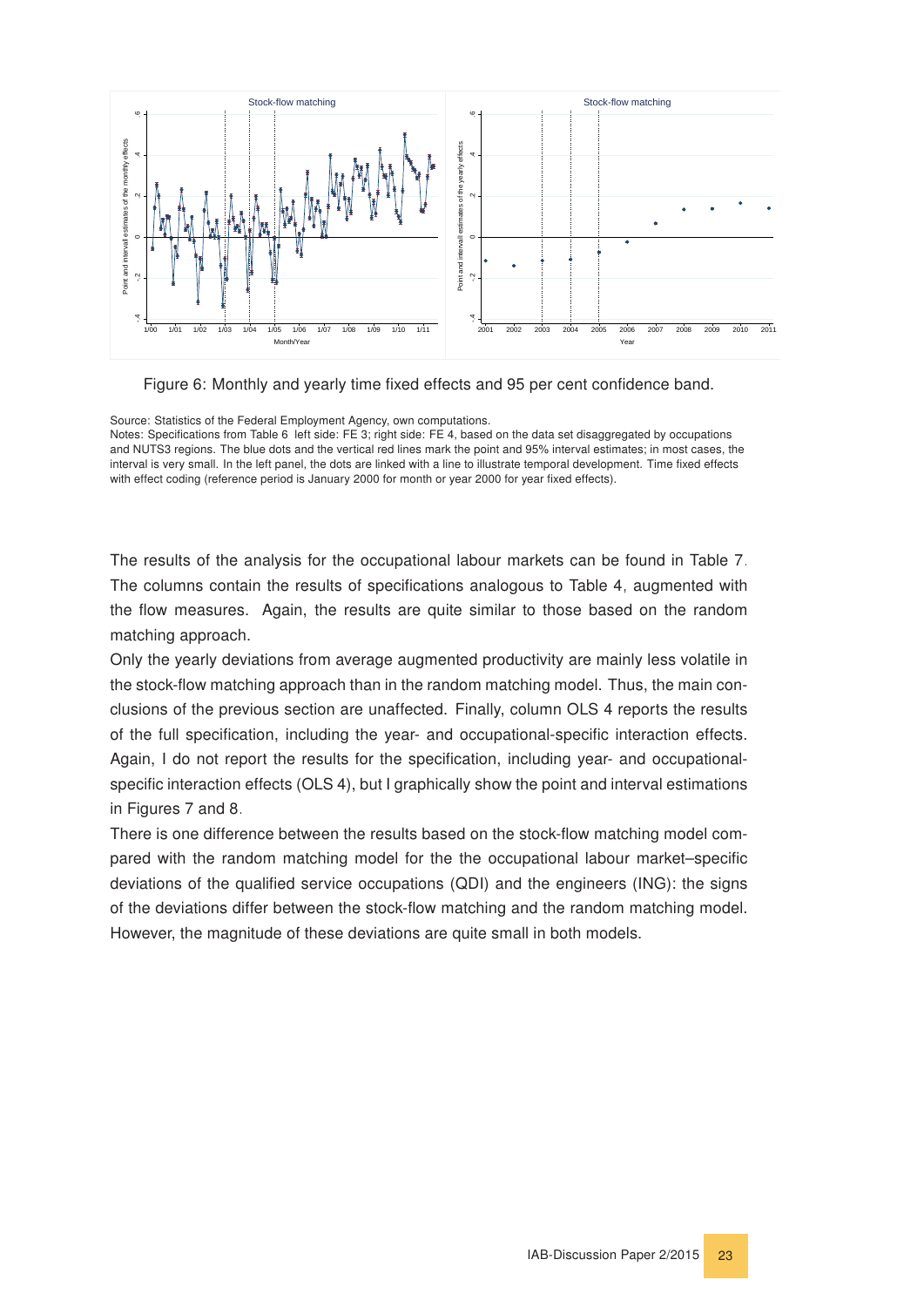Figure 6: Monthly and yearly time fixed effects and 95 per cent confidence band.

Source: Statistics of the Federal Employment Agency, own computations.
Notes: Specifications from Table 6 left side: FE 3; right side: FE 4, based on the data set disaggregated by occupations and NUTS3 regions. The blue dots and the vertical red lines mark the point and 95% interval estimates; in most cases, the interval is very small. In the left panel, the dots are linked with a line to illustrate temporal development. Time fixed effects with effect coding (reference period is January 2000 for month or year 2000 for year fixed effects).

The results of the analysis for the occupational labour markets can be found in Table 7. The columns contain the results of specifications analogous to Table 4, augmented with the flow measures. Again, the results are quite similar to those based on the random matching approach.

Only the yearly deviations from average augmented productivity are mainly less volatile in the stock-flow matching approach than in the random matching model. Thus, the main conclusions of the previous section are unaffected. Finally, column OLS 4 reports the results of the full specification, including the year- and occupational-specific interaction effects. Again, I do not report the results for the specification, including year- and occupational-specific interaction effects (OLS 4), but I graphically show the point and interval estimations in Figures 7 and 8.

There is one difference between the results based on the stock-flow matching model compared with the random matching model for the the occupational labour market–specific deviations of the qualified service occupations (QDI) and the engineers (ING): the signs of the deviations differ between the stock-flow matching and the random matching model. However, the magnitude of these deviations are quite small in both models.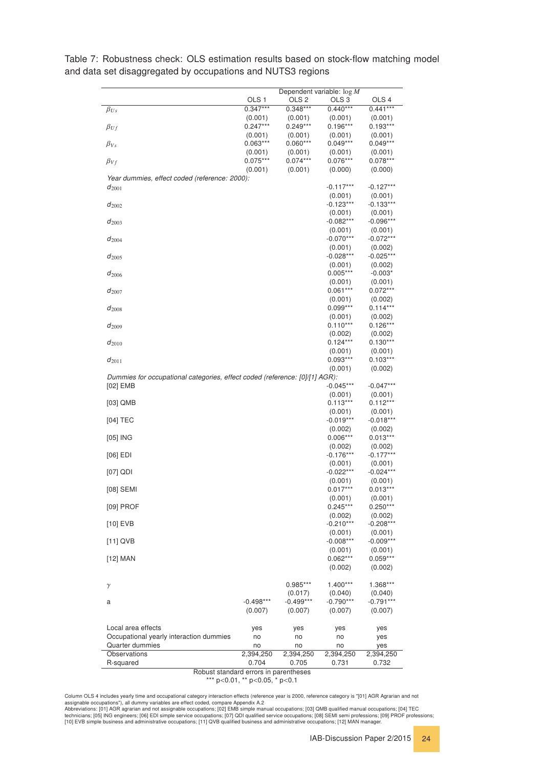Table 7: Robustness check: OLS estimation results based on stock-flow matching model and data set disaggregated by occupations and NUTS3 regions

| | Dependent variable: $\log M$ | | | |
|---|---|---|---|---|
| | OLS 1 | OLS 2 | OLS 3 | OLS 4 |
| $\beta_{Us}$ | 0.347*** | 0.348*** | 0.440*** | 0.441*** |
| | (0.001) | (0.001) | (0.001) | (0.001) |
| $\beta_{Uf}$ | 0.247*** | 0.249*** | 0.196*** | 0.193*** |
| | (0.001) | (0.001) | (0.001) | (0.001) |
| $\beta_{Vs}$ | 0.063*** | 0.060*** | 0.049*** | 0.049*** |
| | (0.001) | (0.001) | (0.001) | (0.001) |
| $\beta_{Vf}$ | 0.075*** | 0.074*** | 0.076*** | 0.078*** |
| | (0.001) | (0.001) | (0.000) | (0.000) |
| *Year dummies, effect coded (reference: 2000):* | | | | |
| $d_{2001}$ | | | -0.117*** | -0.127*** |
| | | | (0.001) | (0.001) |
| $d_{2002}$ | | | -0.123*** | -0.133*** |
| | | | (0.001) | (0.001) |
| $d_{2003}$ | | | -0.082*** | -0.096*** |
| | | | (0.001) | (0.001) |
| $d_{2004}$ | | | -0.070*** | -0.072*** |
| | | | (0.001) | (0.002) |
| $d_{2005}$ | | | -0.028*** | -0.025*** |
| | | | (0.001) | (0.002) |
| $d_{2006}$ | | | 0.005*** | -0.003* |
| | | | (0.001) | (0.001) |
| $d_{2007}$ | | | 0.061*** | 0.072*** |
| | | | (0.001) | (0.002) |
| $d_{2008}$ | | | 0.099*** | 0.114*** |
| | | | (0.001) | (0.002) |
| $d_{2009}$ | | | 0.110*** | 0.126*** |
| | | | (0.002) | (0.002) |
| $d_{2010}$ | | | 0.124*** | 0.130*** |
| | | | (0.001) | (0.001) |
| $d_{2011}$ | | | 0.093*** | 0.103*** |
| | | | (0.001) | (0.002) |
| *Dummies for occupational categories, effect coded (reference: [0]/[1] AGR):* | | | | |
| [02] EMB | | | -0.045*** | -0.047*** |
| | | | (0.001) | (0.001) |
| [03] QMB | | | 0.113*** | 0.112*** |
| | | | (0.001) | (0.001) |
| [04] TEC | | | -0.019*** | -0.018*** |
| | | | (0.002) | (0.002) |
| [05] ING | | | 0.006*** | 0.013*** |
| | | | (0.002) | (0.002) |
| [06] EDI | | | -0.176*** | -0.177*** |
| | | | (0.001) | (0.001) |
| [07] QDI | | | -0.022*** | -0.024*** |
| | | | (0.001) | (0.001) |
| [08] SEMI | | | 0.017*** | 0.013*** |
| | | | (0.001) | (0.001) |
| [09] PROF | | | 0.245*** | 0.250*** |
| | | | (0.002) | (0.002) |
| [10] EVB | | | -0.210*** | -0.208*** |
| | | | (0.001) | (0.001) |
| [11] QVB | | | -0.008*** | -0.009*** |
| | | | (0.001) | (0.001) |
| [12] MAN | | | 0.062*** | 0.059*** |
| | | | (0.002) | (0.002) |
| $\gamma$ | | 0.985*** | 1.400*** | 1.368*** |
| | | (0.017) | (0.040) | (0.040) |
| a | -0.498*** | -0.499*** | -0.790*** | -0.791*** |
| | (0.007) | (0.007) | (0.007) | (0.007) |
| Local area effects | yes | yes | yes | yes |
| Occupational yearly interaction dummies | no | no | no | yes |
| Quarter dummies | no | no | no | yes |
| Observations | 2,394,250 | 2,394,250 | 2,394,250 | 2,394,250 |
| R-squared | 0.704 | 0.705 | 0.731 | 0.732 |

Robust standard errors in parentheses
*** p<0.01, ** p<0.05, * p<0.1

Column OLS 4 includes yearly time and occupational category interaction effects (reference year is 2000, reference category is "[01] AGR Agrarian and not assignable occupations"), all dummy variables are effect coded, compare Appendix A.2
Abbreviations: [01] AGR agrarian and not assignable occupations; [02] EMB simple manual occupations; [03] QMB qualified manual occupations; [04] TEC technicians; [05] ING engineers; [06] EDI simple service occupations; [07] QDI qualified service occupations; [08] SEMI semi professions; [09] PROF professions; [10] EVB simple business and administrative occupations; [11] QVB qualified business and administrative occupations; [12] MAN manager.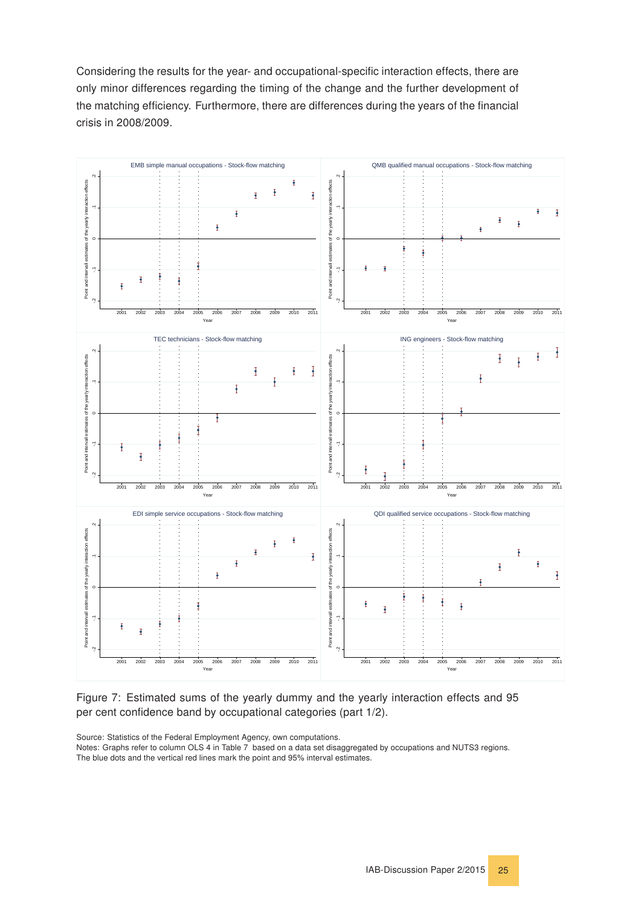Considering the results for the year- and occupational-specific interaction effects, there are only minor differences regarding the timing of the change and the further development of the matching efficiency. Furthermore, there are differences during the years of the financial crisis in 2008/2009.

Figure 7: Estimated sums of the yearly dummy and the yearly interaction effects and 95 per cent confidence band by occupational categories (part 1/2).

Source: Statistics of the Federal Employment Agency, own computations.
Notes: Graphs refer to column OLS 4 in Table 7 based on a data set disaggregated by occupations and NUTS3 regions. The blue dots and the vertical red lines mark the point and 95% interval estimates.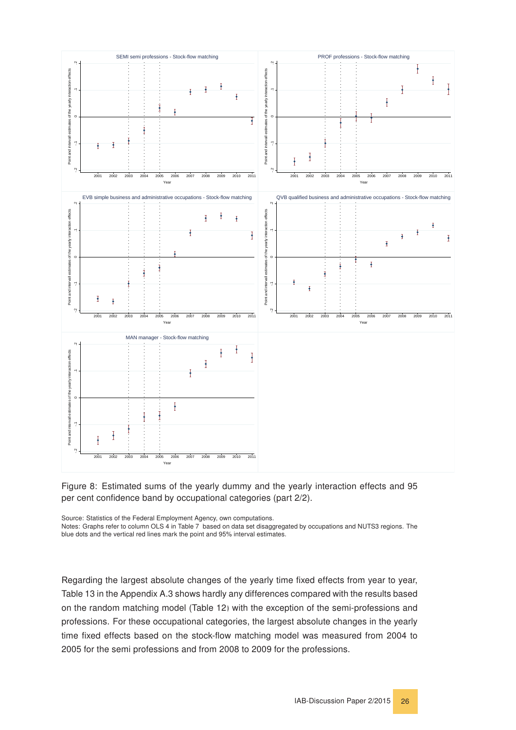Figure 8: Estimated sums of the yearly dummy and the yearly interaction effects and 95 per cent confidence band by occupational categories (part 2/2).

Source: Statistics of the Federal Employment Agency, own computations.
Notes: Graphs refer to column OLS 4 in Table 7 based on data set disaggregated by occupations and NUTS3 regions. The blue dots and the vertical red lines mark the point and 95% interval estimates.

Regarding the largest absolute changes of the yearly time fixed effects from year to year, Table 13 in the Appendix A.3 shows hardly any differences compared with the results based on the random matching model (Table 12) with the exception of the semi-professions and professions. For these occupational categories, the largest absolute changes in the yearly time fixed effects based on the stock-flow matching model was measured from 2004 to 2005 for the semi professions and from 2008 to 2009 for the professions.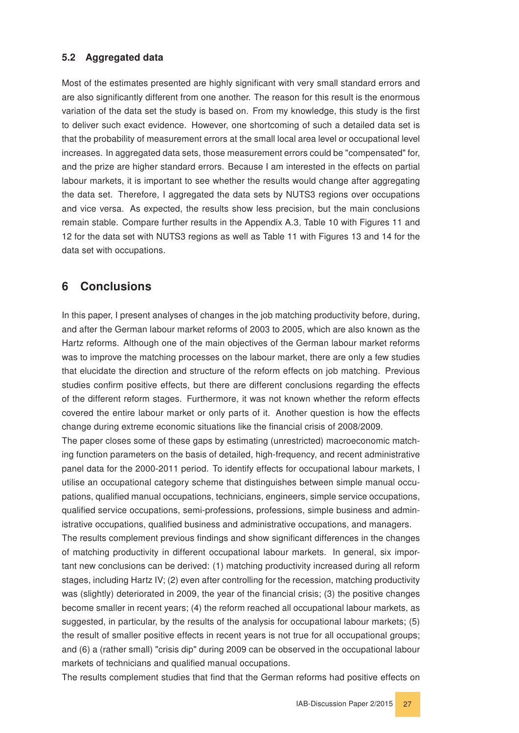### 5.2 Aggregated data

Most of the estimates presented are highly significant with very small standard errors and are also significantly different from one another. The reason for this result is the enormous variation of the data set the study is based on. From my knowledge, this study is the first to deliver such exact evidence. However, one shortcoming of such a detailed data set is that the probability of measurement errors at the small local area level or occupational level increases. In aggregated data sets, those measurement errors could be "compensated" for, and the prize are higher standard errors. Because I am interested in the effects on partial labour markets, it is important to see whether the results would change after aggregating the data set. Therefore, I aggregated the data sets by NUTS3 regions over occupations and vice versa. As expected, the results show less precision, but the main conclusions remain stable. Compare further results in the Appendix A.3, Table 10 with Figures 11 and 12 for the data set with NUTS3 regions as well as Table 11 with Figures 13 and 14 for the data set with occupations.

## 6 Conclusions

In this paper, I present analyses of changes in the job matching productivity before, during, and after the German labour market reforms of 2003 to 2005, which are also known as the Hartz reforms. Although one of the main objectives of the German labour market reforms was to improve the matching processes on the labour market, there are only a few studies that elucidate the direction and structure of the reform effects on job matching. Previous studies confirm positive effects, but there are different conclusions regarding the effects of the different reform stages. Furthermore, it was not known whether the reform effects covered the entire labour market or only parts of it. Another question is how the effects change during extreme economic situations like the financial crisis of 2008/2009.

The paper closes some of these gaps by estimating (unrestricted) macroeconomic matching function parameters on the basis of detailed, high-frequency, and recent administrative panel data for the 2000-2011 period. To identify effects for occupational labour markets, I utilise an occupational category scheme that distinguishes between simple manual occupations, qualified manual occupations, technicians, engineers, simple service occupations, qualified service occupations, semi-professions, professions, simple business and administrative occupations, qualified business and administrative occupations, and managers.

The results complement previous findings and show significant differences in the changes of matching productivity in different occupational labour markets. In general, six important new conclusions can be derived: (1) matching productivity increased during all reform stages, including Hartz IV; (2) even after controlling for the recession, matching productivity was (slightly) deteriorated in 2009, the year of the financial crisis; (3) the positive changes become smaller in recent years; (4) the reform reached all occupational labour markets, as suggested, in particular, by the results of the analysis for occupational labour markets; (5) the result of smaller positive effects in recent years is not true for all occupational groups; and (6) a (rather small) "crisis dip" during 2009 can be observed in the occupational labour markets of technicians and qualified manual occupations.

The results complement studies that find that the German reforms had positive effects on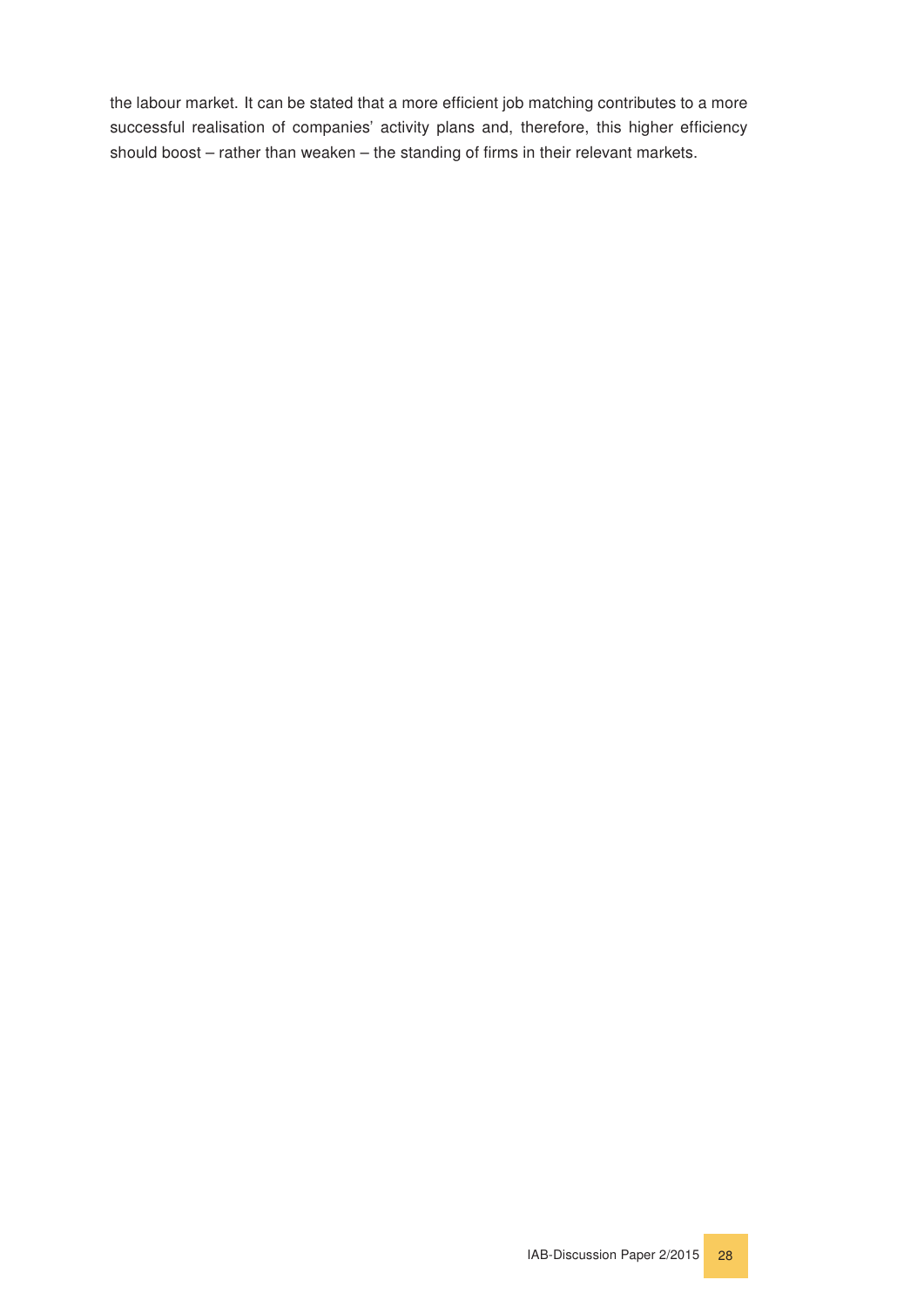the labour market. It can be stated that a more efficient job matching contributes to a more successful realisation of companies' activity plans and, therefore, this higher efficiency should boost – rather than weaken – the standing of firms in their relevant markets.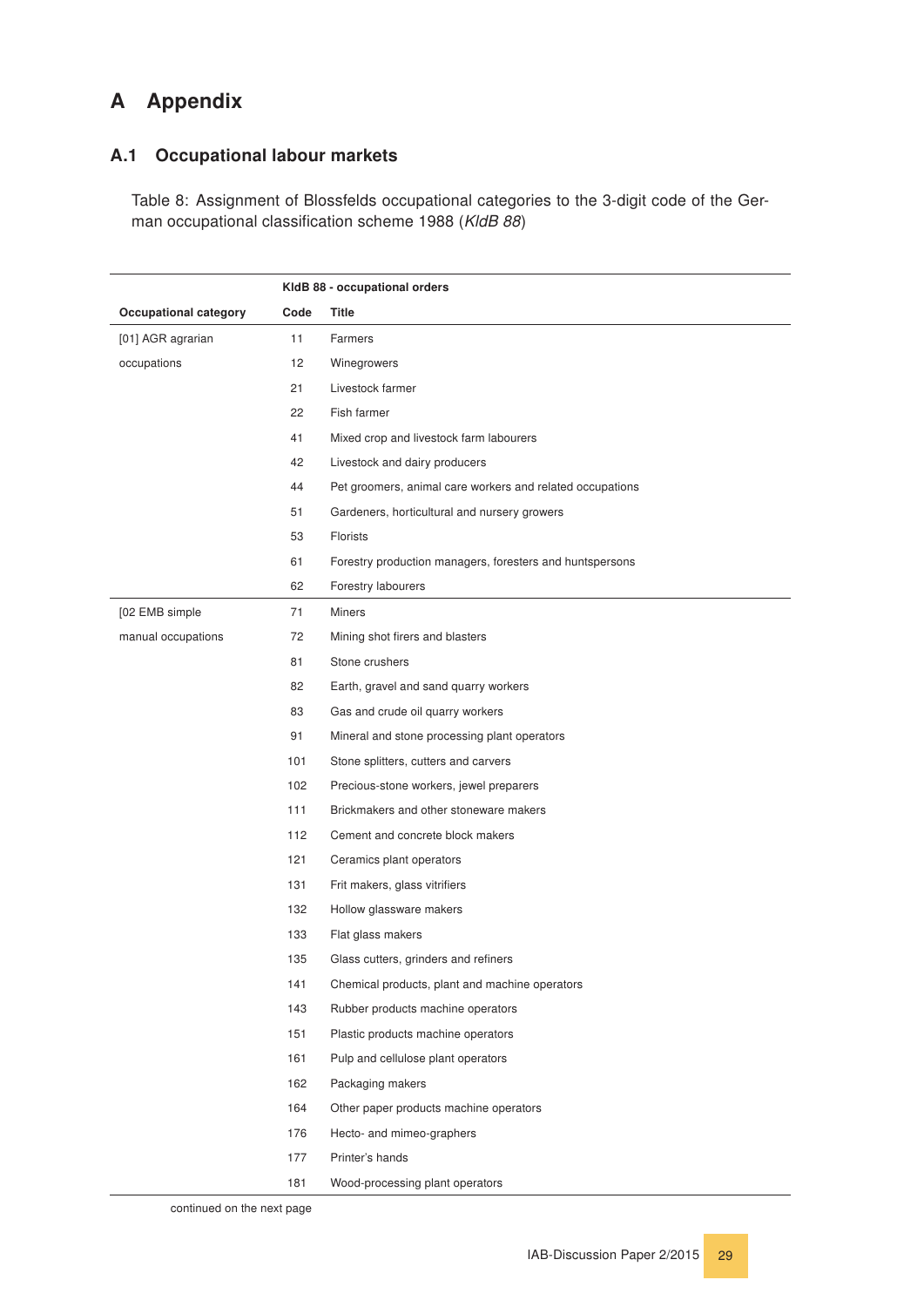# A Appendix

## A.1 Occupational labour markets

Table 8: Assignment of Blossfelds occupational categories to the 3-digit code of the German occupational classification scheme 1988 (*KldB 88*)

| | KldB 88 - occupational orders | |
|---|---|---|
| **Occupational category** | **Code** | **Title** |
| [01] AGR agrarian occupations | 11 | Farmers |
| | 12 | Winegrowers |
| | 21 | Livestock farmer |
| | 22 | Fish farmer |
| | 41 | Mixed crop and livestock farm labourers |
| | 42 | Livestock and dairy producers |
| | 44 | Pet groomers, animal care workers and related occupations |
| | 51 | Gardeners, horticultural and nursery growers |
| | 53 | Florists |
| | 61 | Forestry production managers, foresters and huntspersons |
| | 62 | Forestry labourers |
| [02 EMB simple manual occupations | 71 | Miners |
| | 72 | Mining shot firers and blasters |
| | 81 | Stone crushers |
| | 82 | Earth, gravel and sand quarry workers |
| | 83 | Gas and crude oil quarry workers |
| | 91 | Mineral and stone processing plant operators |
| | 101 | Stone splitters, cutters and carvers |
| | 102 | Precious-stone workers, jewel preparers |
| | 111 | Brickmakers and other stoneware makers |
| | 112 | Cement and concrete block makers |
| | 121 | Ceramics plant operators |
| | 131 | Frit makers, glass vitrifiers |
| | 132 | Hollow glassware makers |
| | 133 | Flat glass makers |
| | 135 | Glass cutters, grinders and refiners |
| | 141 | Chemical products, plant and machine operators |
| | 143 | Rubber products machine operators |
| | 151 | Plastic products machine operators |
| | 161 | Pulp and cellulose plant operators |
| | 162 | Packaging makers |
| | 164 | Other paper products machine operators |
| | 176 | Hecto- and mimeo-graphers |
| | 177 | Printer's hands |
| | 181 | Wood-processing plant operators |

continued on the next page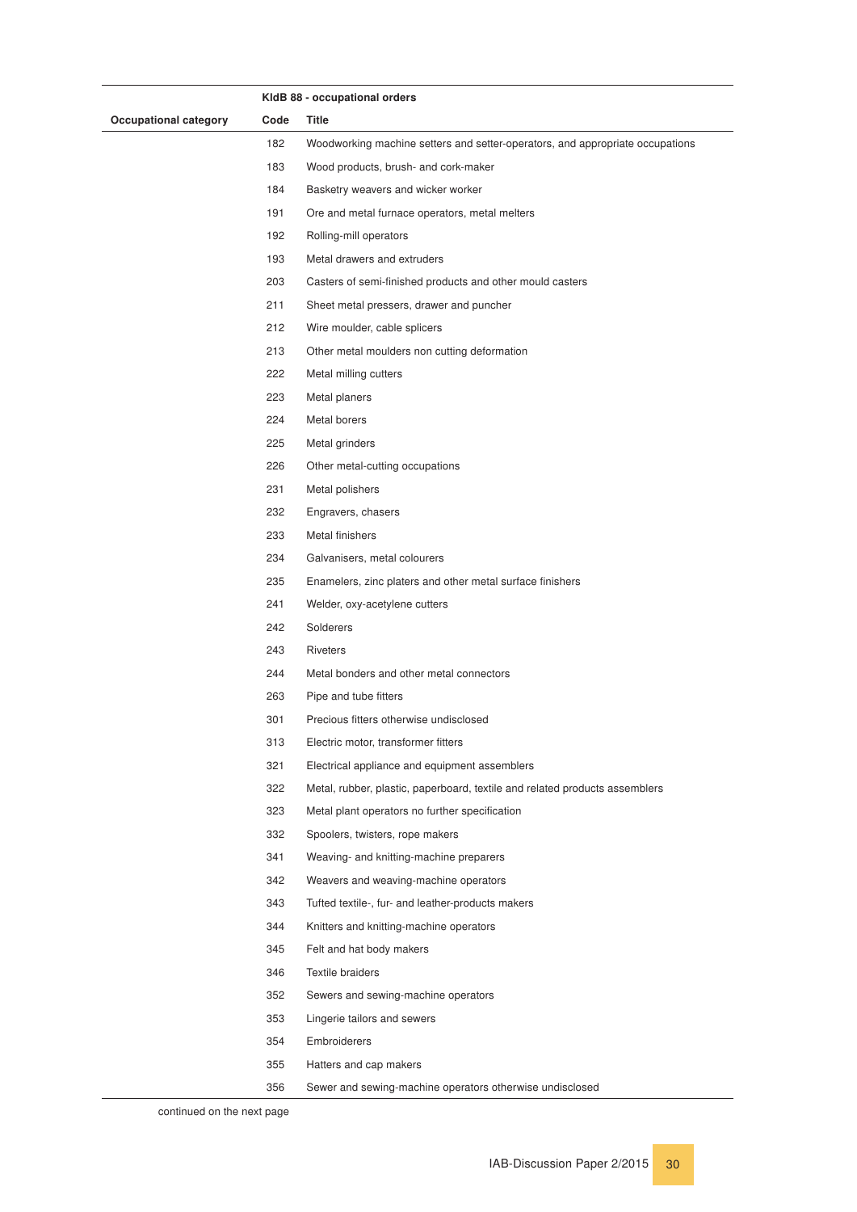| Occupational category | KldB 88 - occupational orders | |
|---|---|---|
| | Code | Title |
| | 182 | Woodworking machine setters and setter-operators, and appropriate occupations |
| | 183 | Wood products, brush- and cork-maker |
| | 184 | Basketry weavers and wicker worker |
| | 191 | Ore and metal furnace operators, metal melters |
| | 192 | Rolling-mill operators |
| | 193 | Metal drawers and extruders |
| | 203 | Casters of semi-finished products and other mould casters |
| | 211 | Sheet metal pressers, drawer and puncher |
| | 212 | Wire moulder, cable splicers |
| | 213 | Other metal moulders non cutting deformation |
| | 222 | Metal milling cutters |
| | 223 | Metal planers |
| | 224 | Metal borers |
| | 225 | Metal grinders |
| | 226 | Other metal-cutting occupations |
| | 231 | Metal polishers |
| | 232 | Engravers, chasers |
| | 233 | Metal finishers |
| | 234 | Galvanisers, metal colourers |
| | 235 | Enamelers, zinc platers and other metal surface finishers |
| | 241 | Welder, oxy-acetylene cutters |
| | 242 | Solderers |
| | 243 | Riveters |
| | 244 | Metal bonders and other metal connectors |
| | 263 | Pipe and tube fitters |
| | 301 | Precious fitters otherwise undisclosed |
| | 313 | Electric motor, transformer fitters |
| | 321 | Electrical appliance and equipment assemblers |
| | 322 | Metal, rubber, plastic, paperboard, textile and related products assemblers |
| | 323 | Metal plant operators no further specification |
| | 332 | Spoolers, twisters, rope makers |
| | 341 | Weaving- and knitting-machine preparers |
| | 342 | Weavers and weaving-machine operators |
| | 343 | Tufted textile-, fur- and leather-products makers |
| | 344 | Knitters and knitting-machine operators |
| | 345 | Felt and hat body makers |
| | 346 | Textile braiders |
| | 352 | Sewers and sewing-machine operators |
| | 353 | Lingerie tailors and sewers |
| | 354 | Embroiderers |
| | 355 | Hatters and cap makers |
| | 356 | Sewer and sewing-machine operators otherwise undisclosed |

continued on the next page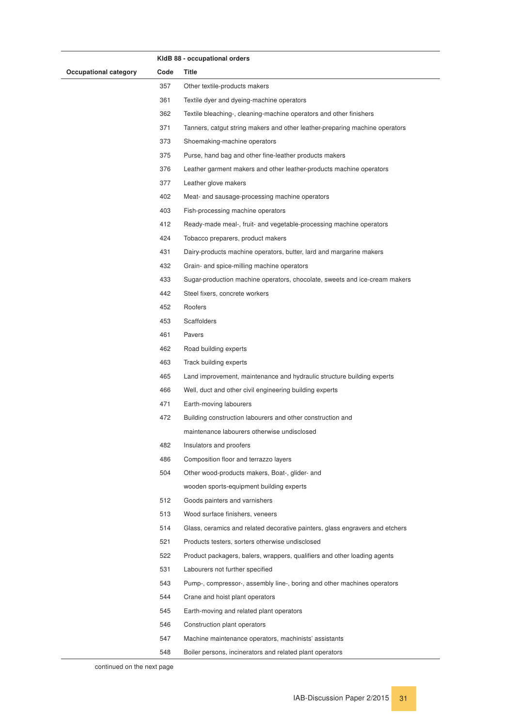| Occupational category | KldB 88 - occupational orders | |
|---|---|---|
| | Code | Title |
| | 357 | Other textile-products makers |
| | 361 | Textile dyer and dyeing-machine operators |
| | 362 | Textile bleaching-, cleaning-machine operators and other finishers |
| | 371 | Tanners, catgut string makers and other leather-preparing machine operators |
| | 373 | Shoemaking-machine operators |
| | 375 | Purse, hand bag and other fine-leather products makers |
| | 376 | Leather garment makers and other leather-products machine operators |
| | 377 | Leather glove makers |
| | 402 | Meat- and sausage-processing machine operators |
| | 403 | Fish-processing machine operators |
| | 412 | Ready-made meal-, fruit- and vegetable-processing machine operators |
| | 424 | Tobacco preparers, product makers |
| | 431 | Dairy-products machine operators, butter, lard and margarine makers |
| | 432 | Grain- and spice-milling machine operators |
| | 433 | Sugar-production machine operators, chocolate, sweets and ice-cream makers |
| | 442 | Steel fixers, concrete workers |
| | 452 | Roofers |
| | 453 | Scaffolders |
| | 461 | Pavers |
| | 462 | Road building experts |
| | 463 | Track building experts |
| | 465 | Land improvement, maintenance and hydraulic structure building experts |
| | 466 | Well, duct and other civil engineering building experts |
| | 471 | Earth-moving labourers |
| | 472 | Building construction labourers and other construction and maintenance labourers otherwise undisclosed |
| | 482 | Insulators and proofers |
| | 486 | Composition floor and terrazzo layers |
| | 504 | Other wood-products makers, Boat-, glider- and wooden sports-equipment building experts |
| | 512 | Goods painters and varnishers |
| | 513 | Wood surface finishers, veneers |
| | 514 | Glass, ceramics and related decorative painters, glass engravers and etchers |
| | 521 | Products testers, sorters otherwise undisclosed |
| | 522 | Product packagers, balers, wrappers, qualifiers and other loading agents |
| | 531 | Labourers not further specified |
| | 543 | Pump-, compressor-, assembly line-, boring and other machines operators |
| | 544 | Crane and hoist plant operators |
| | 545 | Earth-moving and related plant operators |
| | 546 | Construction plant operators |
| | 547 | Machine maintenance operators, machinists' assistants |
| | 548 | Boiler persons, incinerators and related plant operators |

continued on the next page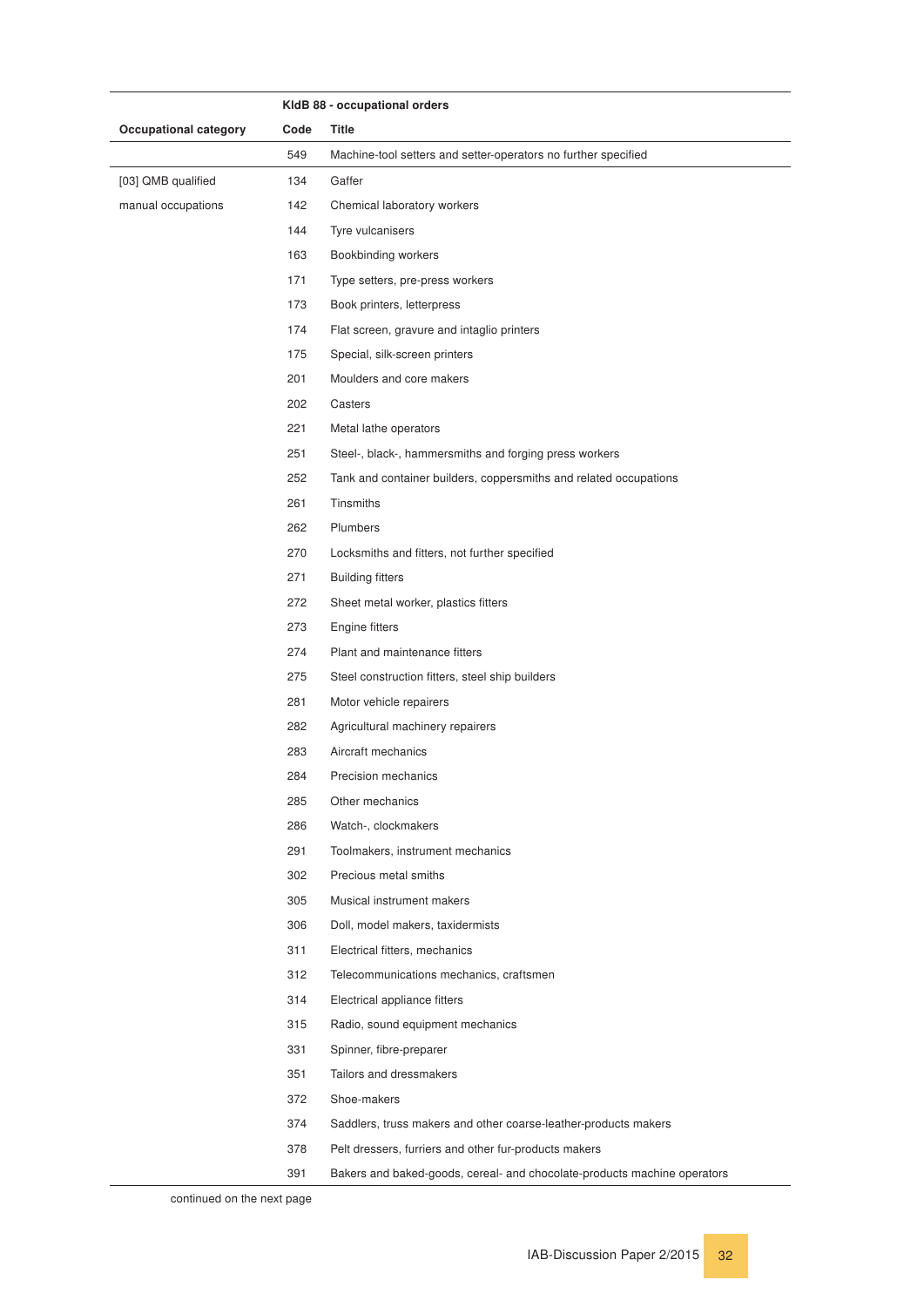| | KldB 88 - occupational orders | |
|---|---|---|
| **Occupational category** | **Code** | **Title** |
| | 549 | Machine-tool setters and setter-operators no further specified |
| [03] QMB qualified manual occupations | 134 | Gaffer |
| | 142 | Chemical laboratory workers |
| | 144 | Tyre vulcanisers |
| | 163 | Bookbinding workers |
| | 171 | Type setters, pre-press workers |
| | 173 | Book printers, letterpress |
| | 174 | Flat screen, gravure and intaglio printers |
| | 175 | Special, silk-screen printers |
| | 201 | Moulders and core makers |
| | 202 | Casters |
| | 221 | Metal lathe operators |
| | 251 | Steel-, black-, hammersmiths and forging press workers |
| | 252 | Tank and container builders, coppersmiths and related occupations |
| | 261 | Tinsmiths |
| | 262 | Plumbers |
| | 270 | Locksmiths and fitters, not further specified |
| | 271 | Building fitters |
| | 272 | Sheet metal worker, plastics fitters |
| | 273 | Engine fitters |
| | 274 | Plant and maintenance fitters |
| | 275 | Steel construction fitters, steel ship builders |
| | 281 | Motor vehicle repairers |
| | 282 | Agricultural machinery repairers |
| | 283 | Aircraft mechanics |
| | 284 | Precision mechanics |
| | 285 | Other mechanics |
| | 286 | Watch-, clockmakers |
| | 291 | Toolmakers, instrument mechanics |
| | 302 | Precious metal smiths |
| | 305 | Musical instrument makers |
| | 306 | Doll, model makers, taxidermists |
| | 311 | Electrical fitters, mechanics |
| | 312 | Telecommunications mechanics, craftsmen |
| | 314 | Electrical appliance fitters |
| | 315 | Radio, sound equipment mechanics |
| | 331 | Spinner, fibre-preparer |
| | 351 | Tailors and dressmakers |
| | 372 | Shoe-makers |
| | 374 | Saddlers, truss makers and other coarse-leather-products makers |
| | 378 | Pelt dressers, furriers and other fur-products makers |
| | 391 | Bakers and baked-goods, cereal- and chocolate-products machine operators |

continued on the next page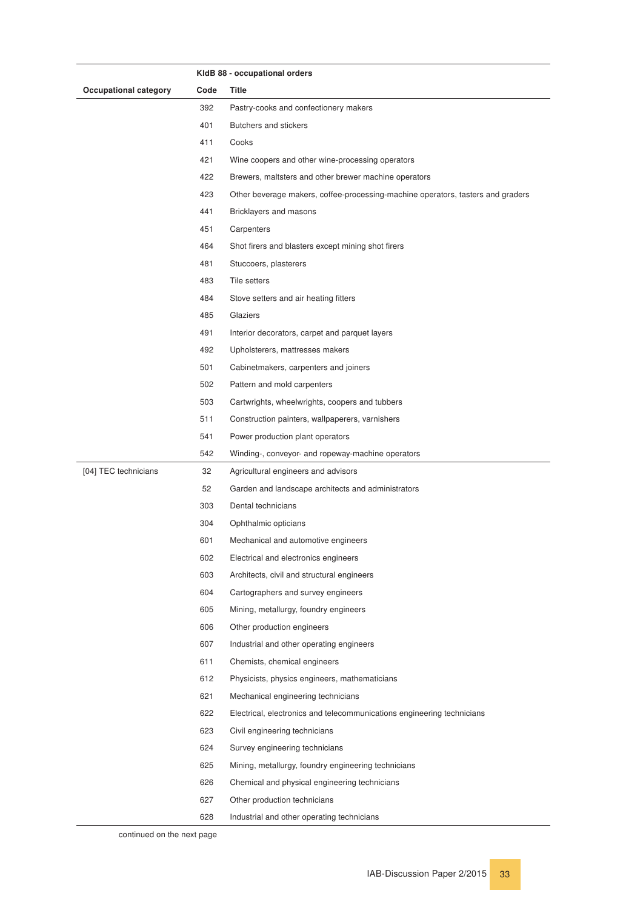| Occupational category | KldB 88 - occupational orders | |
|---|---|---|
| | Code | Title |
| | 392 | Pastry-cooks and confectionery makers |
| | 401 | Butchers and stickers |
| | 411 | Cooks |
| | 421 | Wine coopers and other wine-processing operators |
| | 422 | Brewers, maltsters and other brewer machine operators |
| | 423 | Other beverage makers, coffee-processing-machine operators, tasters and graders |
| | 441 | Bricklayers and masons |
| | 451 | Carpenters |
| | 464 | Shot firers and blasters except mining shot firers |
| | 481 | Stuccoers, plasterers |
| | 483 | Tile setters |
| | 484 | Stove setters and air heating fitters |
| | 485 | Glaziers |
| | 491 | Interior decorators, carpet and parquet layers |
| | 492 | Upholsterers, mattresses makers |
| | 501 | Cabinetmakers, carpenters and joiners |
| | 502 | Pattern and mold carpenters |
| | 503 | Cartwrights, wheelwrights, coopers and tubbers |
| | 511 | Construction painters, wallpaperers, varnishers |
| | 541 | Power production plant operators |
| | 542 | Winding-, conveyor- and ropeway-machine operators |
| [04] TEC technicians | 32 | Agricultural engineers and advisors |
| | 52 | Garden and landscape architects and administrators |
| | 303 | Dental technicians |
| | 304 | Ophthalmic opticians |
| | 601 | Mechanical and automotive engineers |
| | 602 | Electrical and electronics engineers |
| | 603 | Architects, civil and structural engineers |
| | 604 | Cartographers and survey engineers |
| | 605 | Mining, metallurgy, foundry engineers |
| | 606 | Other production engineers |
| | 607 | Industrial and other operating engineers |
| | 611 | Chemists, chemical engineers |
| | 612 | Physicists, physics engineers, mathematicians |
| | 621 | Mechanical engineering technicians |
| | 622 | Electrical, electronics and telecommunications engineering technicians |
| | 623 | Civil engineering technicians |
| | 624 | Survey engineering technicians |
| | 625 | Mining, metallurgy, foundry engineering technicians |
| | 626 | Chemical and physical engineering technicians |
| | 627 | Other production technicians |
| | 628 | Industrial and other operating technicians |

continued on the next page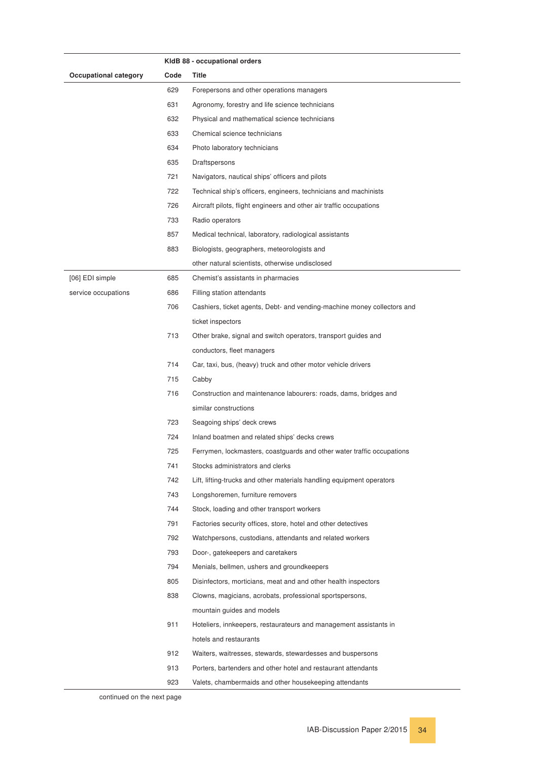| Occupational category | KldB 88 - occupational orders | |
|---|---|---|
| | Code | Title |
| | 629 | Forepersons and other operations managers |
| | 631 | Agronomy, forestry and life science technicians |
| | 632 | Physical and mathematical science technicians |
| | 633 | Chemical science technicians |
| | 634 | Photo laboratory technicians |
| | 635 | Draftspersons |
| | 721 | Navigators, nautical ships' officers and pilots |
| | 722 | Technical ship's officers, engineers, technicians and machinists |
| | 726 | Aircraft pilots, flight engineers and other air traffic occupations |
| | 733 | Radio operators |
| | 857 | Medical technical, laboratory, radiological assistants |
| | 883 | Biologists, geographers, meteorologists and other natural scientists, otherwise undisclosed |
| [06] EDI simple service occupations | 685 | Chemist's assistants in pharmacies |
| | 686 | Filling station attendants |
| | 706 | Cashiers, ticket agents, Debt- and vending-machine money collectors and ticket inspectors |
| | 713 | Other brake, signal and switch operators, transport guides and conductors, fleet managers |
| | 714 | Car, taxi, bus, (heavy) truck and other motor vehicle drivers |
| | 715 | Cabby |
| | 716 | Construction and maintenance labourers: roads, dams, bridges and similar constructions |
| | 723 | Seagoing ships' deck crews |
| | 724 | Inland boatmen and related ships' decks crews |
| | 725 | Ferrymen, lockmasters, coastguards and other water traffic occupations |
| | 741 | Stocks administrators and clerks |
| | 742 | Lift, lifting-trucks and other materials handling equipment operators |
| | 743 | Longshoremen, furniture removers |
| | 744 | Stock, loading and other transport workers |
| | 791 | Factories security offices, store, hotel and other detectives |
| | 792 | Watchpersons, custodians, attendants and related workers |
| | 793 | Door-, gatekeepers and caretakers |
| | 794 | Menials, bellmen, ushers and groundkeepers |
| | 805 | Disinfectors, morticians, meat and and other health inspectors |
| | 838 | Clowns, magicians, acrobats, professional sportspersons, mountain guides and models |
| | 911 | Hoteliers, innkeepers, restaurateurs and management assistants in hotels and restaurants |
| | 912 | Waiters, waitresses, stewards, stewardesses and buspersons |
| | 913 | Porters, bartenders and other hotel and restaurant attendants |
| | 923 | Valets, chambermaids and other housekeeping attendants |

continued on the next page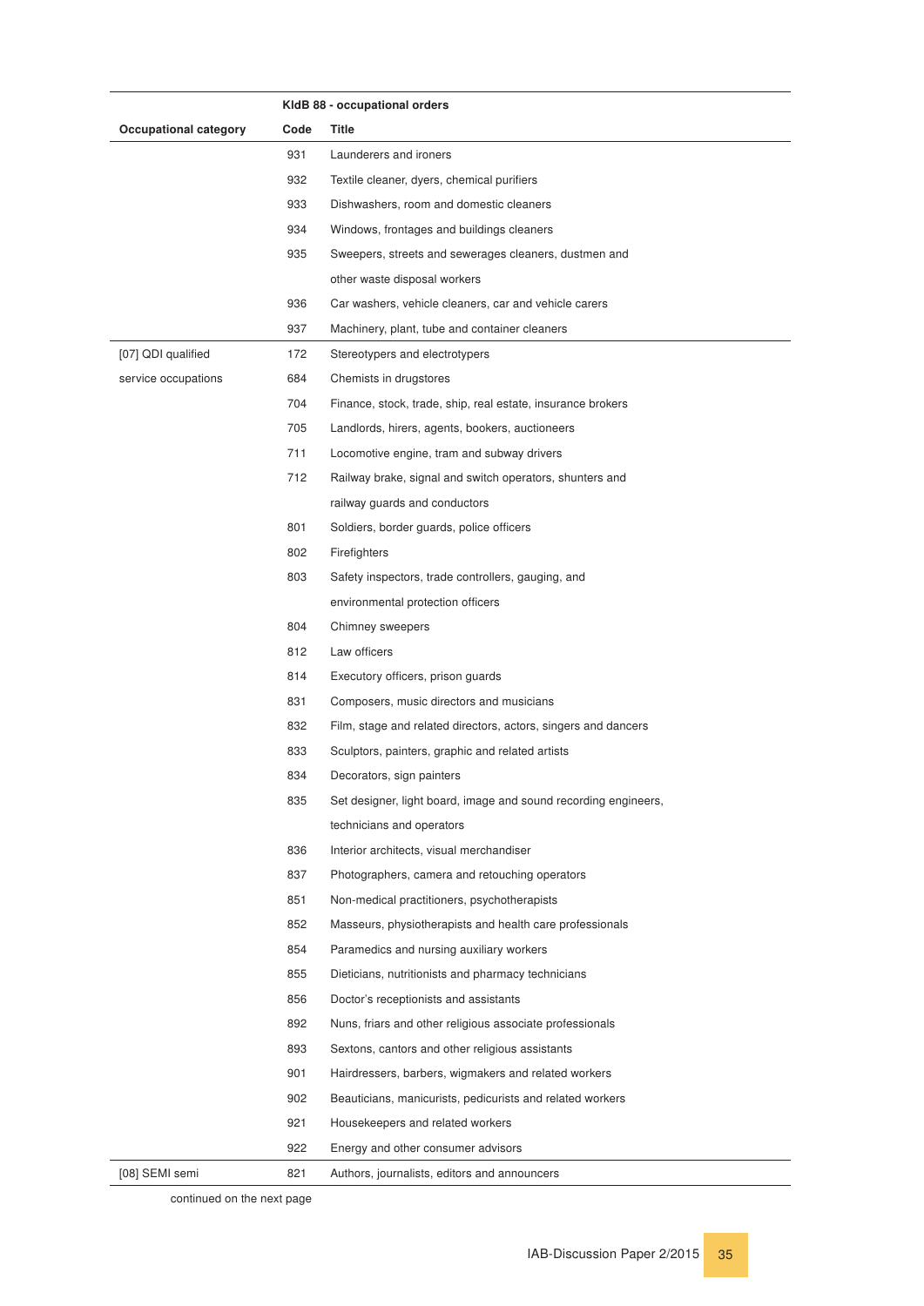| Occupational category | KldB 88 - occupational orders | |
| --- | --- | --- |
| | Code | Title |
| | 931 | Launderers and ironers |
| | 932 | Textile cleaner, dyers, chemical purifiers |
| | 933 | Dishwashers, room and domestic cleaners |
| | 934 | Windows, frontages and buildings cleaners |
| | 935 | Sweepers, streets and sewerages cleaners, dustmen and other waste disposal workers |
| | 936 | Car washers, vehicle cleaners, car and vehicle carers |
| | 937 | Machinery, plant, tube and container cleaners |
| [07] QDI qualified service occupations | 172 | Stereotypers and electrotypers |
| | 684 | Chemists in drugstores |
| | 704 | Finance, stock, trade, ship, real estate, insurance brokers |
| | 705 | Landlords, hirers, agents, bookers, auctioneers |
| | 711 | Locomotive engine, tram and subway drivers |
| | 712 | Railway brake, signal and switch operators, shunters and railway guards and conductors |
| | 801 | Soldiers, border guards, police officers |
| | 802 | Firefighters |
| | 803 | Safety inspectors, trade controllers, gauging, and environmental protection officers |
| | 804 | Chimney sweepers |
| | 812 | Law officers |
| | 814 | Executory officers, prison guards |
| | 831 | Composers, music directors and musicians |
| | 832 | Film, stage and related directors, actors, singers and dancers |
| | 833 | Sculptors, painters, graphic and related artists |
| | 834 | Decorators, sign painters |
| | 835 | Set designer, light board, image and sound recording engineers, technicians and operators |
| | 836 | Interior architects, visual merchandiser |
| | 837 | Photographers, camera and retouching operators |
| | 851 | Non-medical practitioners, psychotherapists |
| | 852 | Masseurs, physiotherapists and health care professionals |
| | 854 | Paramedics and nursing auxiliary workers |
| | 855 | Dieticians, nutritionists and pharmacy technicians |
| | 856 | Doctor's receptionists and assistants |
| | 892 | Nuns, friars and other religious associate professionals |
| | 893 | Sextons, cantors and other religious assistants |
| | 901 | Hairdressers, barbers, wigmakers and related workers |
| | 902 | Beauticians, manicurists, pedicurists and related workers |
| | 921 | Housekeepers and related workers |
| | 922 | Energy and other consumer advisors |
| [08] SEMI semi | 821 | Authors, journalists, editors and announcers |

continued on the next page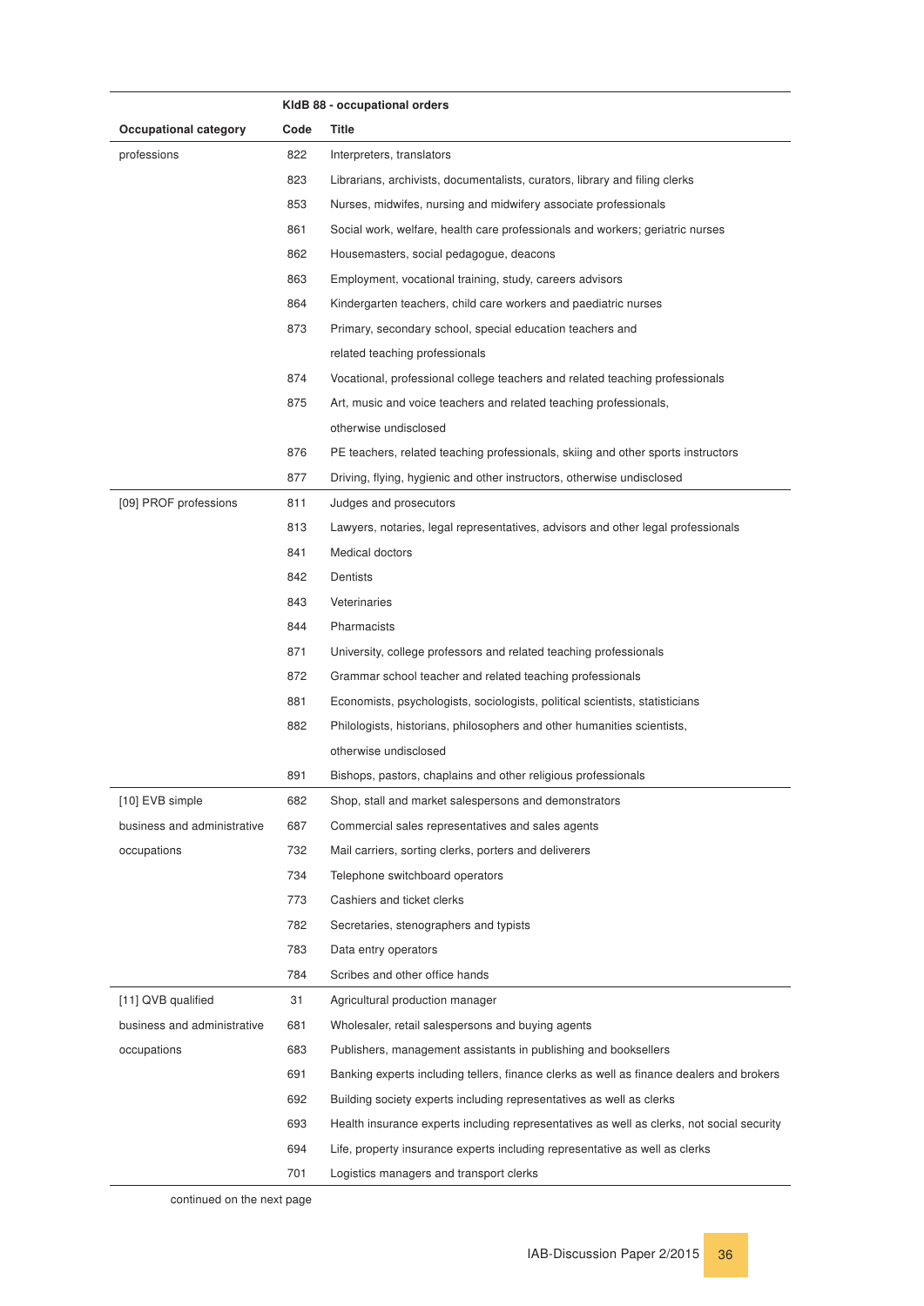| Occupational category | KldB 88 - occupational orders Code | Title |
|---|---|---|
| professions | 822 | Interpreters, translators |
| | 823 | Librarians, archivists, documentalists, curators, library and filing clerks |
| | 853 | Nurses, midwifes, nursing and midwifery associate professionals |
| | 861 | Social work, welfare, health care professionals and workers; geriatric nurses |
| | 862 | Housemasters, social pedagogue, deacons |
| | 863 | Employment, vocational training, study, careers advisors |
| | 864 | Kindergarten teachers, child care workers and paediatric nurses |
| | 873 | Primary, secondary school, special education teachers and related teaching professionals |
| | 874 | Vocational, professional college teachers and related teaching professionals |
| | 875 | Art, music and voice teachers and related teaching professionals, otherwise undisclosed |
| | 876 | PE teachers, related teaching professionals, skiing and other sports instructors |
| | 877 | Driving, flying, hygienic and other instructors, otherwise undisclosed |
| [09] PROF professions | 811 | Judges and prosecutors |
| | 813 | Lawyers, notaries, legal representatives, advisors and other legal professionals |
| | 841 | Medical doctors |
| | 842 | Dentists |
| | 843 | Veterinaries |
| | 844 | Pharmacists |
| | 871 | University, college professors and related teaching professionals |
| | 872 | Grammar school teacher and related teaching professionals |
| | 881 | Economists, psychologists, sociologists, political scientists, statisticians |
| | 882 | Philologists, historians, philosophers and other humanities scientists, otherwise undisclosed |
| | 891 | Bishops, pastors, chaplains and other religious professionals |
| [10] EVB simple business and administrative occupations | 682 | Shop, stall and market salespersons and demonstrators |
| | 687 | Commercial sales representatives and sales agents |
| | 732 | Mail carriers, sorting clerks, porters and deliverers |
| | 734 | Telephone switchboard operators |
| | 773 | Cashiers and ticket clerks |
| | 782 | Secretaries, stenographers and typists |
| | 783 | Data entry operators |
| | 784 | Scribes and other office hands |
| [11] QVB qualified business and administrative occupations | 31 | Agricultural production manager |
| | 681 | Wholesaler, retail salespersons and buying agents |
| | 683 | Publishers, management assistants in publishing and booksellers |
| | 691 | Banking experts including tellers, finance clerks as well as finance dealers and brokers |
| | 692 | Building society experts including representatives as well as clerks |
| | 693 | Health insurance experts including representatives as well as clerks, not social security |
| | 694 | Life, property insurance experts including representative as well as clerks |
| | 701 | Logistics managers and transport clerks |

continued on the next page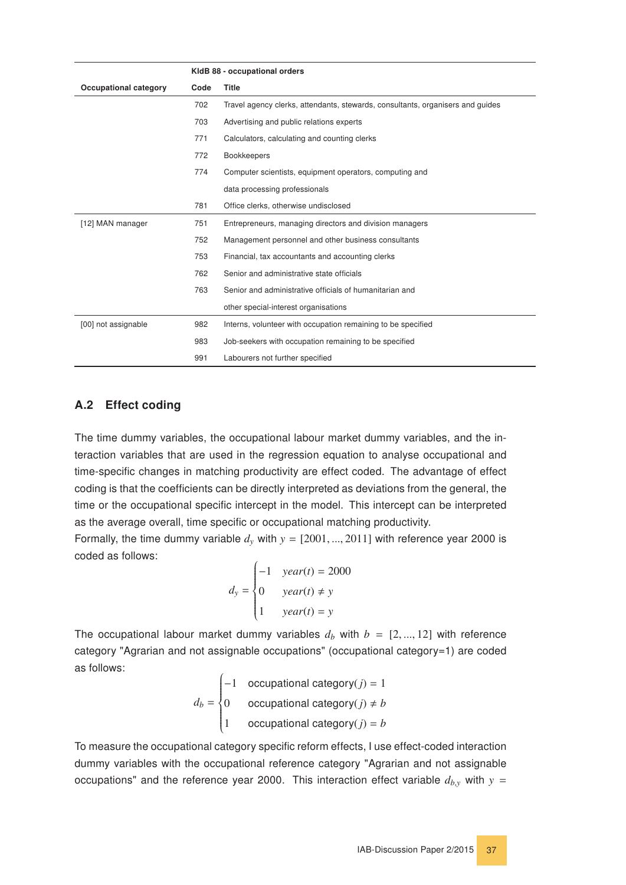| | KldB 88 - occupational orders | |
|---|---|---|
| **Occupational category** | **Code** | **Title** |
| | 702 | Travel agency clerks, attendants, stewards, consultants, organisers and guides |
| | 703 | Advertising and public relations experts |
| | 771 | Calculators, calculating and counting clerks |
| | 772 | Bookkeepers |
| | 774 | Computer scientists, equipment operators, computing and data processing professionals |
| | 781 | Office clerks, otherwise undisclosed |
| [12] MAN manager | 751 | Entrepreneurs, managing directors and division managers |
| | 752 | Management personnel and other business consultants |
| | 753 | Financial, tax accountants and accounting clerks |
| | 762 | Senior and administrative state officials |
| | 763 | Senior and administrative officials of humanitarian and other special-interest organisations |
| [00] not assignable | 982 | Interns, volunteer with occupation remaining to be specified |
| | 983 | Job-seekers with occupation remaining to be specified |
| | 991 | Labourers not further specified |

## A.2 Effect coding

The time dummy variables, the occupational labour market dummy variables, and the interaction variables that are used in the regression equation to analyse occupational and time-specific changes in matching productivity are effect coded. The advantage of effect coding is that the coefficients can be directly interpreted as deviations from the general, the time or the occupational specific intercept in the model. This intercept can be interpreted as the average overall, time specific or occupational matching productivity.

Formally, the time dummy variable $d_y$ with $y = [2001, ..., 2011]$ with reference year 2000 is coded as follows:

$$d_y = \begin{cases} -1 & year(t) = 2000 \\ 0 & year(t) \neq y \\ 1 & year(t) = y \end{cases}$$

The occupational labour market dummy variables $d_b$ with $b = [2, ..., 12]$ with reference category "Agrarian and not assignable occupations" (occupational category=1) are coded as follows:

$$d_b = \begin{cases} -1 & \text{occupational category}(j) = 1 \\ 0 & \text{occupational category}(j) \neq b \\ 1 & \text{occupational category}(j) = b \end{cases}$$

To measure the occupational category specific reform effects, I use effect-coded interaction dummy variables with the occupational reference category "Agrarian and not assignable occupations" and the reference year 2000. This interaction effect variable $d_{b,y}$ with $y =$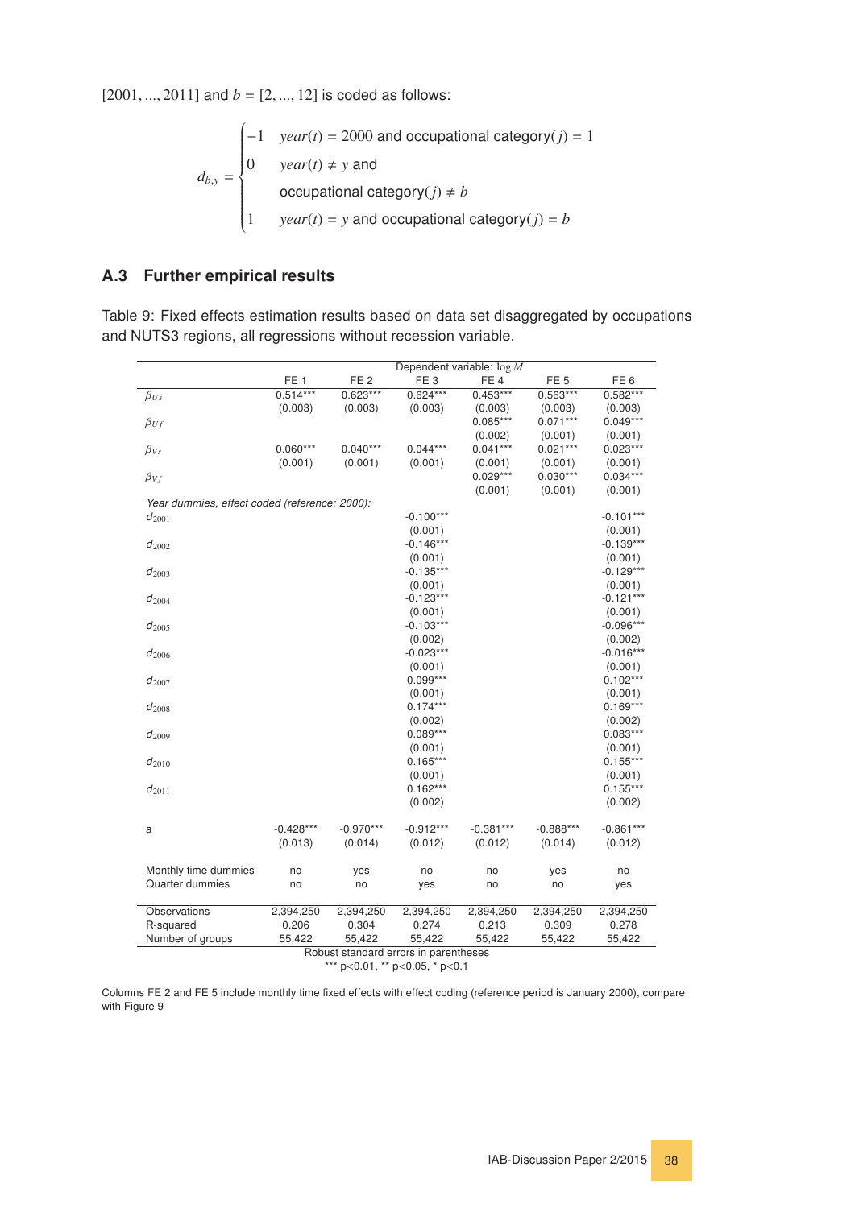$[2001, ..., 2011]$ and $b = [2, ..., 12]$ is coded as follows:

$$d_{b,y} = \begin{cases} -1 & year(t) = 2000 \text{ and occupational category}(j) = 1 \\ 0 & year(t) \neq y \text{ and} \\ & \text{occupational category}(j) \neq b \\ 1 & year(t) = y \text{ and occupational category}(j) = b \end{cases}$$

## A.3 Further empirical results

Table 9: Fixed effects estimation results based on data set disaggregated by occupations and NUTS3 regions, all regressions without recession variable.

| | Dependent variable: $\log M$ | | | | | |
|---|---|---|---|---|---|---|
| | FE 1 | FE 2 | FE 3 | FE 4 | FE 5 | FE 6 |
| $\beta_{Us}$ | 0.514*** | 0.623*** | 0.624*** | 0.453*** | 0.563*** | 0.582*** |
| | (0.003) | (0.003) | (0.003) | (0.003) | (0.003) | (0.003) |
| $\beta_{Uf}$ | | | | 0.085*** | 0.071*** | 0.049*** |
| | | | | (0.002) | (0.001) | (0.001) |
| $\beta_{Vs}$ | 0.060*** | 0.040*** | 0.044*** | 0.041*** | 0.021*** | 0.023*** |
| | (0.001) | (0.001) | (0.001) | (0.001) | (0.001) | (0.001) |
| $\beta_{Vf}$ | | | | 0.029*** | 0.030*** | 0.034*** |
| | | | | (0.001) | (0.001) | (0.001) |
| *Year dummies, effect coded (reference: 2000):* | | | | | | |
| $d_{2001}$ | | | -0.100*** | | | -0.101*** |
| | | | (0.001) | | | (0.001) |
| $d_{2002}$ | | | -0.146*** | | | -0.139*** |
| | | | (0.001) | | | (0.001) |
| $d_{2003}$ | | | -0.135*** | | | -0.129*** |
| | | | (0.001) | | | (0.001) |
| $d_{2004}$ | | | -0.123*** | | | -0.121*** |
| | | | (0.001) | | | (0.001) |
| $d_{2005}$ | | | -0.103*** | | | -0.096*** |
| | | | (0.002) | | | (0.002) |
| $d_{2006}$ | | | -0.023*** | | | -0.016*** |
| | | | (0.001) | | | (0.001) |
| $d_{2007}$ | | | 0.099*** | | | 0.102*** |
| | | | (0.001) | | | (0.001) |
| $d_{2008}$ | | | 0.174*** | | | 0.169*** |
| | | | (0.002) | | | (0.002) |
| $d_{2009}$ | | | 0.089*** | | | 0.083*** |
| | | | (0.001) | | | (0.001) |
| $d_{2010}$ | | | 0.165*** | | | 0.155*** |
| | | | (0.001) | | | (0.001) |
| $d_{2011}$ | | | 0.162*** | | | 0.155*** |
| | | | (0.002) | | | (0.002) |
| a | -0.428*** | -0.970*** | -0.912*** | -0.381*** | -0.888*** | -0.861*** |
| | (0.013) | (0.014) | (0.012) | (0.012) | (0.014) | (0.012) |
| Monthly time dummies | no | yes | no | no | yes | no |
| Quarter dummies | no | no | yes | no | no | yes |
| Observations | 2,394,250 | 2,394,250 | 2,394,250 | 2,394,250 | 2,394,250 | 2,394,250 |
| R-squared | 0.206 | 0.304 | 0.274 | 0.213 | 0.309 | 0.278 |
| Number of groups | 55,422 | 55,422 | 55,422 | 55,422 | 55,422 | 55,422 |

Robust standard errors in parentheses
*** p<0.01, ** p<0.05, * p<0.1

Columns FE 2 and FE 5 include monthly time fixed effects with effect coding (reference period is January 2000), compare with Figure 9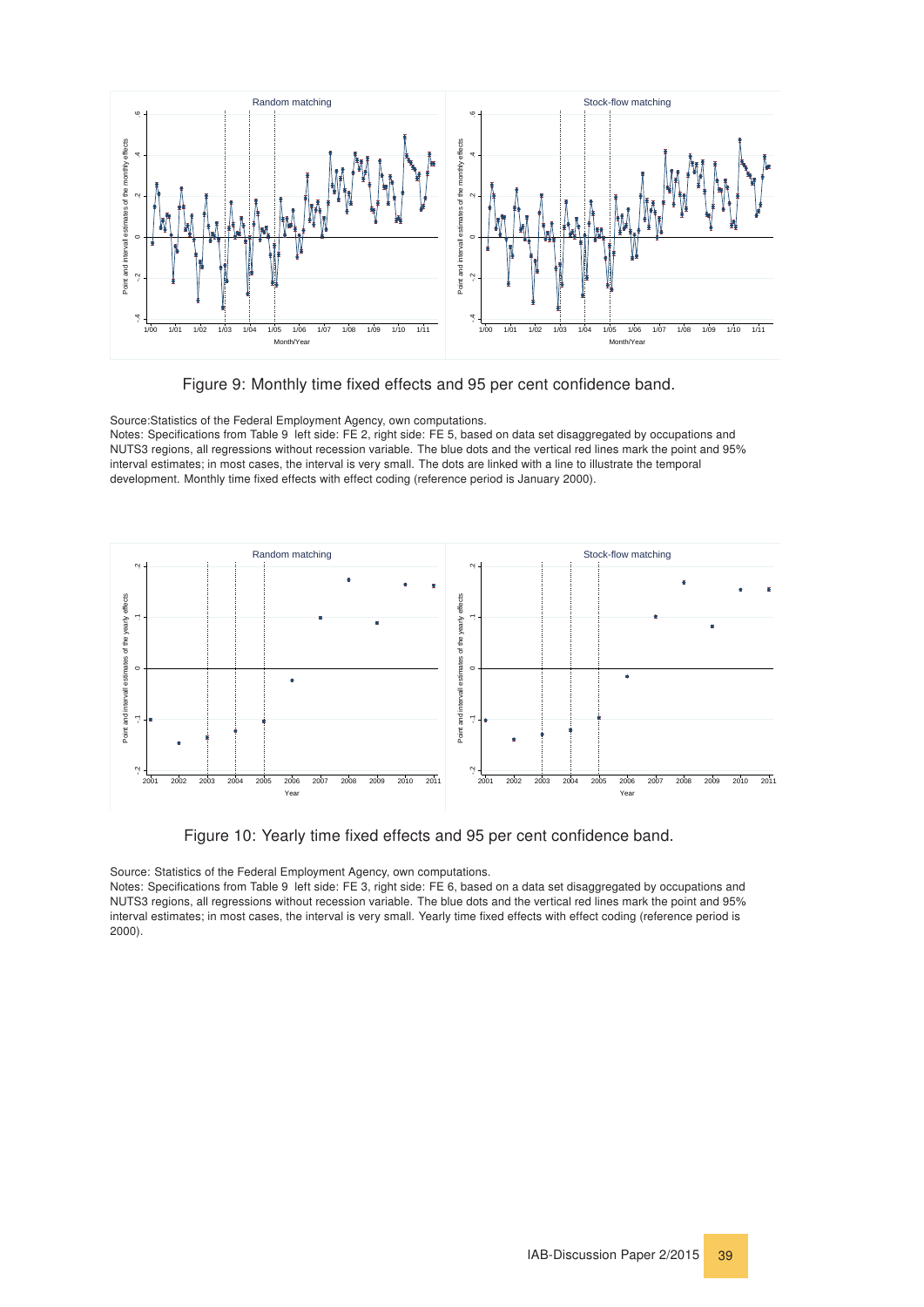Figure 9: Monthly time fixed effects and 95 per cent confidence band.

Source:Statistics of the Federal Employment Agency, own computations.
Notes: Specifications from Table 9 left side: FE 2, right side: FE 5, based on data set disaggregated by occupations and NUTS3 regions, all regressions without recession variable. The blue dots and the vertical red lines mark the point and 95% interval estimates; in most cases, the interval is very small. The dots are linked with a line to illustrate the temporal development. Monthly time fixed effects with effect coding (reference period is January 2000).

Figure 10: Yearly time fixed effects and 95 per cent confidence band.

Source: Statistics of the Federal Employment Agency, own computations.
Notes: Specifications from Table 9 left side: FE 3, right side: FE 6, based on a data set disaggregated by occupations and NUTS3 regions, all regressions without recession variable. The blue dots and the vertical red lines mark the point and 95% interval estimates; in most cases, the interval is very small. Yearly time fixed effects with effect coding (reference period is 2000).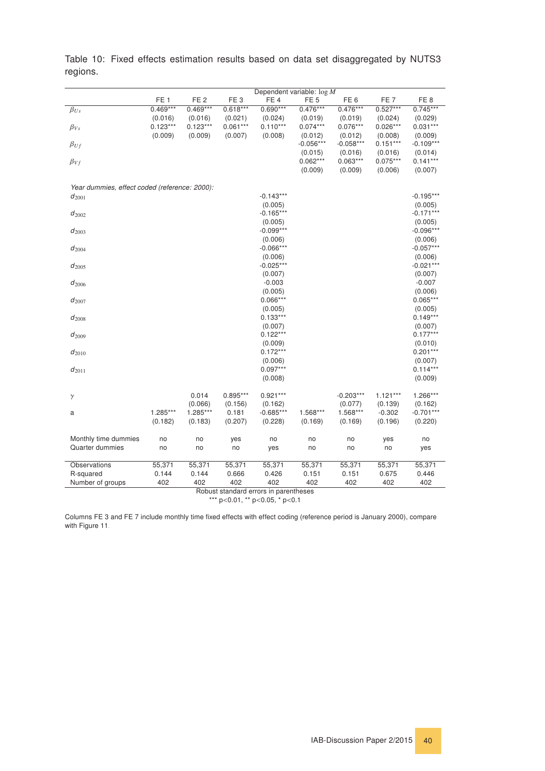Table 10: Fixed effects estimation results based on data set disaggregated by NUTS3 regions.

| | Dependent variable: $\log M$ | | | | | | | |
|---|---|---|---|---|---|---|---|---|
| | FE 1 | FE 2 | FE 3 | FE 4 | FE 5 | FE 6 | FE 7 | FE 8 |
| $\beta_{Us}$ | 0.469*** | 0.469*** | 0.618*** | 0.690*** | 0.476*** | 0.476*** | 0.527*** | 0.745*** |
| | (0.016) | (0.016) | (0.021) | (0.024) | (0.019) | (0.019) | (0.024) | (0.029) |
| $\beta_{Vs}$ | 0.123*** | 0.123*** | 0.061*** | 0.110*** | 0.074*** | 0.076*** | 0.026*** | 0.031*** |
| | (0.009) | (0.009) | (0.007) | (0.008) | (0.012) | (0.012) | (0.008) | (0.009) |
| $\beta_{Uf}$ | | | | | -0.056*** | -0.058*** | 0.151*** | -0.109*** |
| | | | | | (0.015) | (0.016) | (0.016) | (0.014) |
| $\beta_{Vf}$ | | | | | 0.062*** | 0.063*** | 0.075*** | 0.141*** |
| | | | | | (0.009) | (0.009) | (0.006) | (0.007) |
| *Year dummies, effect coded (reference: 2000):* | | | | | | | | |
| $d_{2001}$ | | | | -0.143*** | | | | -0.195*** |
| | | | | (0.005) | | | | (0.005) |
| $d_{2002}$ | | | | -0.165*** | | | | -0.171*** |
| | | | | (0.005) | | | | (0.005) |
| $d_{2003}$ | | | | -0.099*** | | | | -0.096*** |
| | | | | (0.006) | | | | (0.006) |
| $d_{2004}$ | | | | -0.066*** | | | | -0.057*** |
| | | | | (0.006) | | | | (0.006) |
| $d_{2005}$ | | | | -0.025*** | | | | -0.021*** |
| | | | | (0.007) | | | | (0.007) |
| $d_{2006}$ | | | | -0.003 | | | | -0.007 |
| | | | | (0.005) | | | | (0.006) |
| $d_{2007}$ | | | | 0.066*** | | | | 0.065*** |
| | | | | (0.005) | | | | (0.005) |
| $d_{2008}$ | | | | 0.133*** | | | | 0.149*** |
| | | | | (0.007) | | | | (0.007) |
| $d_{2009}$ | | | | 0.122*** | | | | 0.177*** |
| | | | | (0.009) | | | | (0.010) |
| $d_{2010}$ | | | | 0.172*** | | | | 0.201*** |
| | | | | (0.006) | | | | (0.007) |
| $d_{2011}$ | | | | 0.097*** | | | | 0.114*** |
| | | | | (0.008) | | | | (0.009) |
| $\gamma$ | | 0.014 | 0.895*** | 0.921*** | | -0.203*** | 1.121*** | 1.266*** |
| | | (0.066) | (0.156) | (0.162) | | (0.077) | (0.139) | (0.162) |
| a | 1.285*** | 1.285*** | 0.181 | -0.685*** | 1.568*** | 1.568*** | -0.302 | -0.701*** |
| | (0.182) | (0.183) | (0.207) | (0.228) | (0.169) | (0.169) | (0.196) | (0.220) |
| Monthly time dummies | no | no | yes | no | no | no | yes | no |
| Quarter dummies | no | no | no | yes | no | no | no | yes |
| Observations | 55,371 | 55,371 | 55,371 | 55,371 | 55,371 | 55,371 | 55,371 | 55,371 |
| R-squared | 0.144 | 0.144 | 0.666 | 0.426 | 0.151 | 0.151 | 0.675 | 0.446 |
| Number of groups | 402 | 402 | 402 | 402 | 402 | 402 | 402 | 402 |

Robust standard errors in parentheses

*** p<0.01, ** p<0.05, * p<0.1

Columns FE 3 and FE 7 include monthly time fixed effects with effect coding (reference period is January 2000), compare with Figure 11.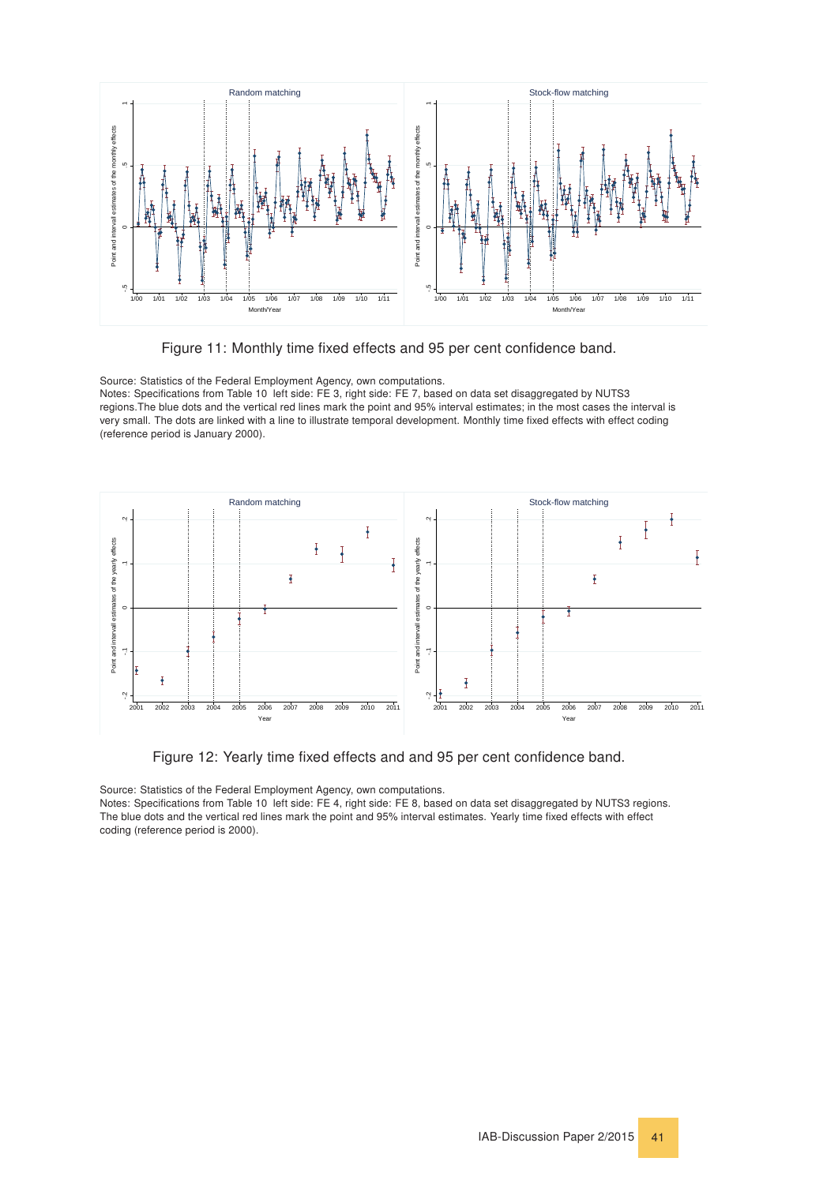Figure 11: Monthly time fixed effects and 95 per cent confidence band.

Source: Statistics of the Federal Employment Agency, own computations.
Notes: Specifications from Table 10 left side: FE 3, right side: FE 7, based on data set disaggregated by NUTS3 regions.The blue dots and the vertical red lines mark the point and 95% interval estimates; in the most cases the interval is very small. The dots are linked with a line to illustrate temporal development. Monthly time fixed effects with effect coding (reference period is January 2000).

Figure 12: Yearly time fixed effects and and 95 per cent confidence band.

Source: Statistics of the Federal Employment Agency, own computations.
Notes: Specifications from Table 10 left side: FE 4, right side: FE 8, based on data set disaggregated by NUTS3 regions. The blue dots and the vertical red lines mark the point and 95% interval estimates. Yearly time fixed effects with effect coding (reference period is 2000).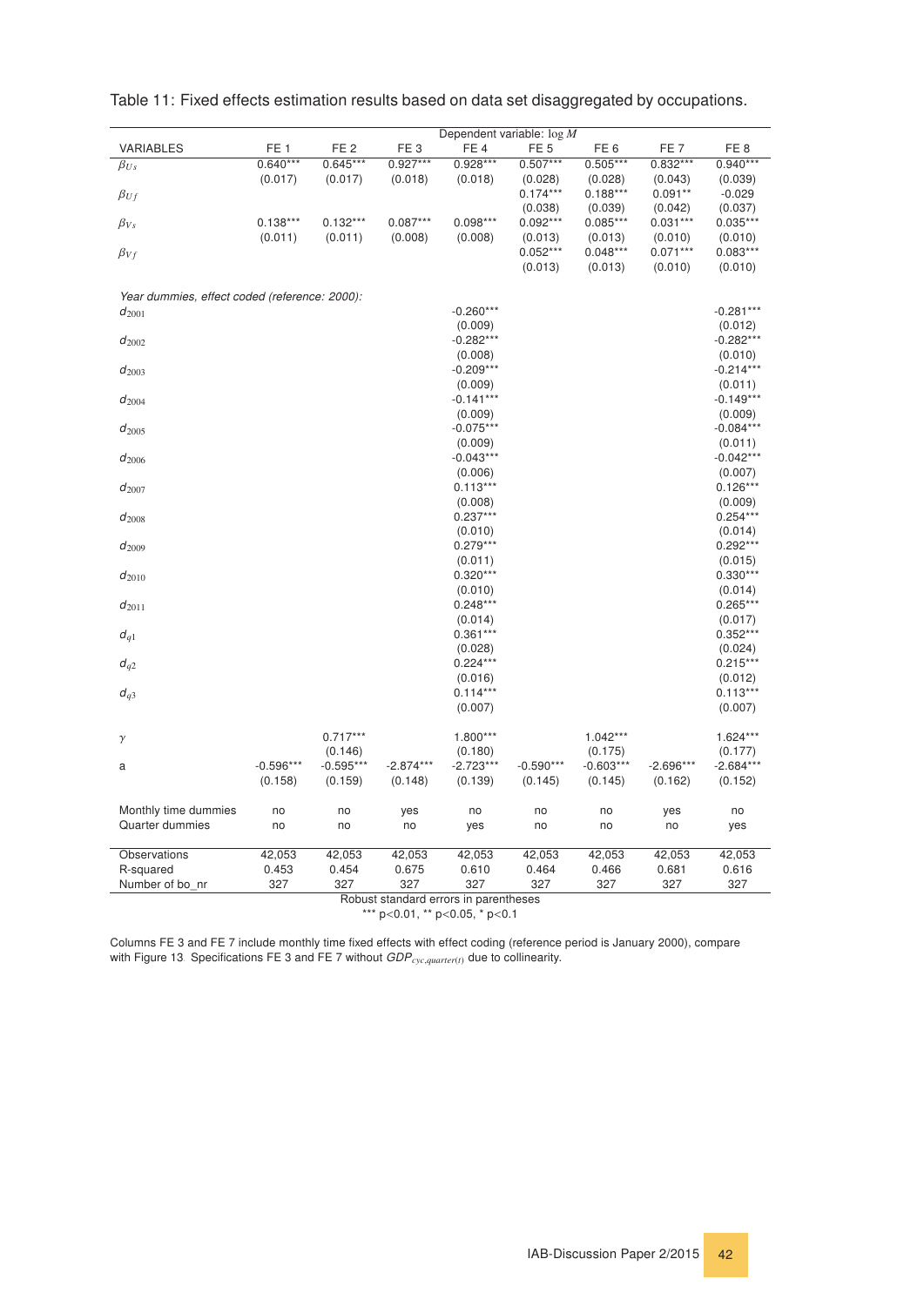Table 11: Fixed effects estimation results based on data set disaggregated by occupations.

| | Dependent variable: $\log M$ | | | | | | | |
|---|---|---|---|---|---|---|---|---|
| VARIABLES | FE 1 | FE 2 | FE 3 | FE 4 | FE 5 | FE 6 | FE 7 | FE 8 |
| $\beta_{Us}$ | 0.640*** | 0.645*** | 0.927*** | 0.928*** | 0.507*** | 0.505*** | 0.832*** | 0.940*** |
| | (0.017) | (0.017) | (0.018) | (0.018) | (0.028) | (0.028) | (0.043) | (0.039) |
| $\beta_{Uf}$ | | | | | 0.174*** | 0.188*** | 0.091** | -0.029 |
| | | | | | (0.038) | (0.039) | (0.042) | (0.037) |
| $\beta_{Vs}$ | 0.138*** | 0.132*** | 0.087*** | 0.098*** | 0.092*** | 0.085*** | 0.031*** | 0.035*** |
| | (0.011) | (0.011) | (0.008) | (0.008) | (0.013) | (0.013) | (0.010) | (0.010) |
| $\beta_{Vf}$ | | | | | 0.052*** | 0.048*** | 0.071*** | 0.083*** |
| | | | | | (0.013) | (0.013) | (0.010) | (0.010) |
| *Year dummies, effect coded (reference: 2000):* | | | | | | | | |
| $d_{2001}$ | | | | -0.260*** | | | | -0.281*** |
| | | | | (0.009) | | | | (0.012) |
| $d_{2002}$ | | | | -0.282*** | | | | -0.282*** |
| | | | | (0.008) | | | | (0.010) |
| $d_{2003}$ | | | | -0.209*** | | | | -0.214*** |
| | | | | (0.009) | | | | (0.011) |
| $d_{2004}$ | | | | -0.141*** | | | | -0.149*** |
| | | | | (0.009) | | | | (0.009) |
| $d_{2005}$ | | | | -0.075*** | | | | -0.084*** |
| | | | | (0.009) | | | | (0.011) |
| $d_{2006}$ | | | | -0.043*** | | | | -0.042*** |
| | | | | (0.006) | | | | (0.007) |
| $d_{2007}$ | | | | 0.113*** | | | | 0.126*** |
| | | | | (0.008) | | | | (0.009) |
| $d_{2008}$ | | | | 0.237*** | | | | 0.254*** |
| | | | | (0.010) | | | | (0.014) |
| $d_{2009}$ | | | | 0.279*** | | | | 0.292*** |
| | | | | (0.011) | | | | (0.015) |
| $d_{2010}$ | | | | 0.320*** | | | | 0.330*** |
| | | | | (0.010) | | | | (0.014) |
| $d_{2011}$ | | | | 0.248*** | | | | 0.265*** |
| | | | | (0.014) | | | | (0.017) |
| $d_{q1}$ | | | | 0.361*** | | | | 0.352*** |
| | | | | (0.028) | | | | (0.024) |
| $d_{q2}$ | | | | 0.224*** | | | | 0.215*** |
| | | | | (0.016) | | | | (0.012) |
| $d_{q3}$ | | | | 0.114*** | | | | 0.113*** |
| | | | | (0.007) | | | | (0.007) |
| $\gamma$ | | 0.717*** | | 1.800*** | | 1.042*** | | 1.624*** |
| | | (0.146) | | (0.180) | | (0.175) | | (0.177) |
| a | -0.596*** | -0.595*** | -2.874*** | -2.723*** | -0.590*** | -0.603*** | -2.696*** | -2.684*** |
| | (0.158) | (0.159) | (0.148) | (0.139) | (0.145) | (0.145) | (0.162) | (0.152) |
| Monthly time dummies | no | no | yes | no | no | no | yes | no |
| Quarter dummies | no | no | no | yes | no | no | no | yes |
| Observations | 42,053 | 42,053 | 42,053 | 42,053 | 42,053 | 42,053 | 42,053 | 42,053 |
| R-squared | 0.453 | 0.454 | 0.675 | 0.610 | 0.464 | 0.466 | 0.681 | 0.616 |
| Number of bo_nr | 327 | 327 | 327 | 327 | 327 | 327 | 327 | 327 |

Robust standard errors in parentheses
*** p<0.01, ** p<0.05, * p<0.1

Columns FE 3 and FE 7 include monthly time fixed effects with effect coding (reference period is January 2000), compare with Figure 13. Specifications FE 3 and FE 7 without $GDP_{cyc,quarter(t)}$ due to collinearity.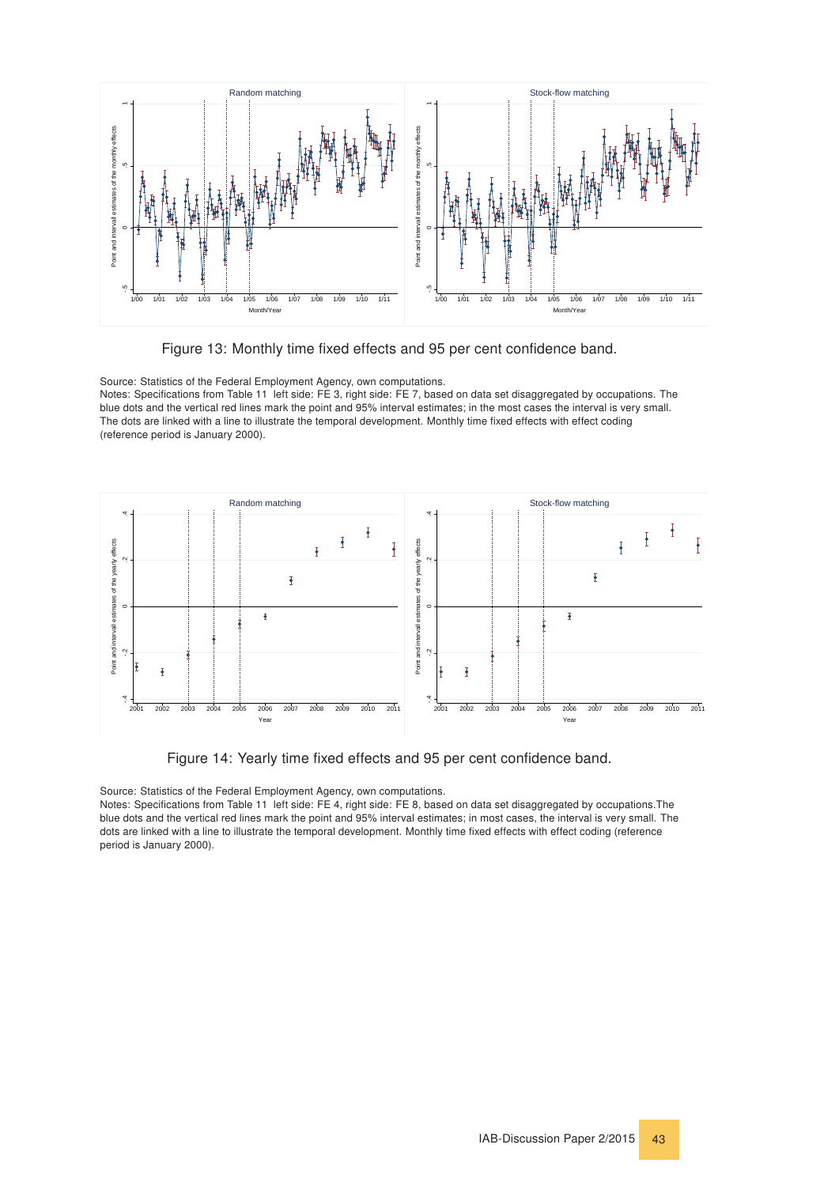Figure 13: Monthly time fixed effects and 95 per cent confidence band.

Source: Statistics of the Federal Employment Agency, own computations.
Notes: Specifications from Table 11 left side: FE 3, right side: FE 7, based on data set disaggregated by occupations. The blue dots and the vertical red lines mark the point and 95% interval estimates; in the most cases the interval is very small. The dots are linked with a line to illustrate the temporal development. Monthly time fixed effects with effect coding (reference period is January 2000).

Figure 14: Yearly time fixed effects and 95 per cent confidence band.

Source: Statistics of the Federal Employment Agency, own computations.
Notes: Specifications from Table 11 left side: FE 4, right side: FE 8, based on data set disaggregated by occupations.The blue dots and the vertical red lines mark the point and 95% interval estimates; in most cases, the interval is very small. The dots are linked with a line to illustrate the temporal development. Monthly time fixed effects with effect coding (reference period is January 2000).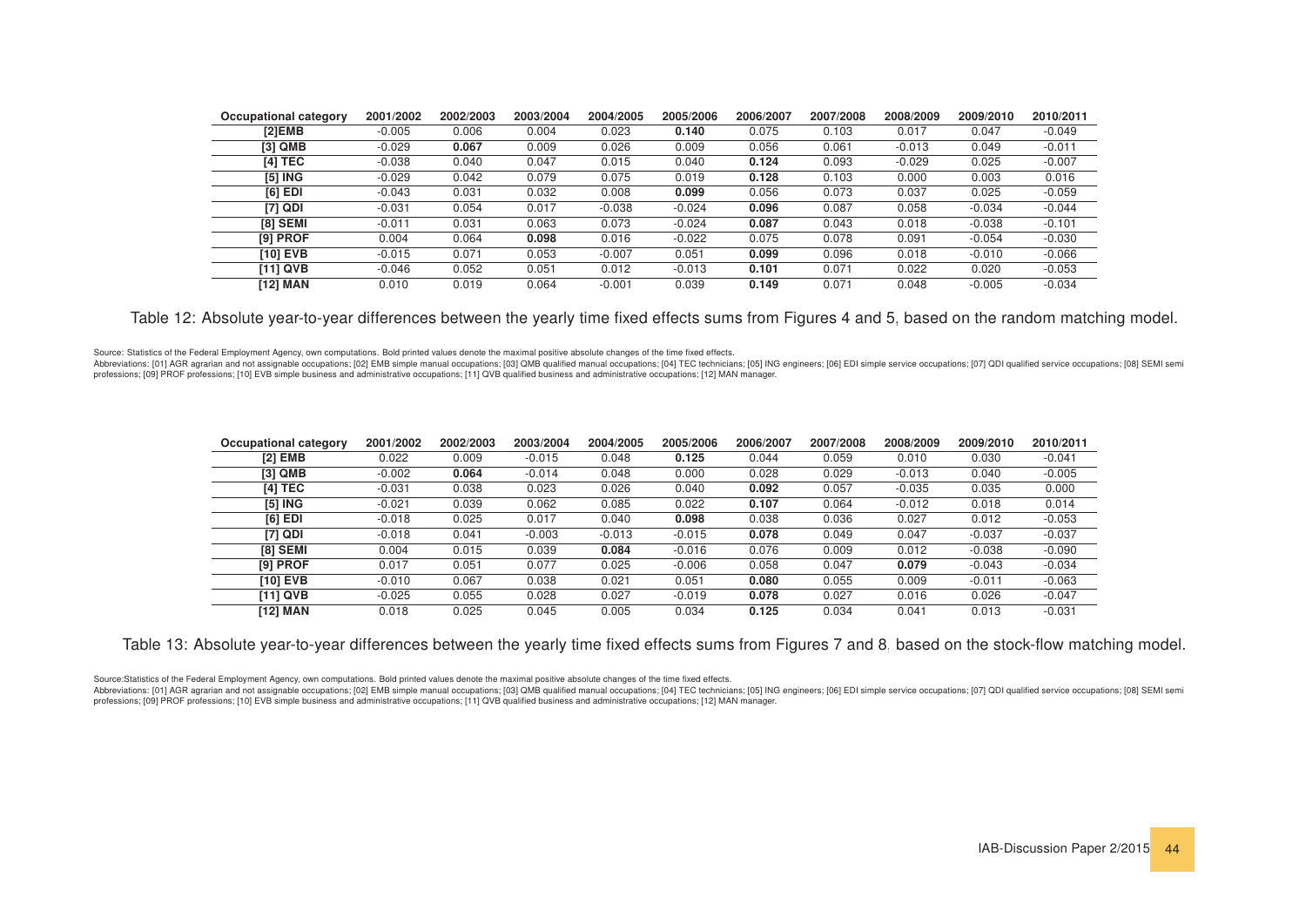| Occupational category | 2001/2002 | 2002/2003 | 2003/2004 | 2004/2005 | 2005/2006 | 2006/2007 | 2007/2008 | 2008/2009 | 2009/2010 | 2010/2011 |
|---|---|---|---|---|---|---|---|---|---|---|
| [2]EMB | -0.005 | 0.006 | 0.004 | 0.023 | **0.140** | 0.075 | 0.103 | 0.017 | 0.047 | -0.049 |
| [3] QMB | -0.029 | **0.067** | 0.009 | 0.026 | 0.009 | 0.056 | 0.061 | -0.013 | 0.049 | -0.011 |
| [4] TEC | -0.038 | 0.040 | 0.047 | 0.015 | 0.040 | **0.124** | 0.093 | -0.029 | 0.025 | -0.007 |
| [5] ING | -0.029 | 0.042 | 0.079 | 0.075 | 0.019 | **0.128** | 0.103 | 0.000 | 0.003 | 0.016 |
| [6] EDI | -0.043 | 0.031 | 0.032 | 0.008 | **0.099** | 0.056 | 0.073 | 0.037 | 0.025 | -0.059 |
| [7] QDI | -0.031 | 0.054 | 0.017 | -0.038 | -0.024 | **0.096** | 0.087 | 0.058 | -0.034 | -0.044 |
| [8] SEMI | -0.011 | 0.031 | 0.063 | 0.073 | -0.024 | **0.087** | 0.043 | 0.018 | -0.038 | -0.101 |
| [9] PROF | 0.004 | 0.064 | **0.098** | 0.016 | -0.022 | 0.075 | 0.078 | 0.091 | -0.054 | -0.030 |
| [10] EVB | -0.015 | 0.071 | 0.053 | -0.007 | 0.051 | **0.099** | 0.096 | 0.018 | -0.010 | -0.066 |
| [11] QVB | -0.046 | 0.052 | 0.051 | 0.012 | -0.013 | **0.101** | 0.071 | 0.022 | 0.020 | -0.053 |
| [12] MAN | 0.010 | 0.019 | 0.064 | -0.001 | 0.039 | **0.149** | 0.071 | 0.048 | -0.005 | -0.034 |

Table 12: Absolute year-to-year differences between the yearly time fixed effects sums from Figures 4 and 5, based on the random matching model.

Source: Statistics of the Federal Employment Agency, own computations. Bold printed values denote the maximal positive absolute changes of the time fixed effects.

Abbreviations: [01] AGR agrarian and not assignable occupations; [02] EMB simple manual occupations; [03] QMB qualified manual occupations; [04] TEC technicians; [05] ING engineers; [06] EDI simple service occupations; [07] QDI qualified service occupations; [08] SEMI semi professions; [09] PROF professions; [10] EVB simple business and administrative occupations; [11] QVB qualified business and administrative occupations; [12] MAN manager.

| Occupational category | 2001/2002 | 2002/2003 | 2003/2004 | 2004/2005 | 2005/2006 | 2006/2007 | 2007/2008 | 2008/2009 | 2009/2010 | 2010/2011 |
|---|---|---|---|---|---|---|---|---|---|---|
| [2] EMB | 0.022 | 0.009 | -0.015 | 0.048 | **0.125** | 0.044 | 0.059 | 0.010 | 0.030 | -0.041 |
| [3] QMB | -0.002 | **0.064** | -0.014 | 0.048 | 0.000 | 0.028 | 0.029 | -0.013 | 0.040 | -0.005 |
| [4] TEC | -0.031 | 0.038 | 0.023 | 0.026 | 0.040 | **0.092** | 0.057 | -0.035 | 0.035 | 0.000 |
| [5] ING | -0.021 | 0.039 | 0.062 | 0.085 | 0.022 | **0.107** | 0.064 | -0.012 | 0.018 | 0.014 |
| [6] EDI | -0.018 | 0.025 | 0.017 | 0.040 | **0.098** | 0.038 | 0.036 | 0.027 | 0.012 | -0.053 |
| [7] QDI | -0.018 | 0.041 | -0.003 | -0.013 | -0.015 | **0.078** | 0.049 | 0.047 | -0.037 | -0.037 |
| [8] SEMI | 0.004 | 0.015 | 0.039 | **0.084** | -0.016 | 0.076 | 0.009 | 0.012 | -0.038 | -0.090 |
| [9] PROF | 0.017 | 0.051 | 0.077 | 0.025 | -0.006 | 0.058 | 0.047 | **0.079** | -0.043 | -0.034 |
| [10] EVB | -0.010 | 0.067 | 0.038 | 0.021 | 0.051 | **0.080** | 0.055 | 0.009 | -0.011 | -0.063 |
| [11] QVB | -0.025 | 0.055 | 0.028 | 0.027 | -0.019 | **0.078** | 0.027 | 0.016 | 0.026 | -0.047 |
| [12] MAN | 0.018 | 0.025 | 0.045 | 0.005 | 0.034 | **0.125** | 0.034 | 0.041 | 0.013 | -0.031 |

Table 13: Absolute year-to-year differences between the yearly time fixed effects sums from Figures 7 and 8, based on the stock-flow matching model.

Source:Statistics of the Federal Employment Agency, own computations. Bold printed values denote the maximal positive absolute changes of the time fixed effects.

Abbreviations: [01] AGR agrarian and not assignable occupations; [02] EMB simple manual occupations; [03] QMB qualified manual occupations; [04] TEC technicians; [05] ING engineers; [06] EDI simple service occupations; [07] QDI qualified service occupations; [08] SEMI semi professions; [09] PROF professions; [10] EVB simple business and administrative occupations; [11] QVB qualified business and administrative occupations; [12] MAN manager.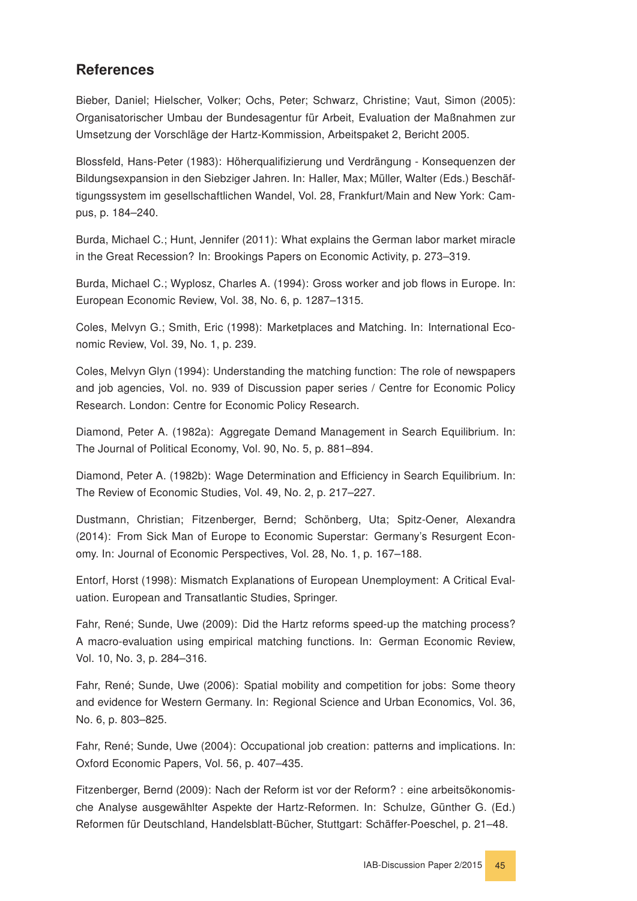## References

Bieber, Daniel; Hielscher, Volker; Ochs, Peter; Schwarz, Christine; Vaut, Simon (2005): Organisatorischer Umbau der Bundesagentur für Arbeit, Evaluation der Maßnahmen zur Umsetzung der Vorschläge der Hartz-Kommission, Arbeitspaket 2, Bericht 2005.

Blossfeld, Hans-Peter (1983): Höherqualifizierung und Verdrängung - Konsequenzen der Bildungsexpansion in den Siebziger Jahren. In: Haller, Max; Müller, Walter (Eds.) Beschäftigungssystem im gesellschaftlichen Wandel, Vol. 28, Frankfurt/Main and New York: Campus, p. 184–240.

Burda, Michael C.; Hunt, Jennifer (2011): What explains the German labor market miracle in the Great Recession? In: Brookings Papers on Economic Activity, p. 273–319.

Burda, Michael C.; Wyplosz, Charles A. (1994): Gross worker and job flows in Europe. In: European Economic Review, Vol. 38, No. 6, p. 1287–1315.

Coles, Melvyn G.; Smith, Eric (1998): Marketplaces and Matching. In: International Economic Review, Vol. 39, No. 1, p. 239.

Coles, Melvyn Glyn (1994): Understanding the matching function: The role of newspapers and job agencies, Vol. no. 939 of Discussion paper series / Centre for Economic Policy Research. London: Centre for Economic Policy Research.

Diamond, Peter A. (1982a): Aggregate Demand Management in Search Equilibrium. In: The Journal of Political Economy, Vol. 90, No. 5, p. 881–894.

Diamond, Peter A. (1982b): Wage Determination and Efficiency in Search Equilibrium. In: The Review of Economic Studies, Vol. 49, No. 2, p. 217–227.

Dustmann, Christian; Fitzenberger, Bernd; Schönberg, Uta; Spitz-Oener, Alexandra (2014): From Sick Man of Europe to Economic Superstar: Germany's Resurgent Economy. In: Journal of Economic Perspectives, Vol. 28, No. 1, p. 167–188.

Entorf, Horst (1998): Mismatch Explanations of European Unemployment: A Critical Evaluation. European and Transatlantic Studies, Springer.

Fahr, René; Sunde, Uwe (2009): Did the Hartz reforms speed-up the matching process? A macro-evaluation using empirical matching functions. In: German Economic Review, Vol. 10, No. 3, p. 284–316.

Fahr, René; Sunde, Uwe (2006): Spatial mobility and competition for jobs: Some theory and evidence for Western Germany. In: Regional Science and Urban Economics, Vol. 36, No. 6, p. 803–825.

Fahr, René; Sunde, Uwe (2004): Occupational job creation: patterns and implications. In: Oxford Economic Papers, Vol. 56, p. 407–435.

Fitzenberger, Bernd (2009): Nach der Reform ist vor der Reform? : eine arbeitsökonomische Analyse ausgewählter Aspekte der Hartz-Reformen. In: Schulze, Günther G. (Ed.) Reformen für Deutschland, Handelsblatt-Bücher, Stuttgart: Schäffer-Poeschel, p. 21–48.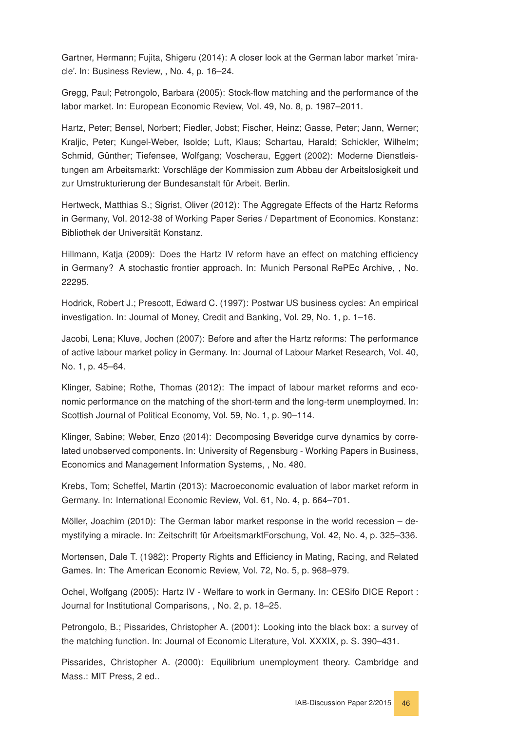Gartner, Hermann; Fujita, Shigeru (2014): A closer look at the German labor market 'miracle'. In: Business Review, , No. 4, p. 16–24.

Gregg, Paul; Petrongolo, Barbara (2005): Stock-flow matching and the performance of the labor market. In: European Economic Review, Vol. 49, No. 8, p. 1987–2011.

Hartz, Peter; Bensel, Norbert; Fiedler, Jobst; Fischer, Heinz; Gasse, Peter; Jann, Werner; Kraljic, Peter; Kungel-Weber, Isolde; Luft, Klaus; Schartau, Harald; Schickler, Wilhelm; Schmid, Günther; Tiefensee, Wolfgang; Voscherau, Eggert (2002): Moderne Dienstleistungen am Arbeitsmarkt: Vorschläge der Kommission zum Abbau der Arbeitslosigkeit und zur Umstrukturierung der Bundesanstalt für Arbeit. Berlin.

Hertweck, Matthias S.; Sigrist, Oliver (2012): The Aggregate Effects of the Hartz Reforms in Germany, Vol. 2012-38 of Working Paper Series / Department of Economics. Konstanz: Bibliothek der Universität Konstanz.

Hillmann, Katja (2009): Does the Hartz IV reform have an effect on matching efficiency in Germany? A stochastic frontier approach. In: Munich Personal RePEc Archive, , No. 22295.

Hodrick, Robert J.; Prescott, Edward C. (1997): Postwar US business cycles: An empirical investigation. In: Journal of Money, Credit and Banking, Vol. 29, No. 1, p. 1–16.

Jacobi, Lena; Kluve, Jochen (2007): Before and after the Hartz reforms: The performance of active labour market policy in Germany. In: Journal of Labour Market Research, Vol. 40, No. 1, p. 45–64.

Klinger, Sabine; Rothe, Thomas (2012): The impact of labour market reforms and economic performance on the matching of the short-term and the long-term unemployed. In: Scottish Journal of Political Economy, Vol. 59, No. 1, p. 90–114.

Klinger, Sabine; Weber, Enzo (2014): Decomposing Beveridge curve dynamics by correlated unobserved components. In: University of Regensburg - Working Papers in Business, Economics and Management Information Systems, , No. 480.

Krebs, Tom; Scheffel, Martin (2013): Macroeconomic evaluation of labor market reform in Germany. In: International Economic Review, Vol. 61, No. 4, p. 664–701.

Möller, Joachim (2010): The German labor market response in the world recession – demystifying a miracle. In: Zeitschrift für ArbeitsmarktForschung, Vol. 42, No. 4, p. 325–336.

Mortensen, Dale T. (1982): Property Rights and Efficiency in Mating, Racing, and Related Games. In: The American Economic Review, Vol. 72, No. 5, p. 968–979.

Ochel, Wolfgang (2005): Hartz IV - Welfare to work in Germany. In: CESifo DICE Report : Journal for Institutional Comparisons, , No. 2, p. 18–25.

Petrongolo, B.; Pissarides, Christopher A. (2001): Looking into the black box: a survey of the matching function. In: Journal of Economic Literature, Vol. XXXIX, p. S. 390–431.

Pissarides, Christopher A. (2000): Equilibrium unemployment theory. Cambridge and Mass.: MIT Press, 2 ed..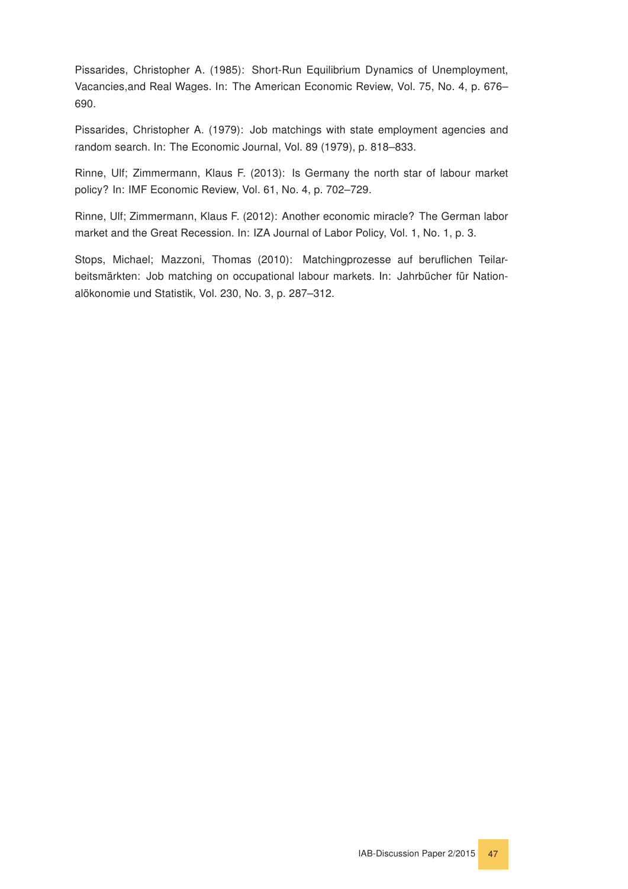Pissarides, Christopher A. (1985): Short-Run Equilibrium Dynamics of Unemployment, Vacancies,and Real Wages. In: The American Economic Review, Vol. 75, No. 4, p. 676–690.

Pissarides, Christopher A. (1979): Job matchings with state employment agencies and random search. In: The Economic Journal, Vol. 89 (1979), p. 818–833.

Rinne, Ulf; Zimmermann, Klaus F. (2013): Is Germany the north star of labour market policy? In: IMF Economic Review, Vol. 61, No. 4, p. 702–729.

Rinne, Ulf; Zimmermann, Klaus F. (2012): Another economic miracle? The German labor market and the Great Recession. In: IZA Journal of Labor Policy, Vol. 1, No. 1, p. 3.

Stops, Michael; Mazzoni, Thomas (2010): Matchingprozesse auf beruflichen Teilarbeitsmärkten: Job matching on occupational labour markets. In: Jahrbücher für Nationalökonomie und Statistik, Vol. 230, No. 3, p. 287–312.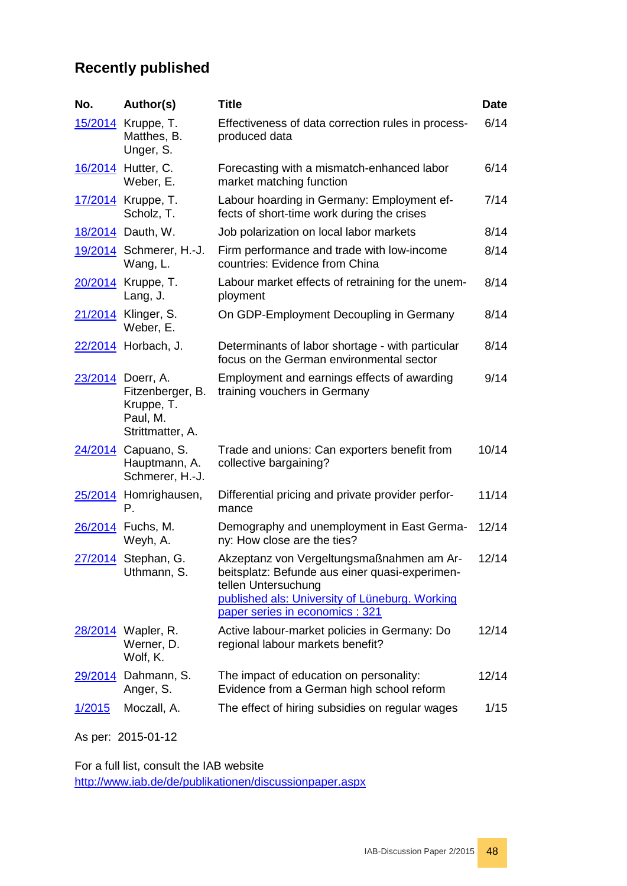## Recently published

| No. | Author(s) | Title | Date |
|---|---|---|---|
| 15/2014 | Kruppe, T.<br>Matthes, B.<br>Unger, S. | Effectiveness of data correction rules in process-produced data | 6/14 |
| 16/2014 | Hutter, C.<br>Weber, E. | Forecasting with a mismatch-enhanced labor market matching function | 6/14 |
| 17/2014 | Kruppe, T.<br>Scholz, T. | Labour hoarding in Germany: Employment effects of short-time work during the crises | 7/14 |
| 18/2014 | Dauth, W. | Job polarization on local labor markets | 8/14 |
| 19/2014 | Schmerer, H.-J.<br>Wang, L. | Firm performance and trade with low-income countries: Evidence from China | 8/14 |
| 20/2014 | Kruppe, T.<br>Lang, J. | Labour market effects of retraining for the unemployment | 8/14 |
| 21/2014 | Klinger, S.<br>Weber, E. | On GDP-Employment Decoupling in Germany | 8/14 |
| 22/2014 | Horbach, J. | Determinants of labor shortage - with particular focus on the German environmental sector | 8/14 |
| 23/2014 | Doerr, A.<br>Fitzenberger, B.<br>Kruppe, T.<br>Paul, M.<br>Strittmatter, A. | Employment and earnings effects of awarding training vouchers in Germany | 9/14 |
| 24/2014 | Capuano, S.<br>Hauptmann, A.<br>Schmerer, H.-J. | Trade and unions: Can exporters benefit from collective bargaining? | 10/14 |
| 25/2014 | Homrighausen, P. | Differential pricing and private provider performance | 11/14 |
| 26/2014 | Fuchs, M.<br>Weyh, A. | Demography and unemployment in East Germany: How close are the ties? | 12/14 |
| 27/2014 | Stephan, G.<br>Uthmann, S. | Akzeptanz von Vergeltungsmaßnahmen am Arbeitsplatz: Befunde aus einer quasi-experimentellen Untersuchung<br>published als: University of Lüneburg. Working paper series in economics : 321 | 12/14 |
| 28/2014 | Wapler, R.<br>Werner, D.<br>Wolf, K. | Active labour-market policies in Germany: Do regional labour markets benefit? | 12/14 |
| 29/2014 | Dahmann, S.<br>Anger, S. | The impact of education on personality: Evidence from a German high school reform | 12/14 |
| 1/2015 | Moczall, A. | The effect of hiring subsidies on regular wages | 1/15 |

As per: 2015-01-12

For a full list, consult the IAB website
http://www.iab.de/de/publikationen/discussionpaper.aspx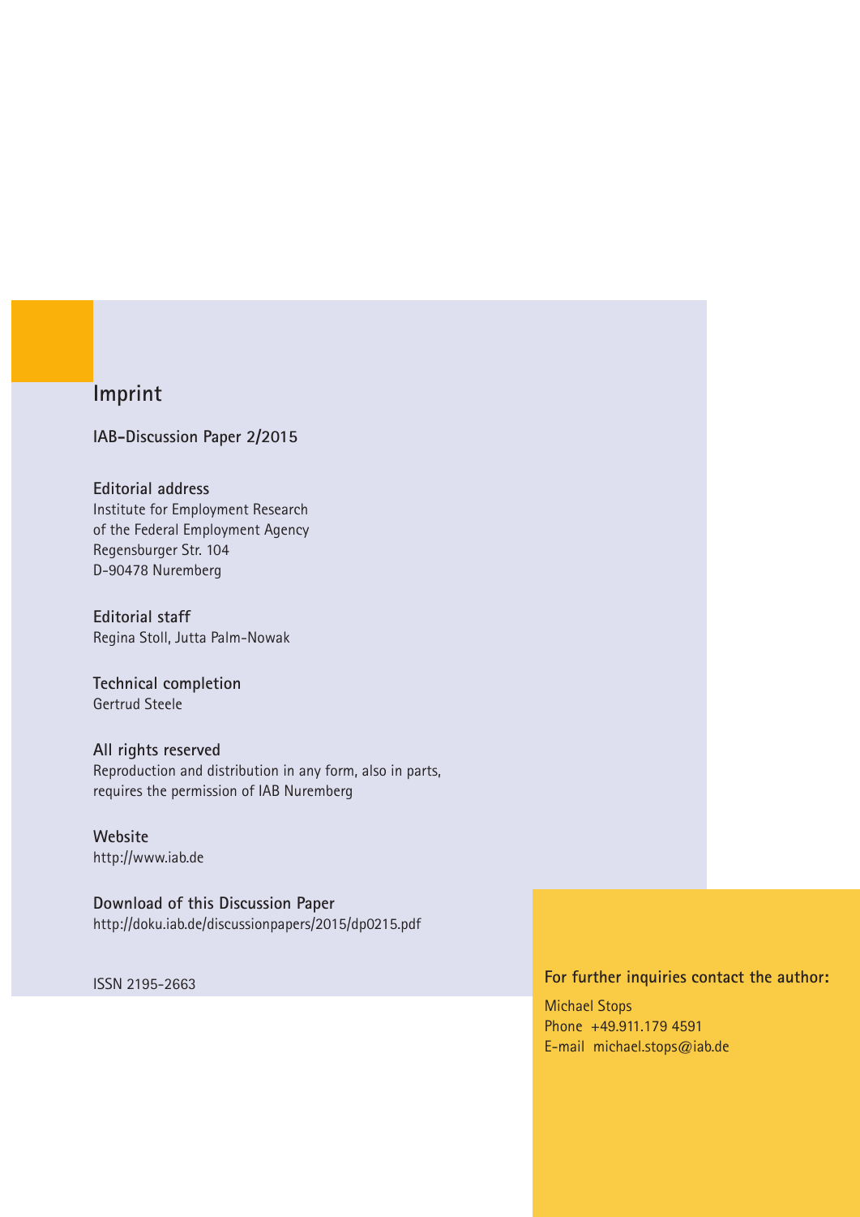# Imprint

**IAB-Discussion Paper 2/2015**

**Editorial address**
Institute for Employment Research
of the Federal Employment Agency
Regensburger Str. 104
D-90478 Nuremberg

**Editorial staff**
Regina Stoll, Jutta Palm-Nowak

**Technical completion**
Gertrud Steele

**All rights reserved**
Reproduction and distribution in any form, also in parts,
requires the permission of IAB Nuremberg

**Website**
http://www.iab.de

**Download of this Discussion Paper**
http://doku.iab.de/discussionpapers/2015/dp0215.pdf

ISSN 2195-2663

**For further inquiries contact the author:**

Michael Stops
Phone +49.911.179 4591
E-mail michael.stops@iab.de